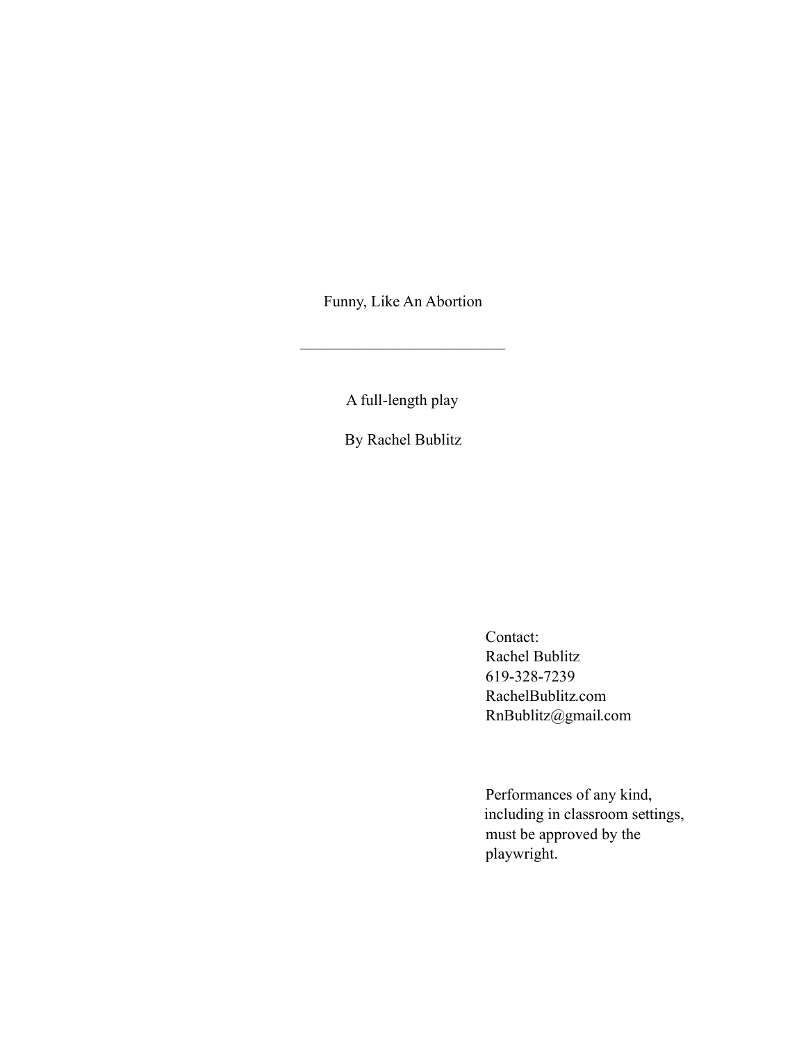# Funny, Like An Abortion

---

A full-length play

By Rachel Bublitz

Contact:
Rachel Bublitz
619-328-7239
RachelBublitz.com
RnBublitz@gmail.com

Performances of any kind, including in classroom settings, must be approved by the playwright.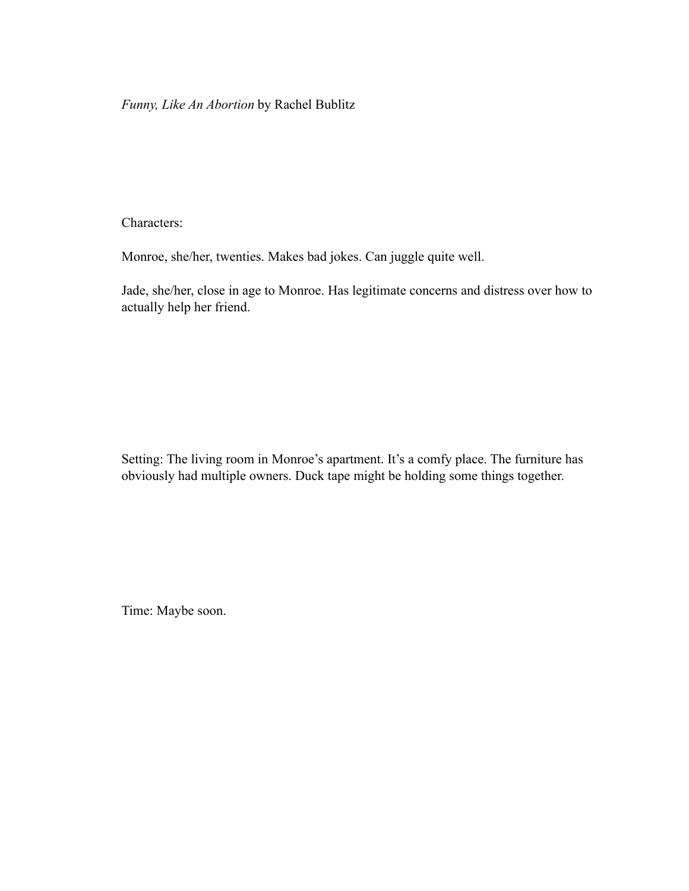*Funny, Like An Abortion* by Rachel Bublitz

Characters:

Monroe, she/her, twenties. Makes bad jokes. Can juggle quite well.

Jade, she/her, close in age to Monroe. Has legitimate concerns and distress over how to actually help her friend.

Setting: The living room in Monroe's apartment. It's a comfy place. The furniture has obviously had multiple owners. Duck tape might be holding some things together.

Time: Maybe soon.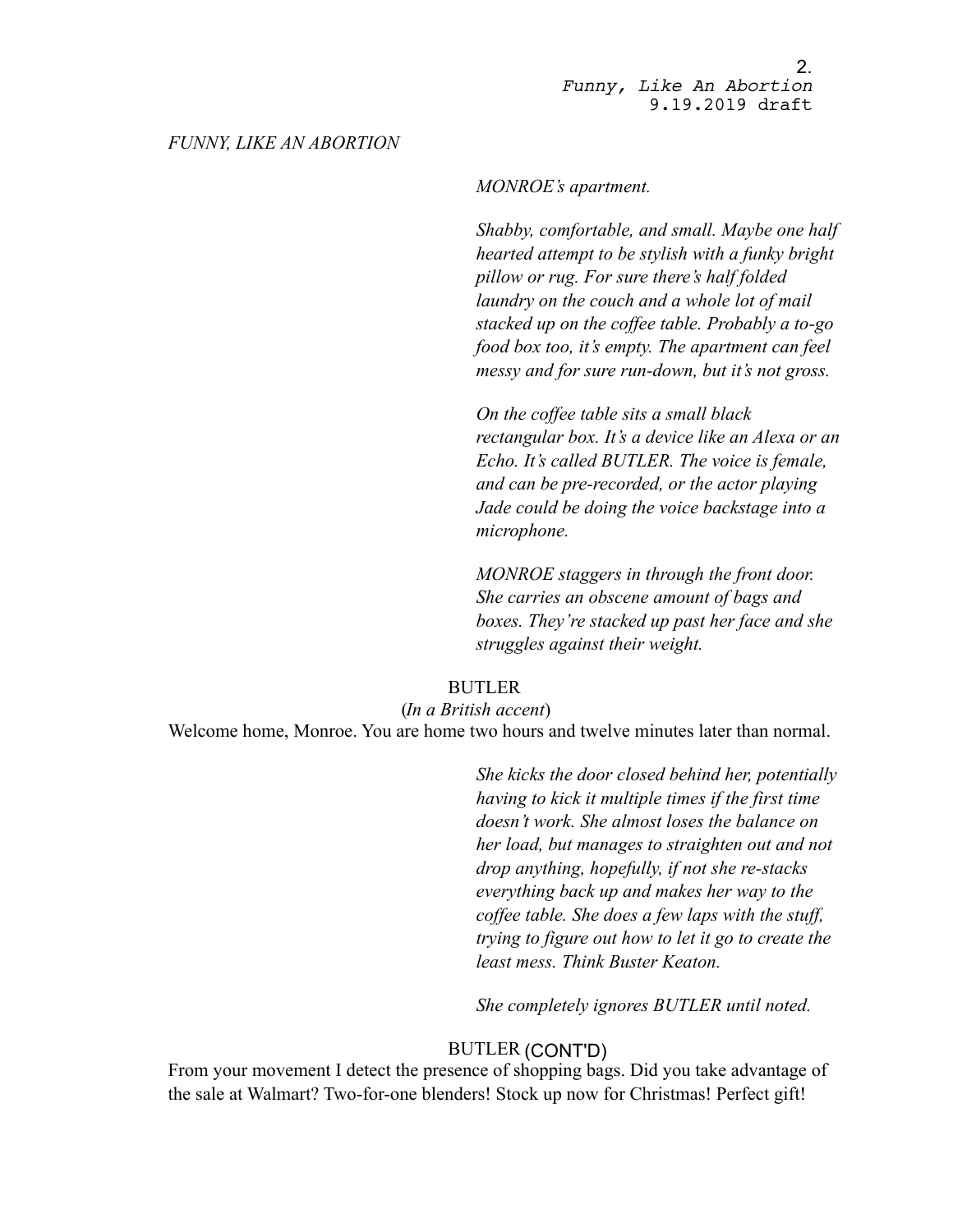*FUNNY, LIKE AN ABORTION*

*MONROE's apartment.*

*Shabby, comfortable, and small. Maybe one half hearted attempt to be stylish with a funky bright pillow or rug. For sure there's half folded laundry on the couch and a whole lot of mail stacked up on the coffee table. Probably a to-go food box too, it's empty. The apartment can feel messy and for sure run-down, but it's not gross.*

*On the coffee table sits a small black rectangular box. It's a device like an Alexa or an Echo. It's called BUTLER. The voice is female, and can be pre-recorded, or the actor playing Jade could be doing the voice backstage into a microphone.*

*MONROE staggers in through the front door. She carries an obscene amount of bags and boxes. They're stacked up past her face and she struggles against their weight.*

BUTLER

(*In a British accent*)

Welcome home, Monroe. You are home two hours and twelve minutes later than normal.

*She kicks the door closed behind her, potentially having to kick it multiple times if the first time doesn't work. She almost loses the balance on her load, but manages to straighten out and not drop anything, hopefully, if not she re-stacks everything back up and makes her way to the coffee table. She does a few laps with the stuff, trying to figure out how to let it go to create the least mess. Think Buster Keaton.*

*She completely ignores BUTLER until noted.*

BUTLER (CONT'D)

From your movement I detect the presence of shopping bags. Did you take advantage of the sale at Walmart? Two-for-one blenders! Stock up now for Christmas! Perfect gift!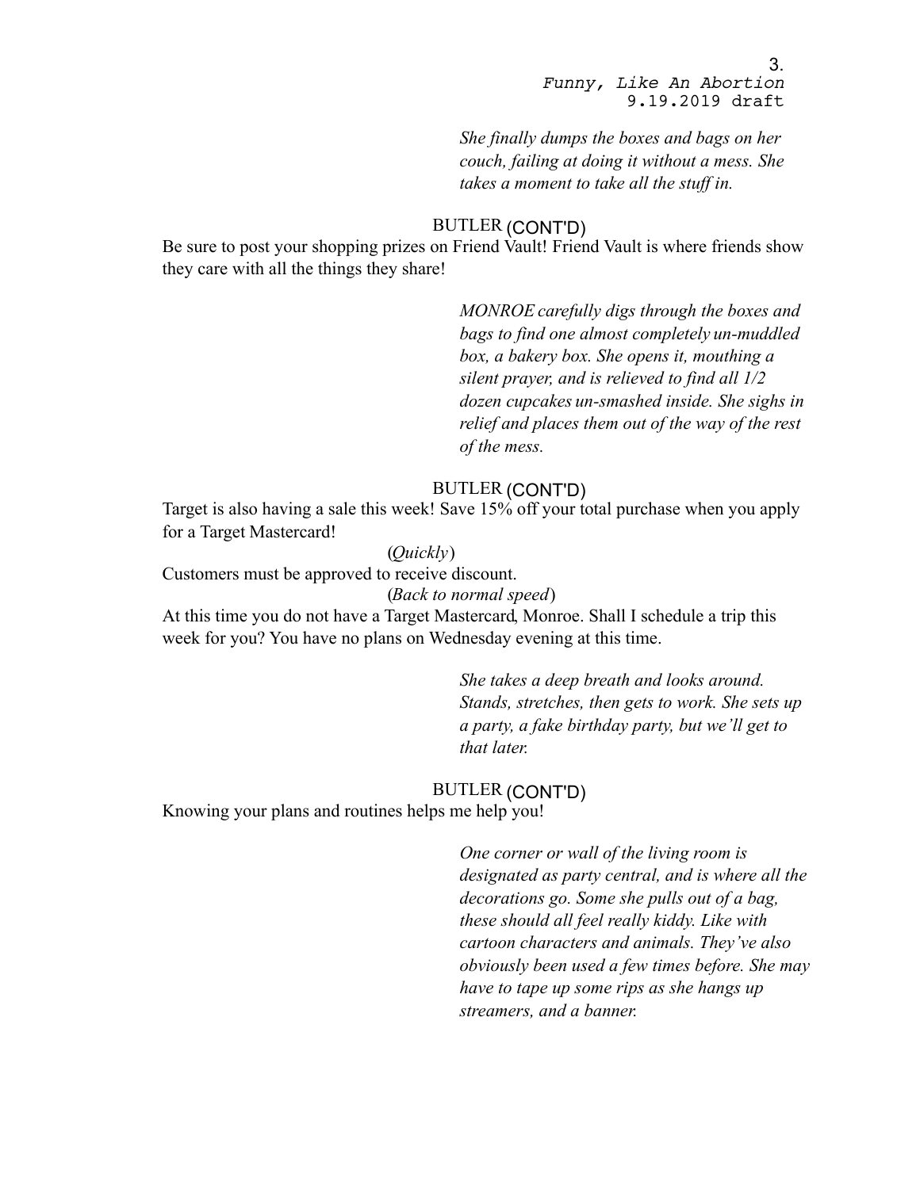*She finally dumps the boxes and bags on her couch, failing at doing it without a mess. She takes a moment to take all the stuff in.*

BUTLER (CONT'D)

Be sure to post your shopping prizes on Friend Vault! Friend Vault is where friends show they care with all the things they share!

*MONROE carefully digs through the boxes and bags to find one almost completely un-muddled box, a bakery box. She opens it, mouthing a silent prayer, and is relieved to find all 1/2 dozen cupcakes un-smashed inside. She sighs in relief and places them out of the way of the rest of the mess.*

BUTLER (CONT'D)

Target is also having a sale this week! Save 15% off your total purchase when you apply for a Target Mastercard!

(*Quickly*)

Customers must be approved to receive discount.

(*Back to normal speed*)

At this time you do not have a Target Mastercard, Monroe. Shall I schedule a trip this week for you? You have no plans on Wednesday evening at this time.

*She takes a deep breath and looks around. Stands, stretches, then gets to work. She sets up a party, a fake birthday party, but we'll get to that later.*

BUTLER (CONT'D)

Knowing your plans and routines helps me help you!

*One corner or wall of the living room is designated as party central, and is where all the decorations go. Some she pulls out of a bag, these should all feel really kiddy. Like with cartoon characters and animals. They've also obviously been used a few times before. She may have to tape up some rips as she hangs up streamers, and a banner.*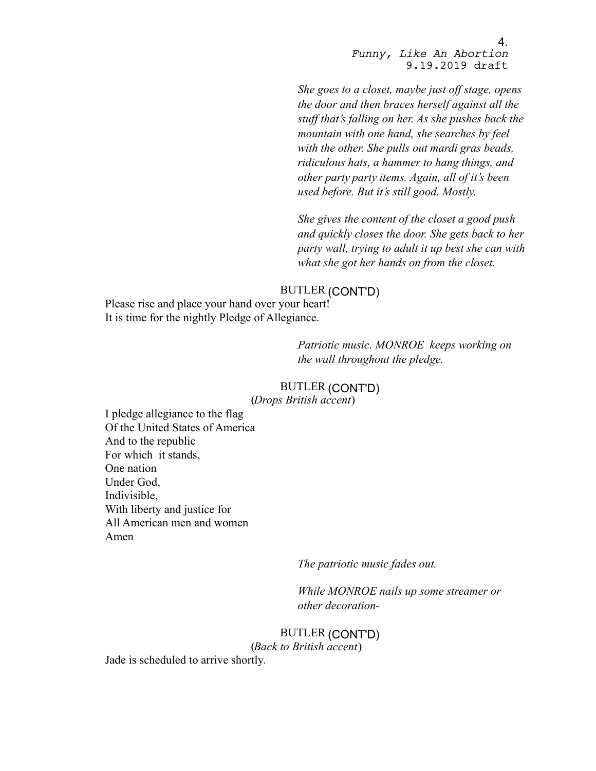*She goes to a closet, maybe just off stage, opens the door and then braces herself against all the stuff that's falling on her. As she pushes back the mountain with one hand, she searches by feel with the other. She pulls out mardi gras beads, ridiculous hats, a hammer to hang things, and other party party items. Again, all of it's been used before. But it's still good. Mostly.*

*She gives the content of the closet a good push and quickly closes the door. She gets back to her party wall, trying to adult it up best she can with what she got her hands on from the closet.*

BUTLER (CONT'D)

Please rise and place your hand over your heart!
It is time for the nightly Pledge of Allegiance.

*Patriotic music. MONROE keeps working on the wall throughout the pledge.*

BUTLER (CONT'D)
(*Drops British accent*)

I pledge allegiance to the flag
Of the United States of America
And to the republic
For which it stands,
One nation
Under God,
Indivisible,
With liberty and justice for
All American men and women
Amen

*The patriotic music fades out.*

*While MONROE nails up some streamer or other decoration-*

BUTLER (CONT'D)
(*Back to British accent*)

Jade is scheduled to arrive shortly.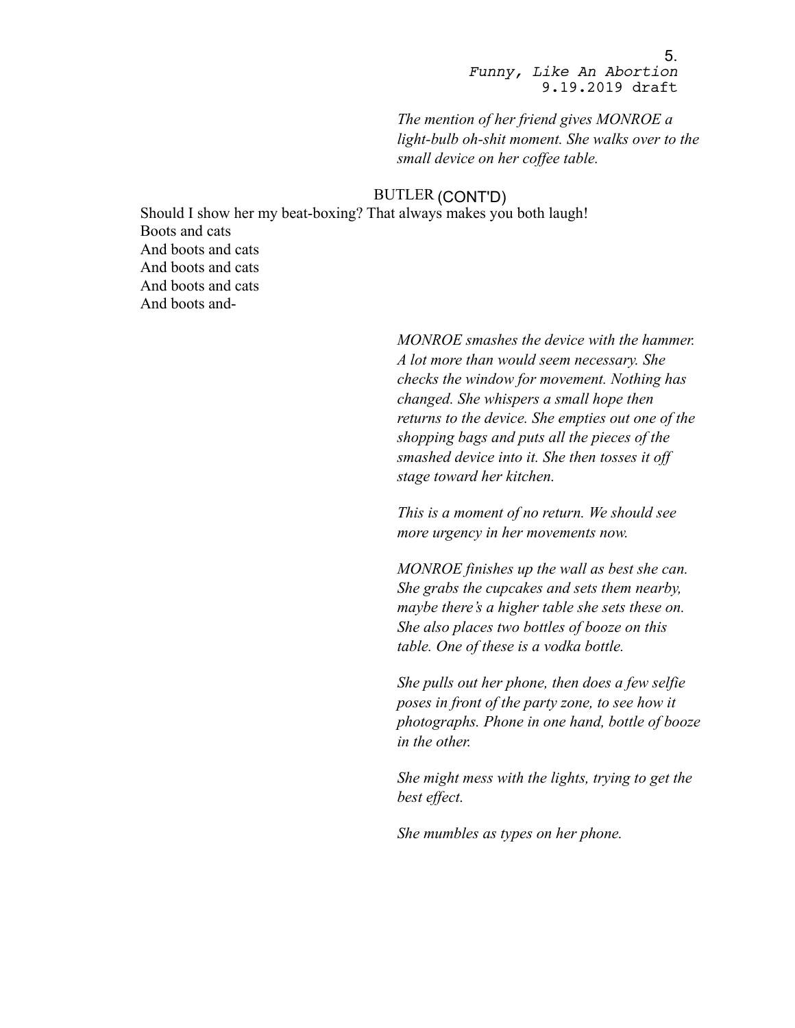*The mention of her friend gives MONROE a light-bulb oh-shit moment. She walks over to the small device on her coffee table.*

BUTLER (CONT'D)

Should I show her my beat-boxing? That always makes you both laugh!
Boots and cats
And boots and cats
And boots and cats
And boots and cats
And boots and-

*MONROE smashes the device with the hammer. A lot more than would seem necessary. She checks the window for movement. Nothing has changed. She whispers a small hope then returns to the device. She empties out one of the shopping bags and puts all the pieces of the smashed device into it. She then tosses it off stage toward her kitchen.*

*This is a moment of no return. We should see more urgency in her movements now.*

*MONROE finishes up the wall as best she can. She grabs the cupcakes and sets them nearby, maybe there's a higher table she sets these on. She also places two bottles of booze on this table. One of these is a vodka bottle.*

*She pulls out her phone, then does a few selfie poses in front of the party zone, to see how it photographs. Phone in one hand, bottle of booze in the other.*

*She might mess with the lights, trying to get the best effect.*

*She mumbles as types on her phone.*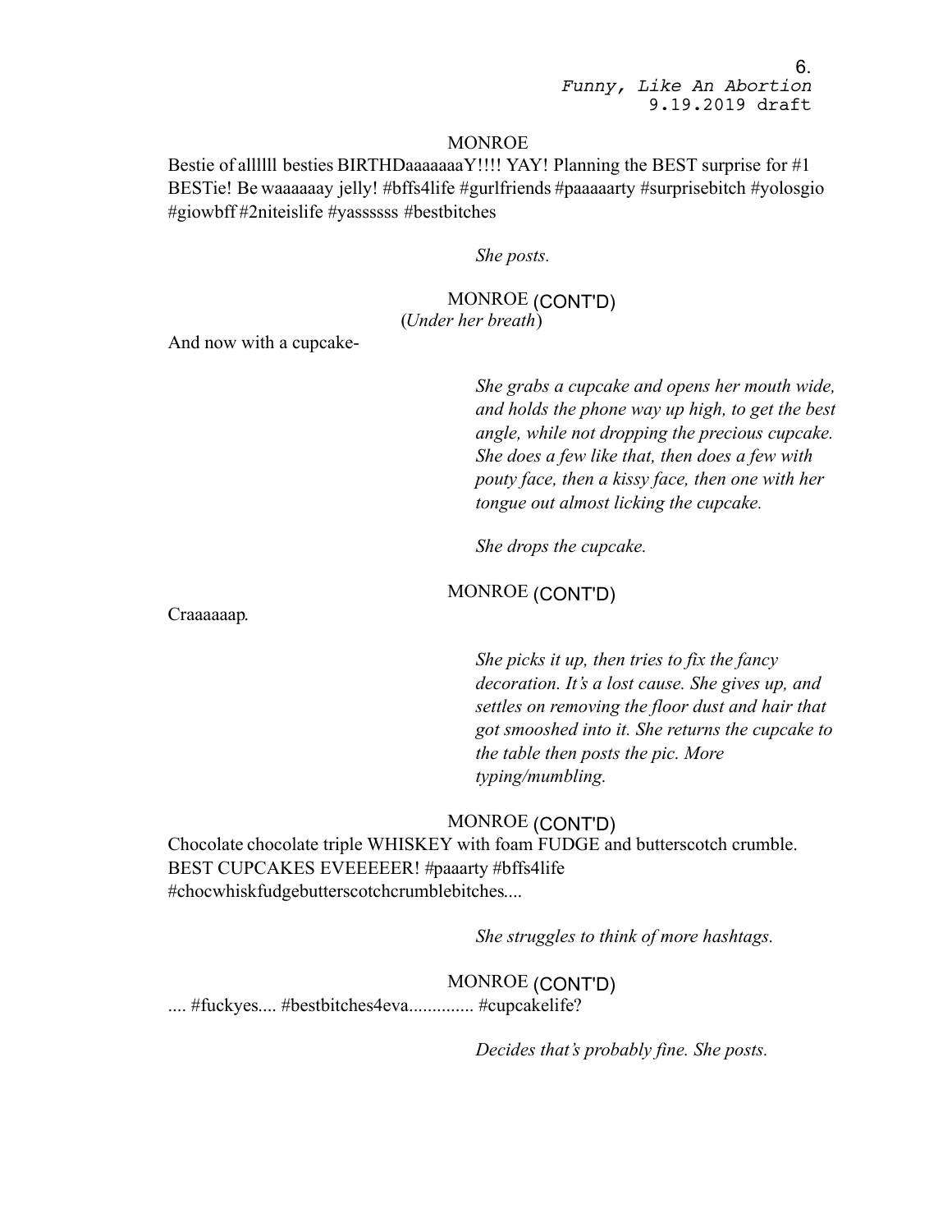MONROE

Bestie of allllll besties BIRTHDaaaaaaaY!!!! YAY! Planning the BEST surprise for #1 BESTie! Be waaaaaay jelly! #bffs4life #gurlfriends #paaaaarty #surprisebitch #yolosgio #giowbff #2niteislife #yassssss #bestbitches

*She posts.*

MONROE (CONT'D)
(*Under her breath*)

And now with a cupcake-

*She grabs a cupcake and opens her mouth wide, and holds the phone way up high, to get the best angle, while not dropping the precious cupcake. She does a few like that, then does a few with pouty face, then a kissy face, then one with her tongue out almost licking the cupcake.*

*She drops the cupcake.*

MONROE (CONT'D)

Craaaaaap.

*She picks it up, then tries to fix the fancy decoration. It's a lost cause. She gives up, and settles on removing the floor dust and hair that got smooshed into it. She returns the cupcake to the table then posts the pic. More typing/mumbling.*

MONROE (CONT'D)

Chocolate chocolate triple WHISKEY with foam FUDGE and butterscotch crumble. BEST CUPCAKES EVEEEEER! #paaarty #bffs4life #chocwhiskfudgebutterscotchcrumblebitches....

*She struggles to think of more hashtags.*

MONROE (CONT'D)

.... #fuckyes.... #bestbitches4eva.............. #cupcakelife?

*Decides that's probably fine. She posts.*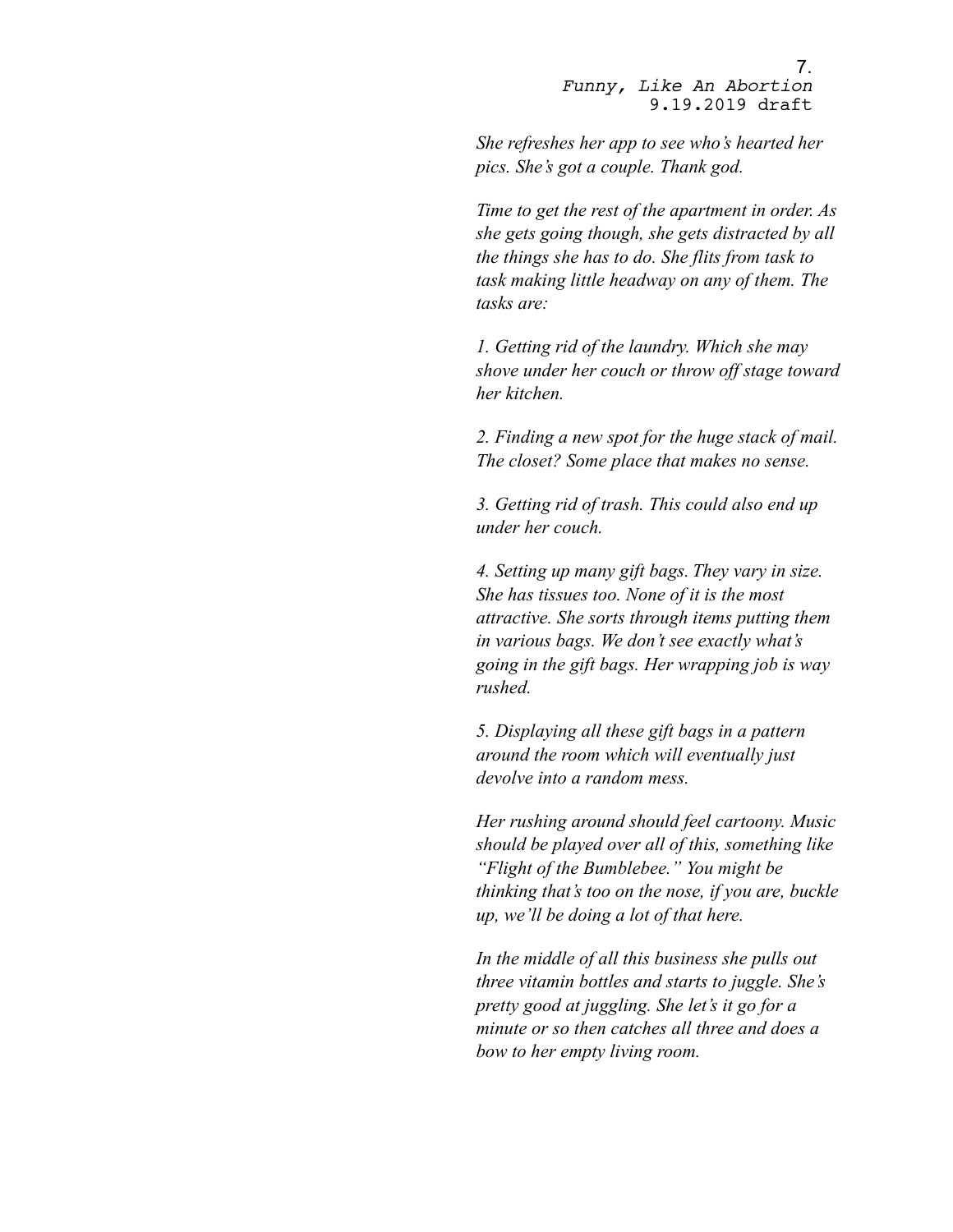*She refreshes her app to see who's hearted her pics. She's got a couple. Thank god.*

*Time to get the rest of the apartment in order. As she gets going though, she gets distracted by all the things she has to do. She flits from task to task making little headway on any of them. The tasks are:*

*1. Getting rid of the laundry. Which she may shove under her couch or throw off stage toward her kitchen.*

*2. Finding a new spot for the huge stack of mail. The closet? Some place that makes no sense.*

*3. Getting rid of trash. This could also end up under her couch.*

*4. Setting up many gift bags. They vary in size. She has tissues too. None of it is the most attractive. She sorts through items putting them in various bags. We don't see exactly what's going in the gift bags. Her wrapping job is way rushed.*

*5. Displaying all these gift bags in a pattern around the room which will eventually just devolve into a random mess.*

*Her rushing around should feel cartoony. Music should be played over all of this, something like "Flight of the Bumblebee." You might be thinking that's too on the nose, if you are, buckle up, we'll be doing a lot of that here.*

*In the middle of all this business she pulls out three vitamin bottles and starts to juggle. She's pretty good at juggling. She let's it go for a minute or so then catches all three and does a bow to her empty living room.*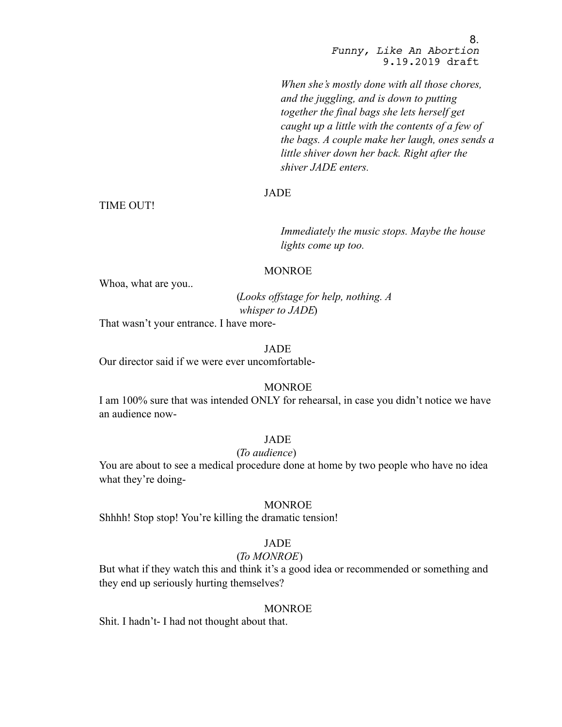*When she's mostly done with all those chores, and the juggling, and is down to putting together the final bags she lets herself get caught up a little with the contents of a few of the bags. A couple make her laugh, ones sends a little shiver down her back. Right after the shiver JADE enters.*

JADE

TIME OUT!

*Immediately the music stops. Maybe the house lights come up too.*

MONROE

Whoa, what are you..

(*Looks offstage for help, nothing. A whisper to JADE*)

That wasn't your entrance. I have more-

JADE

Our director said if we were ever uncomfortable-

MONROE

I am 100% sure that was intended ONLY for rehearsal, in case you didn't notice we have an audience now-

JADE

(*To audience*)

You are about to see a medical procedure done at home by two people who have no idea what they're doing-

MONROE

Shhhh! Stop stop! You're killing the dramatic tension!

JADE

(*To MONROE*)

But what if they watch this and think it's a good idea or recommended or something and they end up seriously hurting themselves?

MONROE

Shit. I hadn't- I had not thought about that.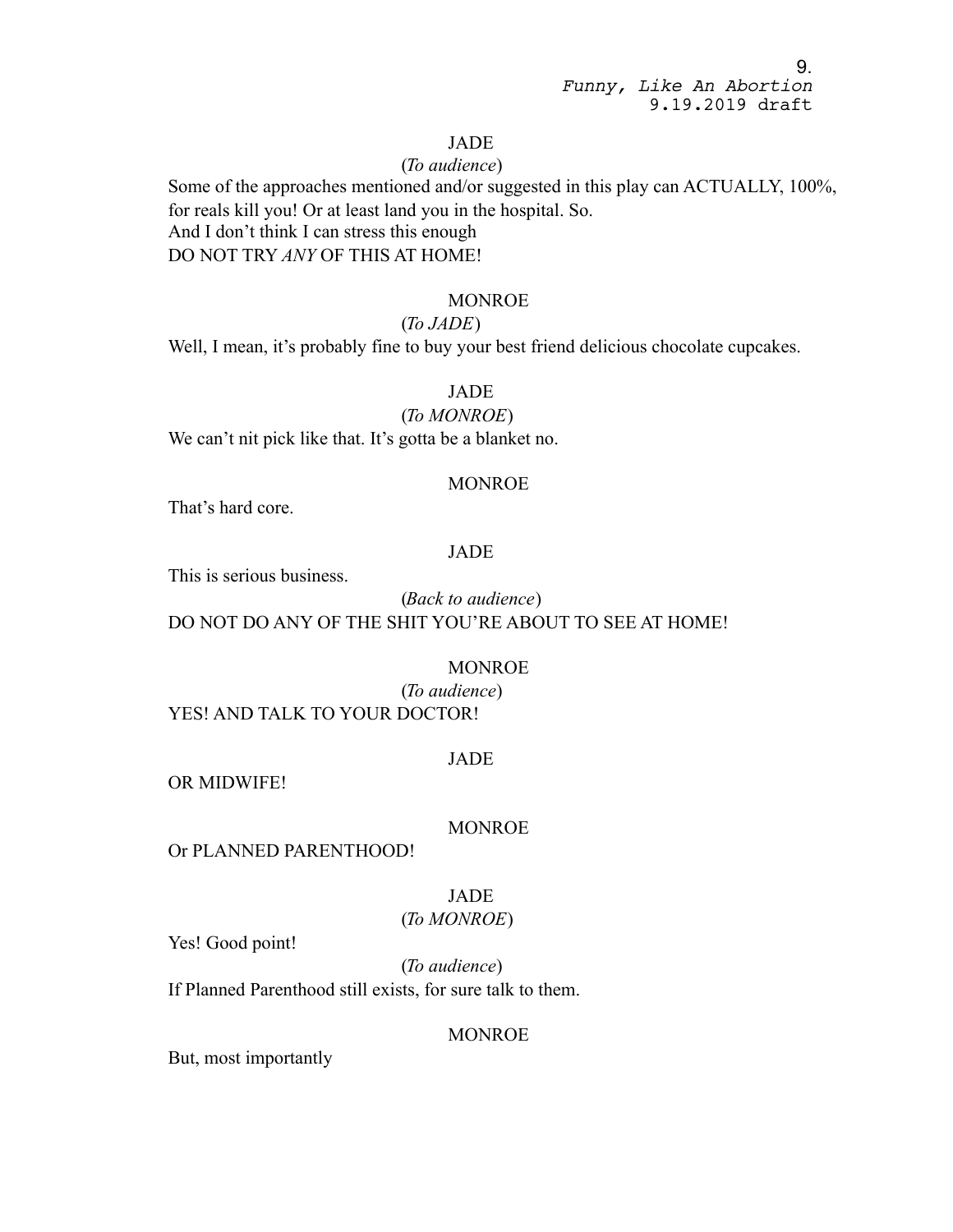JADE

(*To audience*)

Some of the approaches mentioned and/or suggested in this play can ACTUALLY, 100%, for reals kill you! Or at least land you in the hospital. So.
And I don't think I can stress this enough
DO NOT TRY *ANY* OF THIS AT HOME!

MONROE

(*To JADE*)

Well, I mean, it's probably fine to buy your best friend delicious chocolate cupcakes.

JADE

(*To MONROE*)

We can't nit pick like that. It's gotta be a blanket no.

MONROE

That's hard core.

JADE

This is serious business.

(*Back to audience*)

DO NOT DO ANY OF THE SHIT YOU'RE ABOUT TO SEE AT HOME!

MONROE

(*To audience*)

YES! AND TALK TO YOUR DOCTOR!

JADE

OR MIDWIFE!

MONROE

Or PLANNED PARENTHOOD!

JADE

(*To MONROE*)

Yes! Good point!

(*To audience*)

If Planned Parenthood still exists, for sure talk to them.

MONROE

But, most importantly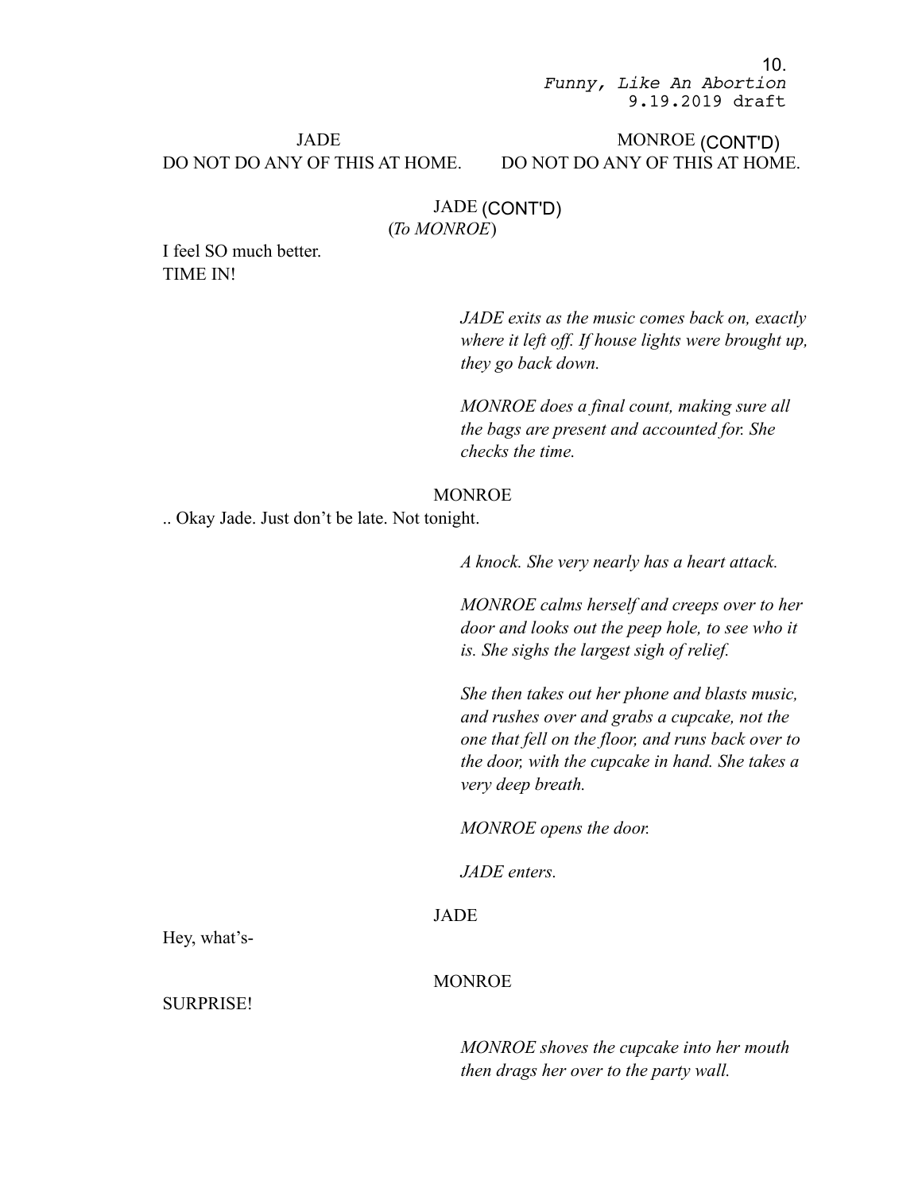JADE
DO NOT DO ANY OF THIS AT HOME.

MONROE (CONT'D)
DO NOT DO ANY OF THIS AT HOME.

JADE (CONT'D)
(*To MONROE*)

I feel SO much better.
TIME IN!

*JADE exits as the music comes back on, exactly where it left off. If house lights were brought up, they go back down.*

*MONROE does a final count, making sure all the bags are present and accounted for. She checks the time.*

MONROE

.. Okay Jade. Just don't be late. Not tonight.

*A knock. She very nearly has a heart attack.*

*MONROE calms herself and creeps over to her door and looks out the peep hole, to see who it is. She sighs the largest sigh of relief.*

*She then takes out her phone and blasts music, and rushes over and grabs a cupcake, not the one that fell on the floor, and runs back over to the door, with the cupcake in hand. She takes a very deep breath.*

*MONROE opens the door.*

*JADE enters.*

JADE

Hey, what's-

MONROE

SURPRISE!

*MONROE shoves the cupcake into her mouth then drags her over to the party wall.*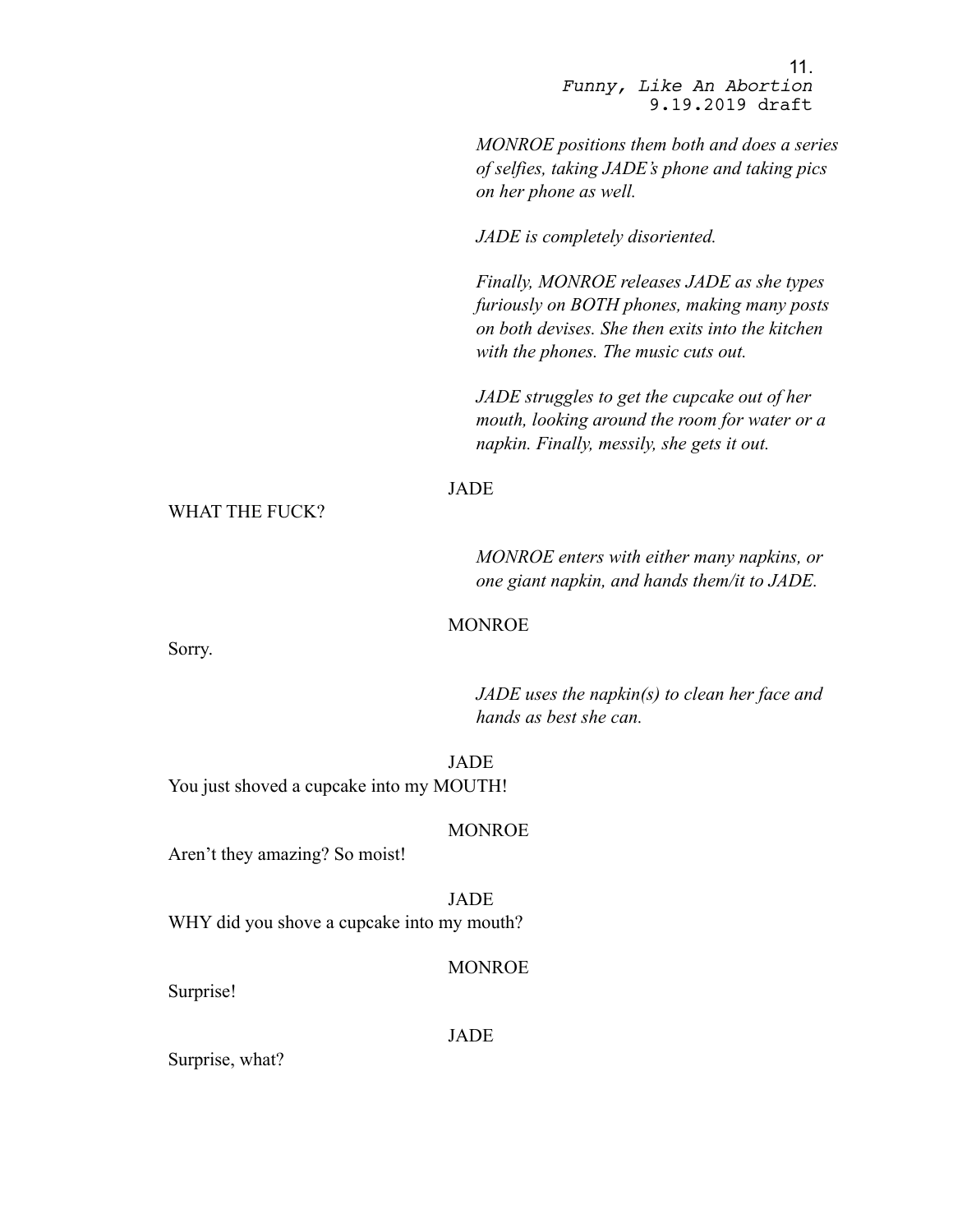*MONROE positions them both and does a series of selfies, taking JADE's phone and taking pics on her phone as well.*

*JADE is completely disoriented.*

*Finally, MONROE releases JADE as she types furiously on BOTH phones, making many posts on both devises. She then exits into the kitchen with the phones. The music cuts out.*

*JADE struggles to get the cupcake out of her mouth, looking around the room for water or a napkin. Finally, messily, she gets it out.*

JADE

WHAT THE FUCK?

*MONROE enters with either many napkins, or one giant napkin, and hands them/it to JADE.*

MONROE

Sorry.

*JADE uses the napkin(s) to clean her face and hands as best she can.*

JADE

You just shoved a cupcake into my MOUTH!

MONROE

Aren't they amazing? So moist!

JADE

WHY did you shove a cupcake into my mouth?

MONROE

Surprise!

JADE

Surprise, what?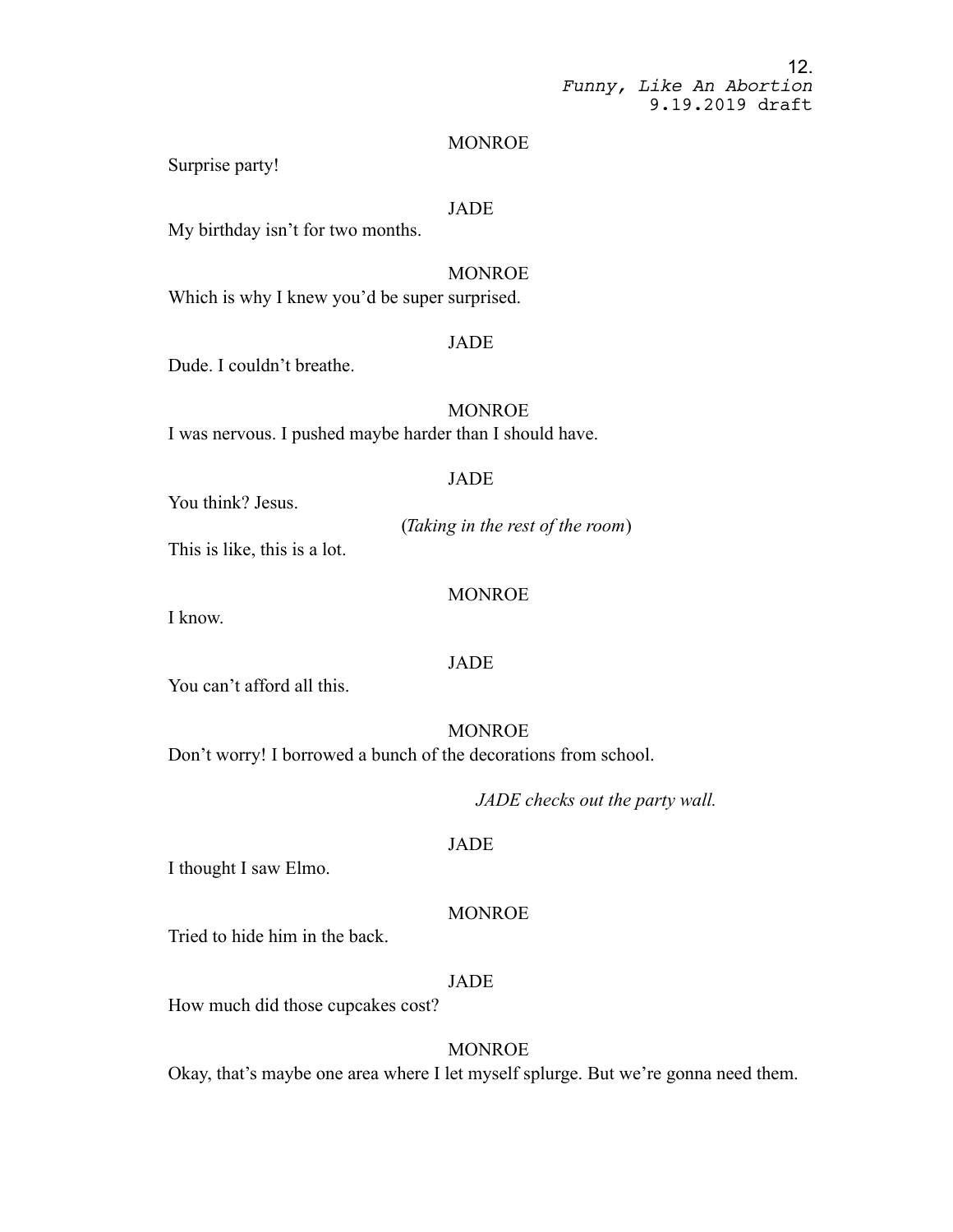MONROE

Surprise party!

JADE

My birthday isn't for two months.

MONROE

Which is why I knew you'd be super surprised.

JADE

Dude. I couldn't breathe.

MONROE

I was nervous. I pushed maybe harder than I should have.

JADE

You think? Jesus.

(*Taking in the rest of the room*)

This is like, this is a lot.

MONROE

I know.

JADE

You can't afford all this.

MONROE

Don't worry! I borrowed a bunch of the decorations from school.

*JADE checks out the party wall.*

JADE

I thought I saw Elmo.

MONROE

Tried to hide him in the back.

JADE

How much did those cupcakes cost?

MONROE

Okay, that's maybe one area where I let myself splurge. But we're gonna need them.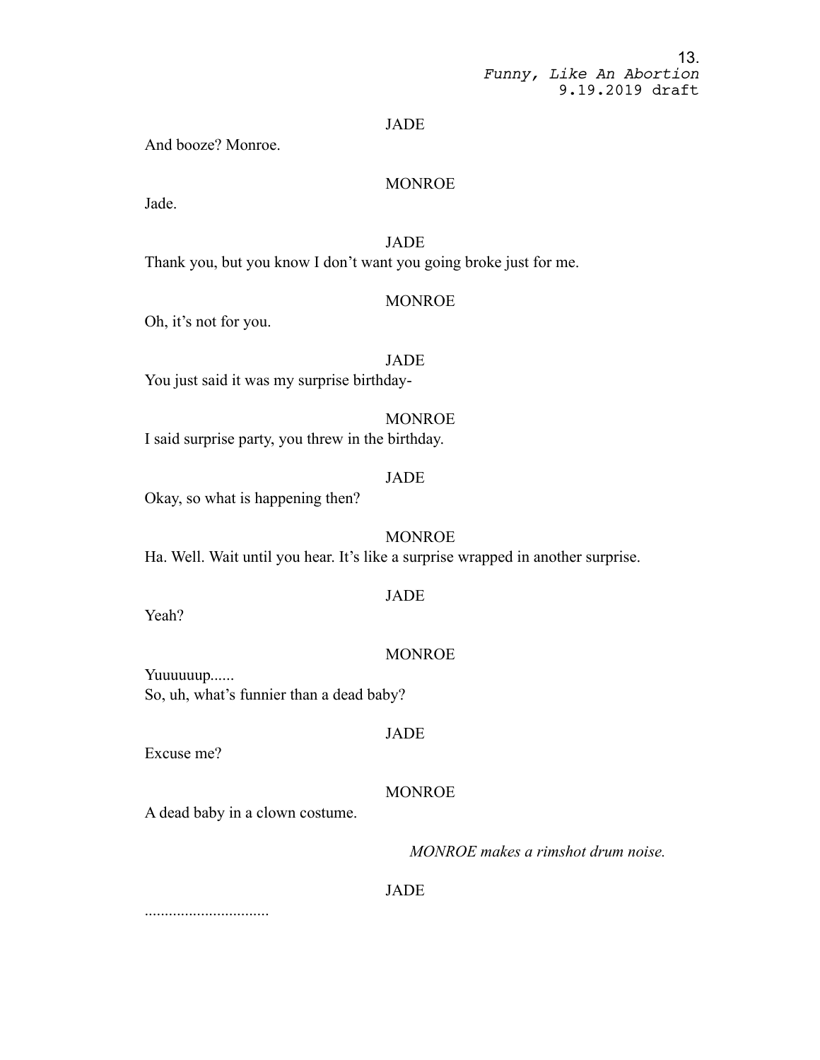JADE

And booze? Monroe.

MONROE

Jade.

JADE

Thank you, but you know I don't want you going broke just for me.

MONROE

Oh, it's not for you.

JADE

You just said it was my surprise birthday-

MONROE

I said surprise party, you threw in the birthday.

JADE

Okay, so what is happening then?

MONROE

Ha. Well. Wait until you hear. It's like a surprise wrapped in another surprise.

JADE

Yeah?

MONROE

Yuuuuuup......
So, uh, what's funnier than a dead baby?

JADE

Excuse me?

MONROE

A dead baby in a clown costume.

*MONROE makes a rimshot drum noise.*

JADE

...............................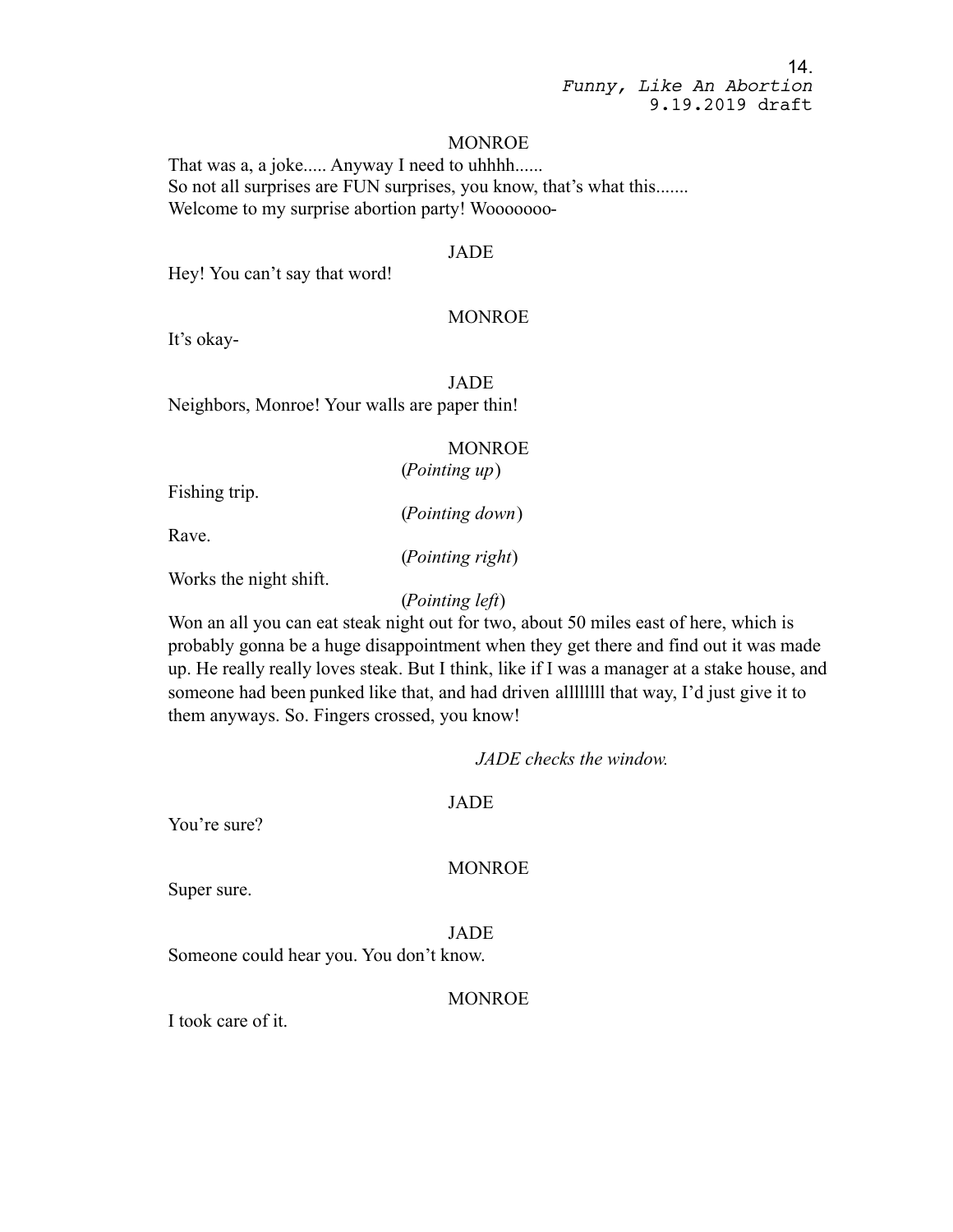MONROE

That was a, a joke..... Anyway I need to uhhhh......
So not all surprises are FUN surprises, you know, that's what this.......
Welcome to my surprise abortion party! Wooooooo-

JADE

Hey! You can't say that word!

MONROE

It's okay-

JADE

Neighbors, Monroe! Your walls are paper thin!

MONROE

(*Pointing up*)

Fishing trip.

(*Pointing down*)

Rave.

(*Pointing right*)

Works the night shift.

(*Pointing left*)

Won an all you can eat steak night out for two, about 50 miles east of here, which is probably gonna be a huge disappointment when they get there and find out it was made up. He really really loves steak. But I think, like if I was a manager at a stake house, and someone had been punked like that, and had driven allllllll that way, I'd just give it to them anyways. So. Fingers crossed, you know!

*JADE checks the window.*

JADE

You're sure?

MONROE

Super sure.

JADE

Someone could hear you. You don't know.

MONROE

I took care of it.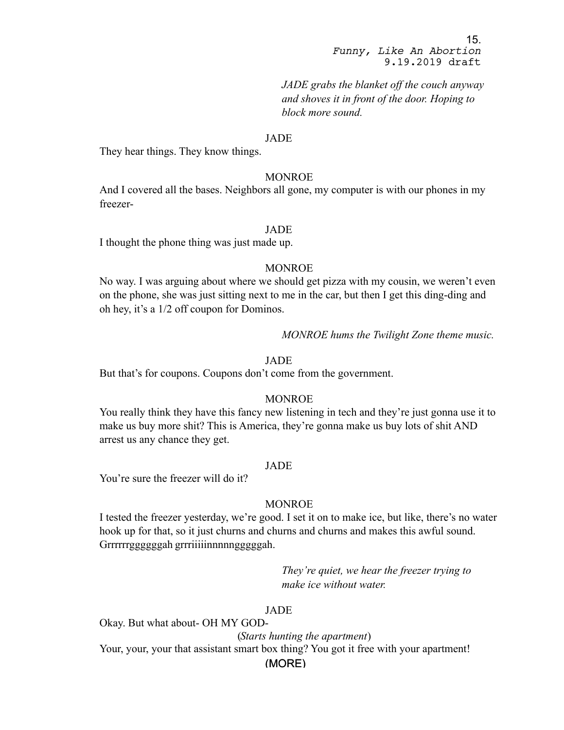*JADE grabs the blanket off the couch anyway and shoves it in front of the door. Hoping to block more sound.*

JADE

They hear things. They know things.

MONROE

And I covered all the bases. Neighbors all gone, my computer is with our phones in my freezer-

JADE

I thought the phone thing was just made up.

MONROE

No way. I was arguing about where we should get pizza with my cousin, we weren't even on the phone, she was just sitting next to me in the car, but then I get this ding-ding and oh hey, it's a 1/2 off coupon for Dominos.

*MONROE hums the Twilight Zone theme music.*

JADE

But that's for coupons. Coupons don't come from the government.

MONROE

You really think they have this fancy new listening in tech and they're just gonna use it to make us buy more shit? This is America, they're gonna make us buy lots of shit AND arrest us any chance they get.

JADE

You're sure the freezer will do it?

MONROE

I tested the freezer yesterday, we're good. I set it on to make ice, but like, there's no water hook up for that, so it just churns and churns and churns and makes this awful sound. Grrrrrrggggggah grrriiiiinnnnngggggah.

*They're quiet, we hear the freezer trying to make ice without water.*

JADE

Okay. But what about- OH MY GOD-

(*Starts hunting the apartment*)

Your, your, your that assistant smart box thing? You got it free with your apartment!

(MORE)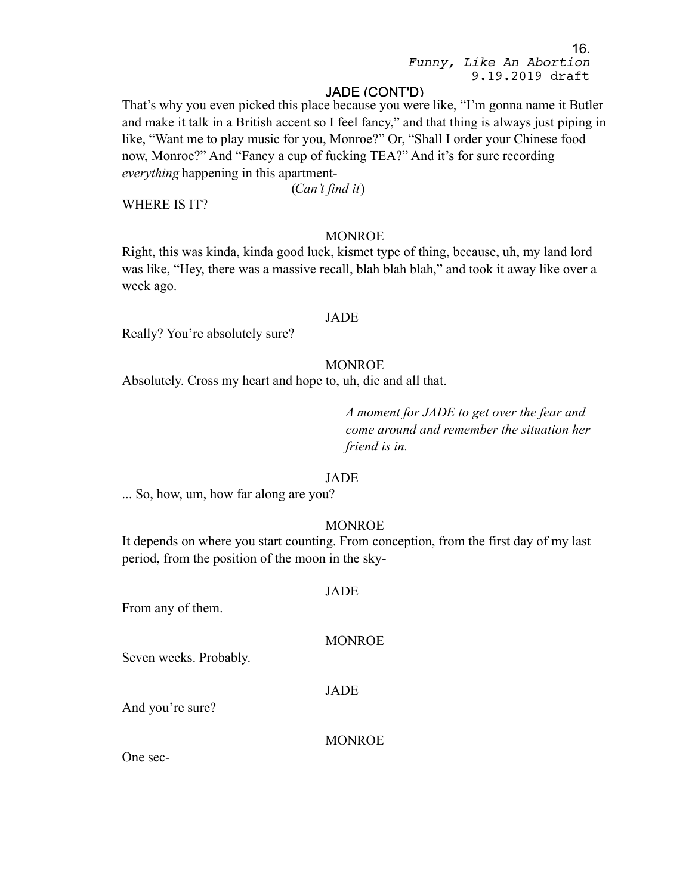JADE (CONT'D)

That's why you even picked this place because you were like, "I'm gonna name it Butler and make it talk in a British accent so I feel fancy," and that thing is always just piping in like, "Want me to play music for you, Monroe?" Or, "Shall I order your Chinese food now, Monroe?" And "Fancy a cup of fucking TEA?" And it's for sure recording *everything* happening in this apartment-

(*Can't find it*)

WHERE IS IT?

MONROE

Right, this was kinda, kinda good luck, kismet type of thing, because, uh, my land lord was like, "Hey, there was a massive recall, blah blah blah," and took it away like over a week ago.

JADE

Really? You're absolutely sure?

MONROE

Absolutely. Cross my heart and hope to, uh, die and all that.

*A moment for JADE to get over the fear and come around and remember the situation her friend is in.*

JADE

... So, how, um, how far along are you?

MONROE

It depends on where you start counting. From conception, from the first day of my last period, from the position of the moon in the sky-

JADE

From any of them.

MONROE

Seven weeks. Probably.

JADE

And you're sure?

MONROE

One sec-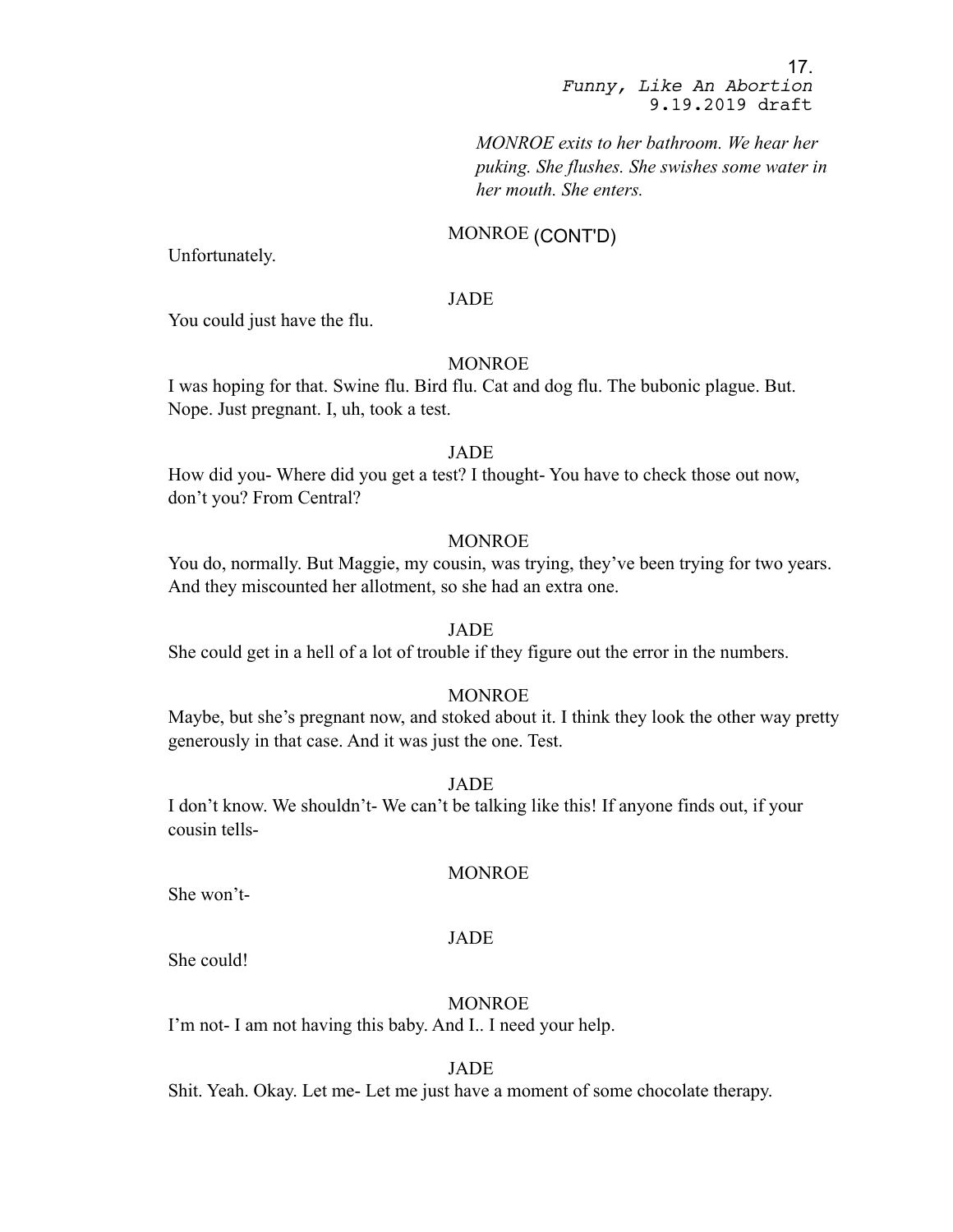*MONROE exits to her bathroom. We hear her puking. She flushes. She swishes some water in her mouth. She enters.*

MONROE (CONT'D)

Unfortunately.

JADE

You could just have the flu.

MONROE

I was hoping for that. Swine flu. Bird flu. Cat and dog flu. The bubonic plague. But. Nope. Just pregnant. I, uh, took a test.

JADE

How did you- Where did you get a test? I thought- You have to check those out now, don't you? From Central?

MONROE

You do, normally. But Maggie, my cousin, was trying, they've been trying for two years. And they miscounted her allotment, so she had an extra one.

JADE

She could get in a hell of a lot of trouble if they figure out the error in the numbers.

MONROE

Maybe, but she's pregnant now, and stoked about it. I think they look the other way pretty generously in that case. And it was just the one. Test.

JADE

I don't know. We shouldn't- We can't be talking like this! If anyone finds out, if your cousin tells-

MONROE

She won't-

JADE

She could!

MONROE

I'm not- I am not having this baby. And I.. I need your help.

JADE

Shit. Yeah. Okay. Let me- Let me just have a moment of some chocolate therapy.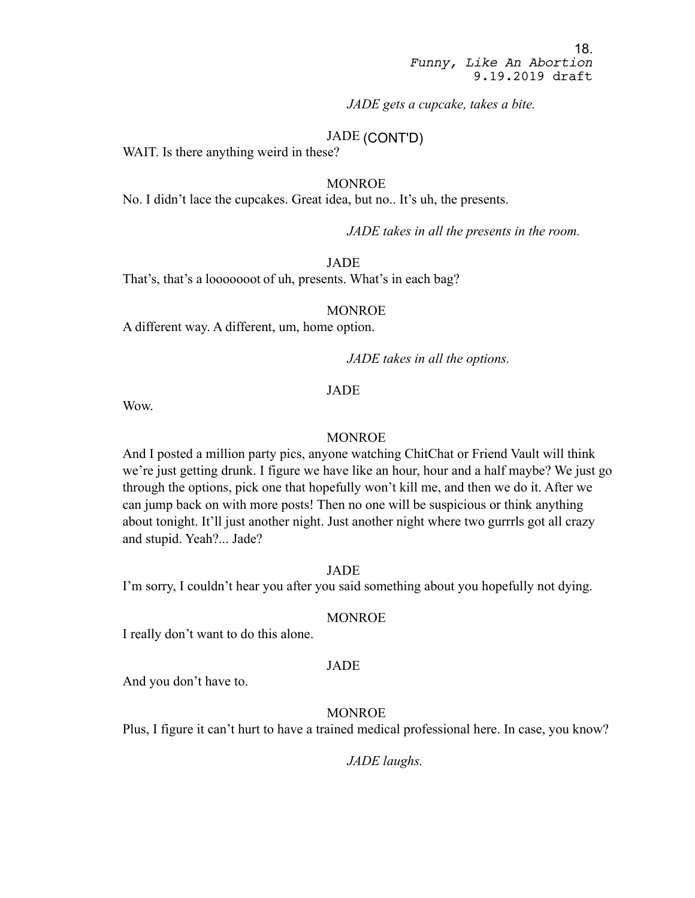*JADE gets a cupcake, takes a bite.*

JADE (CONT'D)

WAIT. Is there anything weird in these?

MONROE

No. I didn't lace the cupcakes. Great idea, but no.. It's uh, the presents.

*JADE takes in all the presents in the room.*

JADE

That's, that's a looooooot of uh, presents. What's in each bag?

MONROE

A different way. A different, um, home option.

*JADE takes in all the options.*

JADE

Wow.

MONROE

And I posted a million party pics, anyone watching ChitChat or Friend Vault will think we're just getting drunk. I figure we have like an hour, hour and a half maybe? We just go through the options, pick one that hopefully won't kill me, and then we do it. After we can jump back on with more posts! Then no one will be suspicious or think anything about tonight. It'll just another night. Just another night where two gurrrls got all crazy and stupid. Yeah?... Jade?

JADE

I'm sorry, I couldn't hear you after you said something about you hopefully not dying.

MONROE

I really don't want to do this alone.

JADE

And you don't have to.

MONROE

Plus, I figure it can't hurt to have a trained medical professional here. In case, you know?

*JADE laughs.*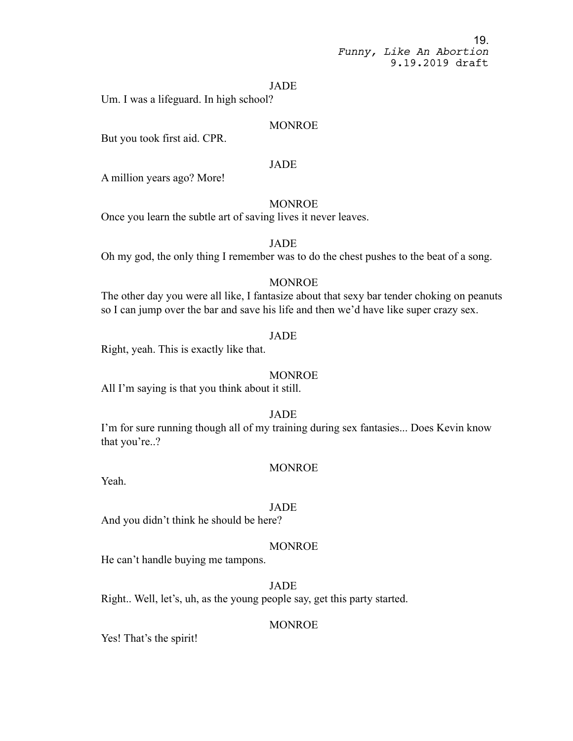JADE

Um. I was a lifeguard. In high school?

MONROE

But you took first aid. CPR.

JADE

A million years ago? More!

MONROE

Once you learn the subtle art of saving lives it never leaves.

JADE

Oh my god, the only thing I remember was to do the chest pushes to the beat of a song.

MONROE

The other day you were all like, I fantasize about that sexy bar tender choking on peanuts so I can jump over the bar and save his life and then we'd have like super crazy sex.

JADE

Right, yeah. This is exactly like that.

MONROE

All I'm saying is that you think about it still.

JADE

I'm for sure running though all of my training during sex fantasies... Does Kevin know that you're..?

MONROE

Yeah.

JADE

And you didn't think he should be here?

MONROE

He can't handle buying me tampons.

JADE

Right.. Well, let's, uh, as the young people say, get this party started.

MONROE

Yes! That's the spirit!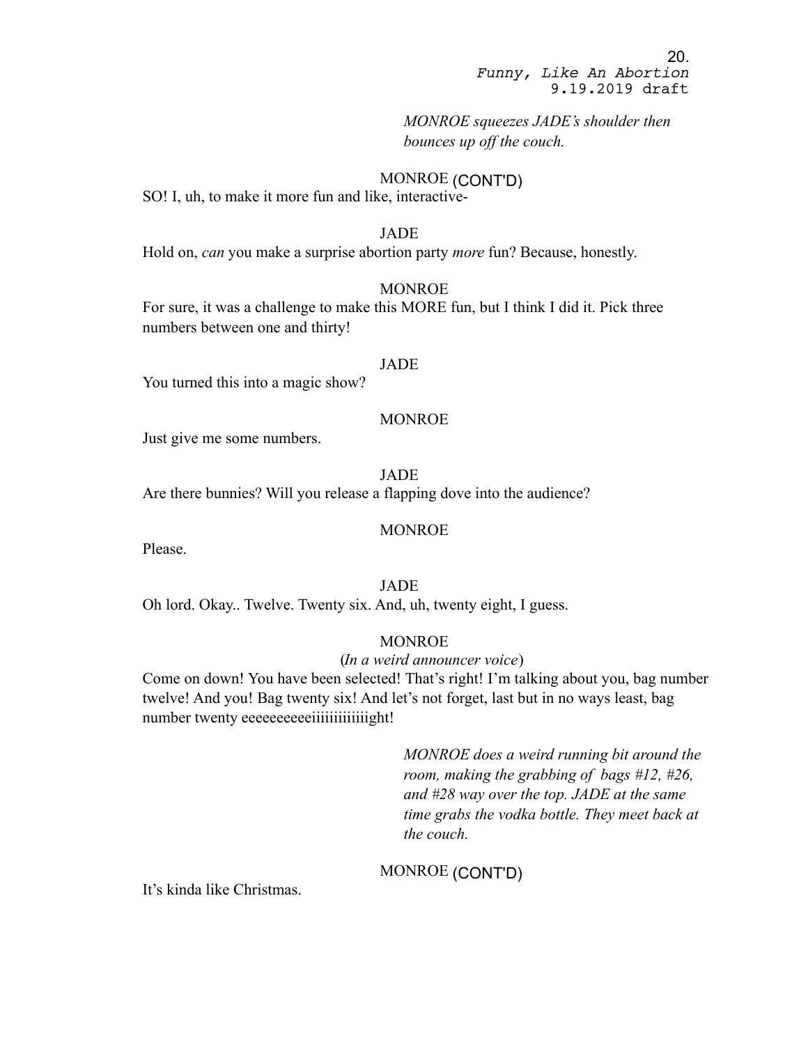*MONROE squeezes JADE's shoulder then bounces up off the couch.*

MONROE (CONT'D)

SO! I, uh, to make it more fun and like, interactive-

JADE

Hold on, *can* you make a surprise abortion party *more* fun? Because, honestly.

MONROE

For sure, it was a challenge to make this MORE fun, but I think I did it. Pick three numbers between one and thirty!

JADE

You turned this into a magic show?

MONROE

Just give me some numbers.

JADE

Are there bunnies? Will you release a flapping dove into the audience?

MONROE

Please.

JADE

Oh lord. Okay.. Twelve. Twenty six. And, uh, twenty eight, I guess.

MONROE

(*In a weird announcer voice*)

Come on down! You have been selected! That's right! I'm talking about you, bag number twelve! And you! Bag twenty six! And let's not forget, last but in no ways least, bag number twenty eeeeeeeeeeiiiiiiiiiiiiight!

*MONROE does a weird running bit around the room, making the grabbing of bags #12, #26, and #28 way over the top. JADE at the same time grabs the vodka bottle. They meet back at the couch.*

MONROE (CONT'D)

It's kinda like Christmas.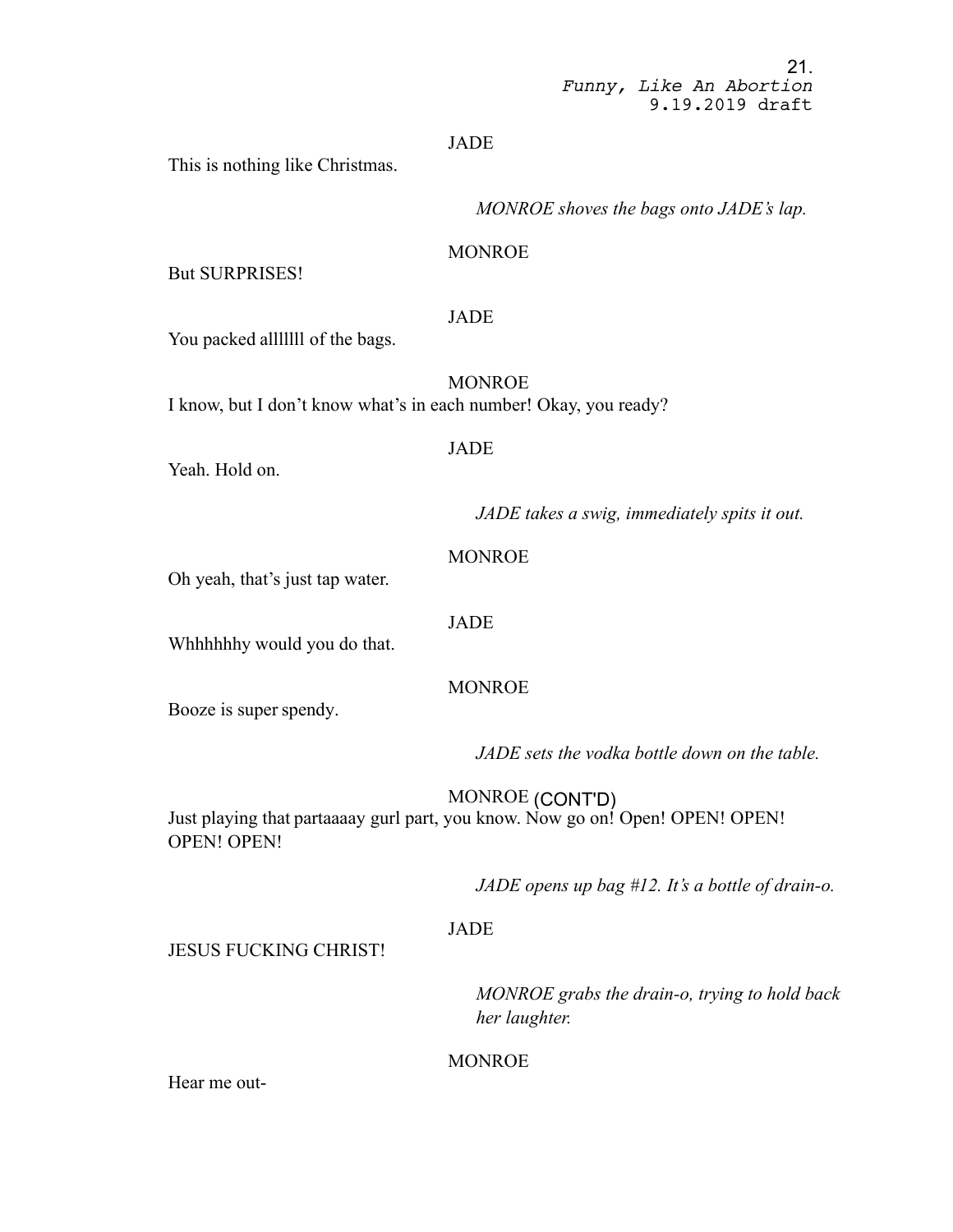JADE

This is nothing like Christmas.

*MONROE shoves the bags onto JADE's lap.*

MONROE

But SURPRISES!

JADE

You packed alllllll of the bags.

MONROE

I know, but I don't know what's in each number! Okay, you ready?

JADE

Yeah. Hold on.

*JADE takes a swig, immediately spits it out.*

MONROE

Oh yeah, that's just tap water.

JADE

Whhhhhhy would you do that.

MONROE

Booze is super spendy.

*JADE sets the vodka bottle down on the table.*

MONROE (CONT'D)

Just playing that partaaaay gurl part, you know. Now go on! Open! OPEN! OPEN! OPEN! OPEN!

*JADE opens up bag #12. It's a bottle of drain-o.*

JADE

JESUS FUCKING CHRIST!

*MONROE grabs the drain-o, trying to hold back her laughter.*

MONROE

Hear me out-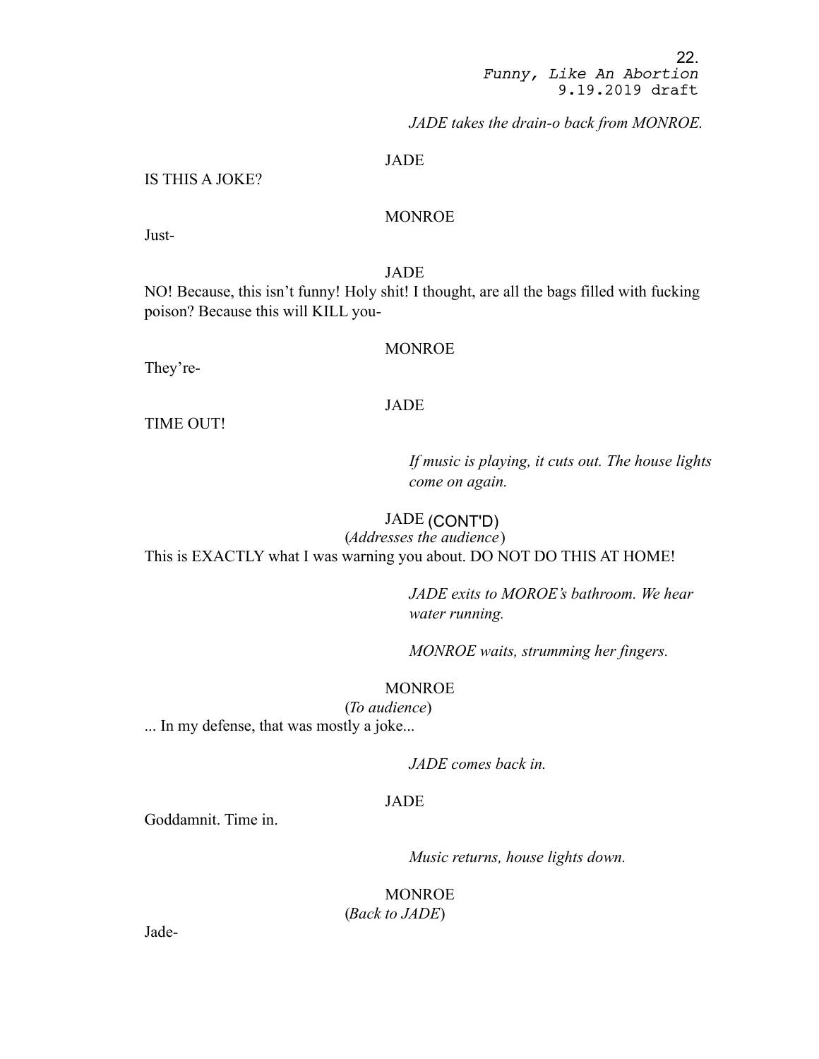*JADE takes the drain-o back from MONROE.*

JADE

IS THIS A JOKE?

MONROE

Just-

JADE

NO! Because, this isn't funny! Holy shit! I thought, are all the bags filled with fucking poison? Because this will KILL you-

MONROE

They're-

JADE

TIME OUT!

*If music is playing, it cuts out. The house lights come on again.*

JADE (CONT'D)

(*Addresses the audience*)

This is EXACTLY what I was warning you about. DO NOT DO THIS AT HOME!

*JADE exits to MOROE's bathroom. We hear water running.*

*MONROE waits, strumming her fingers.*

MONROE

(*To audience*)

... In my defense, that was mostly a joke...

*JADE comes back in.*

JADE

Goddamnit. Time in.

*Music returns, house lights down.*

MONROE

(*Back to JADE*)

Jade-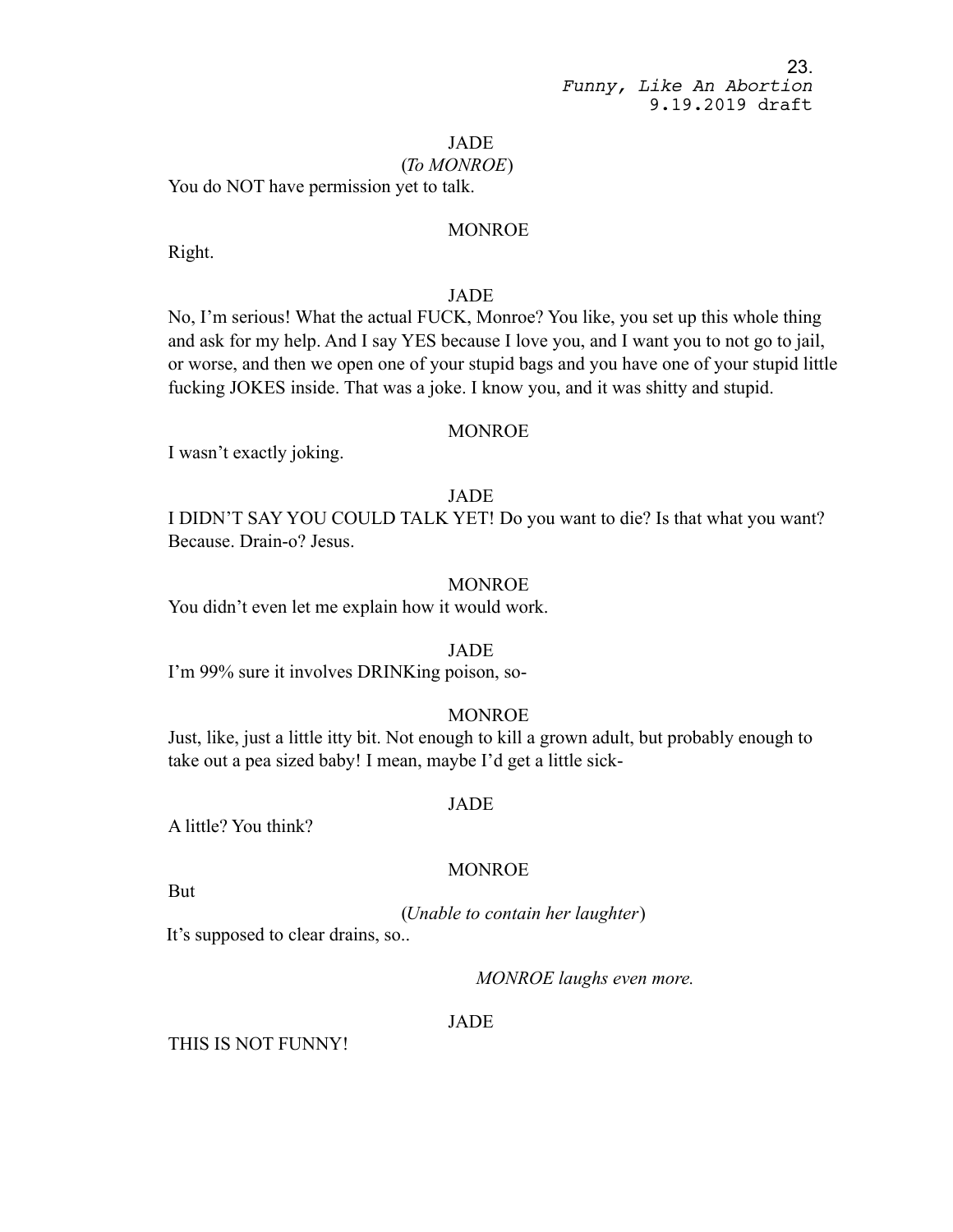JADE
(*To MONROE*)
You do NOT have permission yet to talk.

MONROE
Right.

JADE
No, I'm serious! What the actual FUCK, Monroe? You like, you set up this whole thing and ask for my help. And I say YES because I love you, and I want you to not go to jail, or worse, and then we open one of your stupid bags and you have one of your stupid little fucking JOKES inside. That was a joke. I know you, and it was shitty and stupid.

MONROE
I wasn't exactly joking.

JADE
I DIDN'T SAY YOU COULD TALK YET! Do you want to die? Is that what you want? Because. Drain-o? Jesus.

MONROE
You didn't even let me explain how it would work.

JADE
I'm 99% sure it involves DRINKing poison, so-

MONROE
Just, like, just a little itty bit. Not enough to kill a grown adult, but probably enough to take out a pea sized baby! I mean, maybe I'd get a little sick-

JADE
A little? You think?

MONROE
But
(*Unable to contain her laughter*)
It's supposed to clear drains, so..

*MONROE laughs even more.*

JADE
THIS IS NOT FUNNY!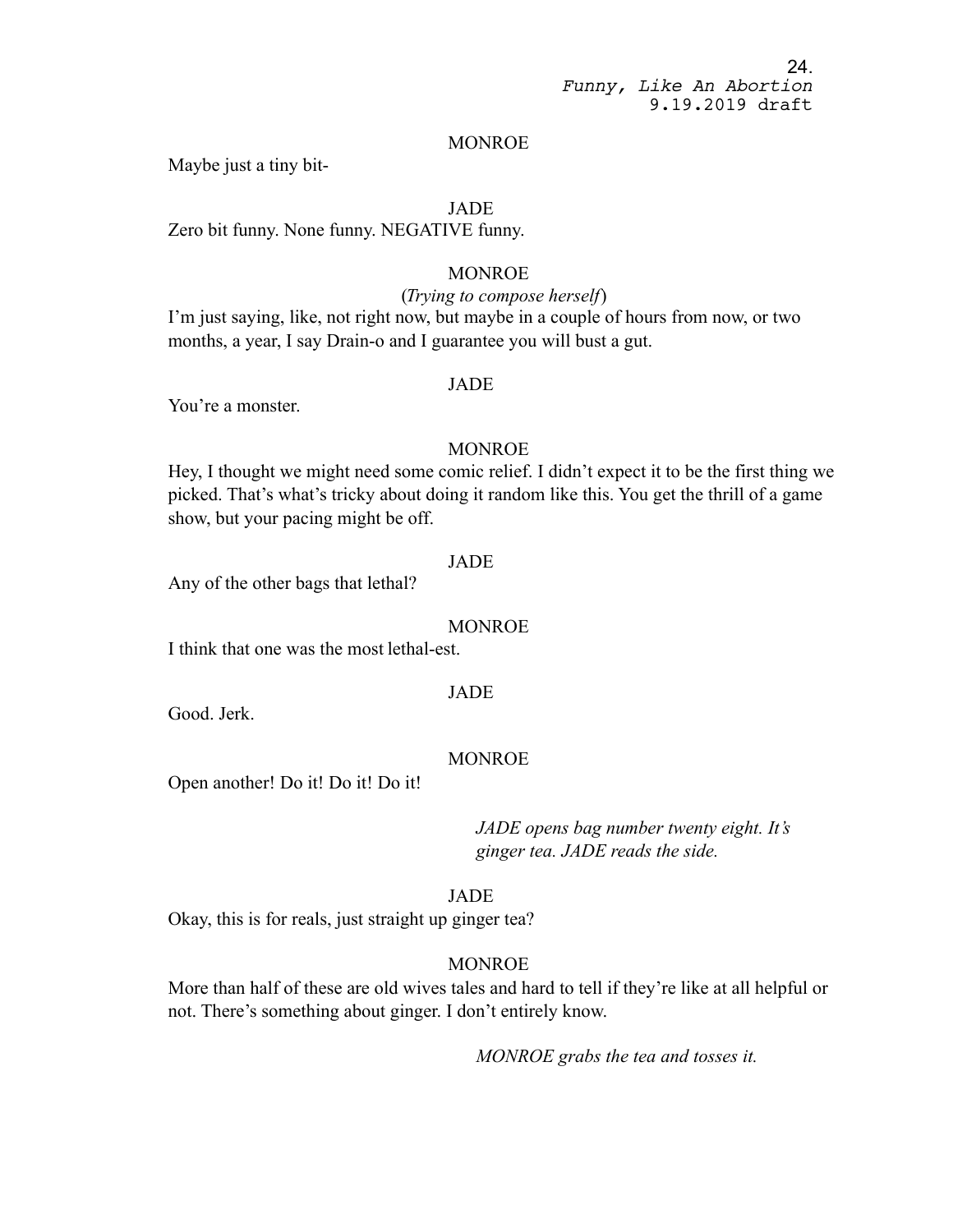MONROE

Maybe just a tiny bit-

JADE

Zero bit funny. None funny. NEGATIVE funny.

MONROE

(*Trying to compose herself*)

I'm just saying, like, not right now, but maybe in a couple of hours from now, or two months, a year, I say Drain-o and I guarantee you will bust a gut.

JADE

You're a monster.

MONROE

Hey, I thought we might need some comic relief. I didn't expect it to be the first thing we picked. That's what's tricky about doing it random like this. You get the thrill of a game show, but your pacing might be off.

JADE

Any of the other bags that lethal?

MONROE

I think that one was the most lethal-est.

JADE

Good. Jerk.

MONROE

Open another! Do it! Do it! Do it!

*JADE opens bag number twenty eight. It's ginger tea. JADE reads the side.*

JADE

Okay, this is for reals, just straight up ginger tea?

MONROE

More than half of these are old wives tales and hard to tell if they're like at all helpful or not. There's something about ginger. I don't entirely know.

*MONROE grabs the tea and tosses it.*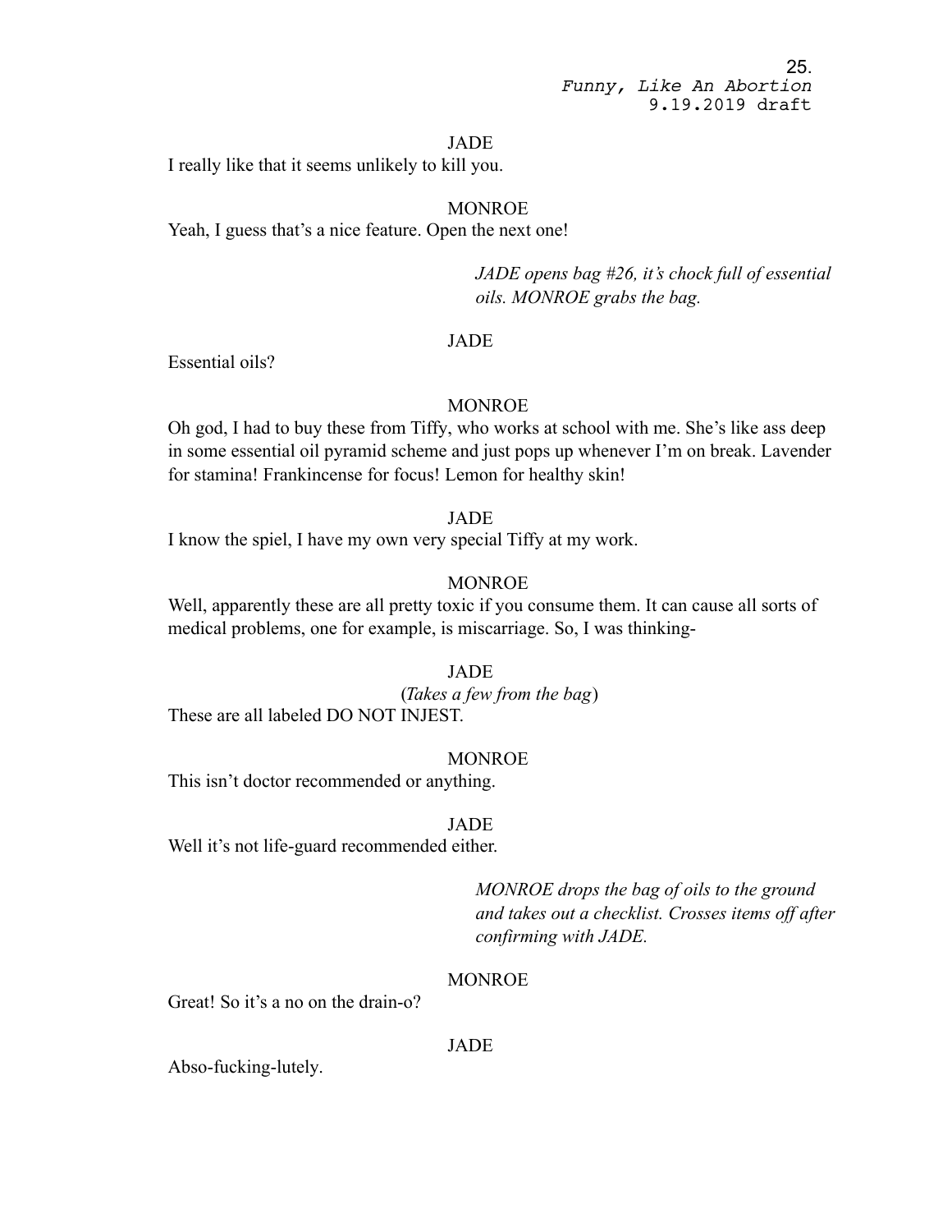JADE

I really like that it seems unlikely to kill you.

MONROE

Yeah, I guess that's a nice feature. Open the next one!

*JADE opens bag #26, it's chock full of essential oils. MONROE grabs the bag.*

JADE

Essential oils?

MONROE

Oh god, I had to buy these from Tiffy, who works at school with me. She's like ass deep in some essential oil pyramid scheme and just pops up whenever I'm on break. Lavender for stamina! Frankincense for focus! Lemon for healthy skin!

JADE

I know the spiel, I have my own very special Tiffy at my work.

MONROE

Well, apparently these are all pretty toxic if you consume them. It can cause all sorts of medical problems, one for example, is miscarriage. So, I was thinking-

JADE

(*Takes a few from the bag*)

These are all labeled DO NOT INJEST.

MONROE

This isn't doctor recommended or anything.

JADE

Well it's not life-guard recommended either.

*MONROE drops the bag of oils to the ground and takes out a checklist. Crosses items off after confirming with JADE.*

MONROE

Great! So it's a no on the drain-o?

JADE

Abso-fucking-lutely.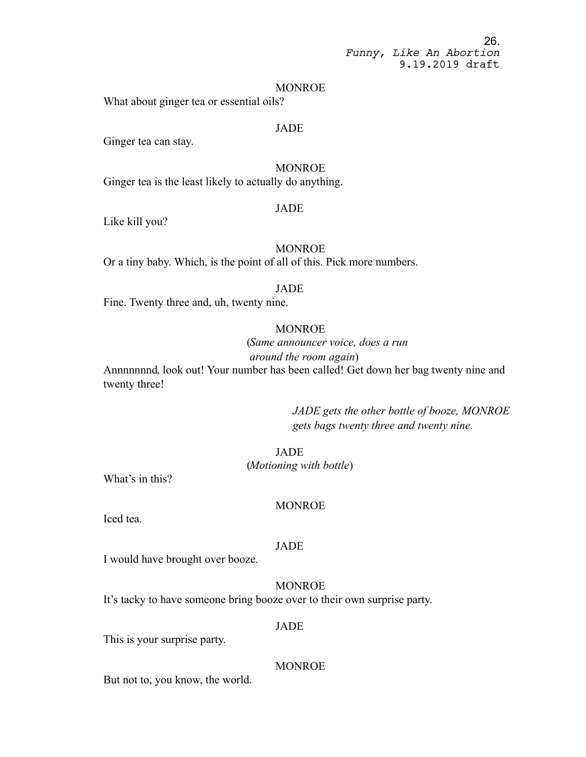MONROE

What about ginger tea or essential oils?

JADE

Ginger tea can stay.

MONROE

Ginger tea is the least likely to actually do anything.

JADE

Like kill you?

MONROE

Or a tiny baby. Which, is the point of all of this. Pick more numbers.

JADE

Fine. Twenty three and, uh, twenty nine.

MONROE

(*Same announcer voice, does a run around the room again*)

Annnnnnnd, look out! Your number has been called! Get down her bag twenty nine and twenty three!

*JADE gets the other bottle of booze, MONROE gets bags twenty three and twenty nine.*

JADE

(*Motioning with bottle*)

What's in this?

MONROE

Iced tea.

JADE

I would have brought over booze.

MONROE

It's tacky to have someone bring booze over to their own surprise party.

JADE

This is your surprise party.

MONROE

But not to, you know, the world.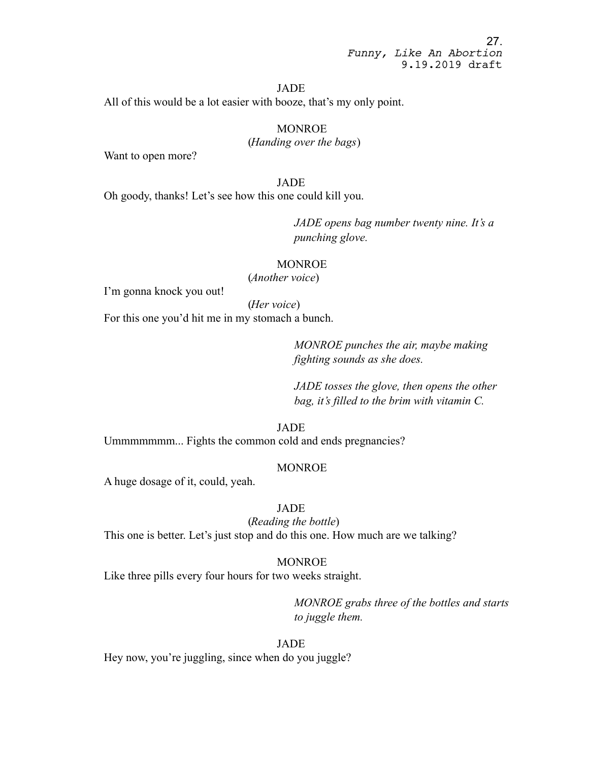JADE

All of this would be a lot easier with booze, that's my only point.

MONROE

(*Handing over the bags*)

Want to open more?

JADE

Oh goody, thanks! Let's see how this one could kill you.

*JADE opens bag number twenty nine. It's a punching glove.*

MONROE

(*Another voice*)

I'm gonna knock you out!

(*Her voice*)

For this one you'd hit me in my stomach a bunch.

*MONROE punches the air, maybe making fighting sounds as she does.*

*JADE tosses the glove, then opens the other bag, it's filled to the brim with vitamin C.*

JADE

Ummmmmmm... Fights the common cold and ends pregnancies?

MONROE

A huge dosage of it, could, yeah.

JADE

(*Reading the bottle*)

This one is better. Let's just stop and do this one. How much are we talking?

MONROE

Like three pills every four hours for two weeks straight.

*MONROE grabs three of the bottles and starts to juggle them.*

JADE

Hey now, you're juggling, since when do you juggle?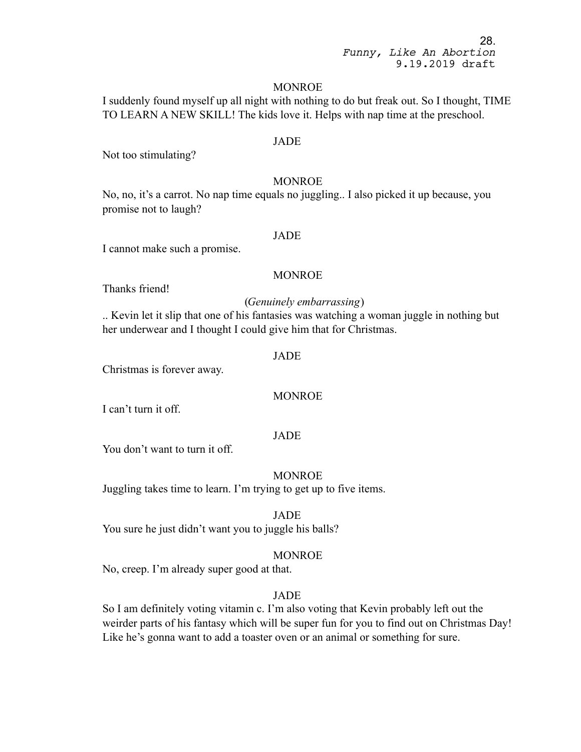MONROE

I suddenly found myself up all night with nothing to do but freak out. So I thought, TIME TO LEARN A NEW SKILL! The kids love it. Helps with nap time at the preschool.

JADE

Not too stimulating?

MONROE

No, no, it's a carrot. No nap time equals no juggling.. I also picked it up because, you promise not to laugh?

JADE

I cannot make such a promise.

MONROE

Thanks friend!

(*Genuinely embarrassing*)

.. Kevin let it slip that one of his fantasies was watching a woman juggle in nothing but her underwear and I thought I could give him that for Christmas.

JADE

Christmas is forever away.

MONROE

I can't turn it off.

JADE

You don't want to turn it off.

MONROE

Juggling takes time to learn. I'm trying to get up to five items.

JADE

You sure he just didn't want you to juggle his balls?

MONROE

No, creep. I'm already super good at that.

JADE

So I am definitely voting vitamin c. I'm also voting that Kevin probably left out the weirder parts of his fantasy which will be super fun for you to find out on Christmas Day! Like he's gonna want to add a toaster oven or an animal or something for sure.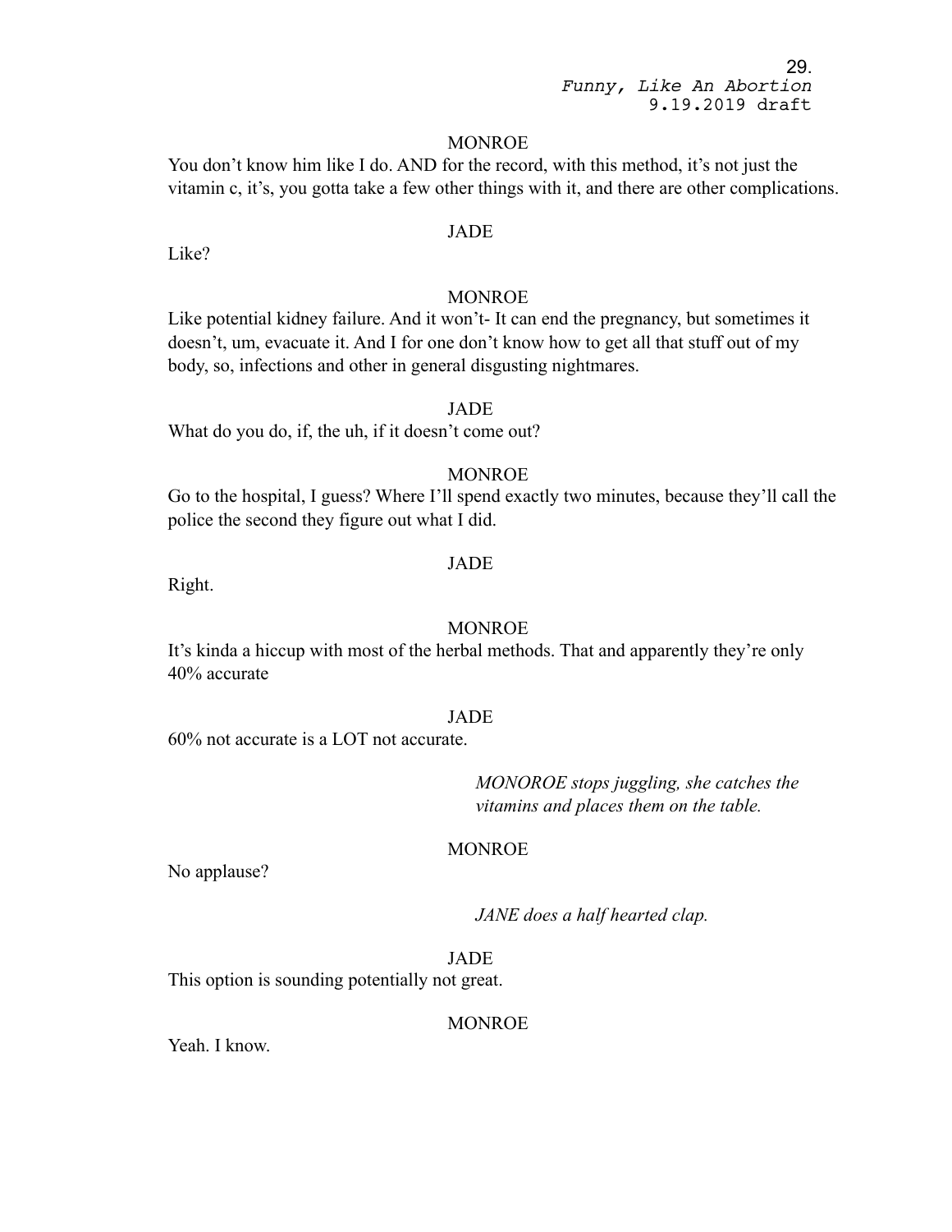MONROE

You don't know him like I do. AND for the record, with this method, it's not just the vitamin c, it's, you gotta take a few other things with it, and there are other complications.

JADE

Like?

MONROE

Like potential kidney failure. And it won't- It can end the pregnancy, but sometimes it doesn't, um, evacuate it. And I for one don't know how to get all that stuff out of my body, so, infections and other in general disgusting nightmares.

JADE

What do you do, if, the uh, if it doesn't come out?

MONROE

Go to the hospital, I guess? Where I'll spend exactly two minutes, because they'll call the police the second they figure out what I did.

JADE

Right.

MONROE

It's kinda a hiccup with most of the herbal methods. That and apparently they're only 40% accurate

JADE

60% not accurate is a LOT not accurate.

*MONOROE stops juggling, she catches the vitamins and places them on the table.*

MONROE

No applause?

*JANE does a half hearted clap.*

JADE

This option is sounding potentially not great.

MONROE

Yeah. I know.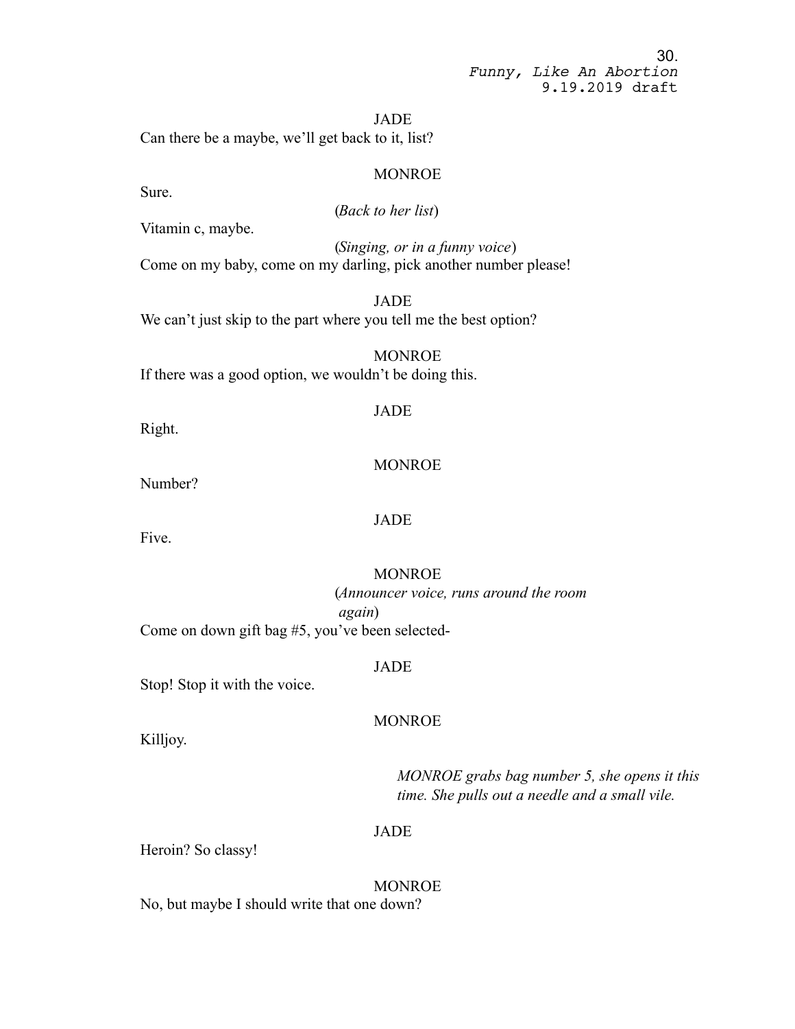JADE

Can there be a maybe, we'll get back to it, list?

MONROE

Sure.

(*Back to her list*)

Vitamin c, maybe.

(*Singing, or in a funny voice*)

Come on my baby, come on my darling, pick another number please!

JADE

We can't just skip to the part where you tell me the best option?

MONROE

If there was a good option, we wouldn't be doing this.

JADE

Right.

MONROE

Number?

JADE

Five.

MONROE

(*Announcer voice, runs around the room again*)

Come on down gift bag #5, you've been selected-

JADE

Stop! Stop it with the voice.

MONROE

Killjoy.

*MONROE grabs bag number 5, she opens it this time. She pulls out a needle and a small vile.*

JADE

Heroin? So classy!

MONROE

No, but maybe I should write that one down?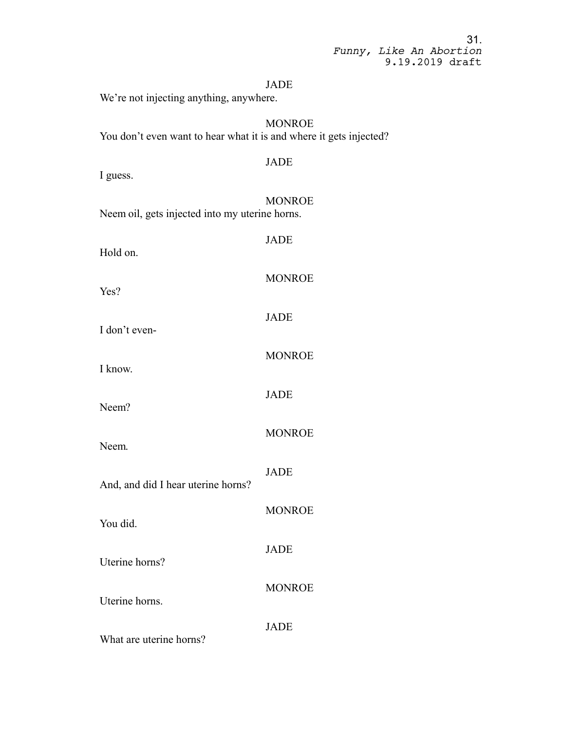JADE

We're not injecting anything, anywhere.

MONROE

You don't even want to hear what it is and where it gets injected?

JADE

I guess.

MONROE

Neem oil, gets injected into my uterine horns.

JADE

Hold on.

MONROE

Yes?

JADE

I don't even-

MONROE

I know.

JADE

Neem?

MONROE

Neem.

JADE

And, and did I hear uterine horns?

MONROE

You did.

JADE

Uterine horns?

MONROE

Uterine horns.

JADE

What are uterine horns?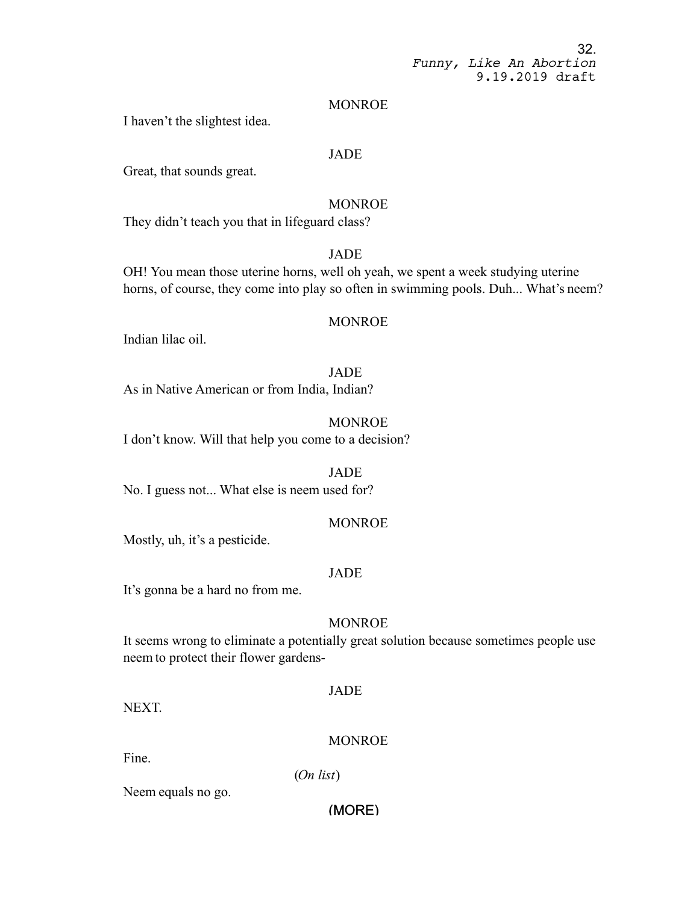MONROE

I haven't the slightest idea.

JADE

Great, that sounds great.

MONROE

They didn't teach you that in lifeguard class?

JADE

OH! You mean those uterine horns, well oh yeah, we spent a week studying uterine horns, of course, they come into play so often in swimming pools. Duh... What's neem?

MONROE

Indian lilac oil.

JADE

As in Native American or from India, Indian?

MONROE

I don't know. Will that help you come to a decision?

JADE

No. I guess not... What else is neem used for?

MONROE

Mostly, uh, it's a pesticide.

JADE

It's gonna be a hard no from me.

MONROE

It seems wrong to eliminate a potentially great solution because sometimes people use neem to protect their flower gardens-

JADE

NEXT.

MONROE

Fine.

(*On list*)

Neem equals no go.

(MORE)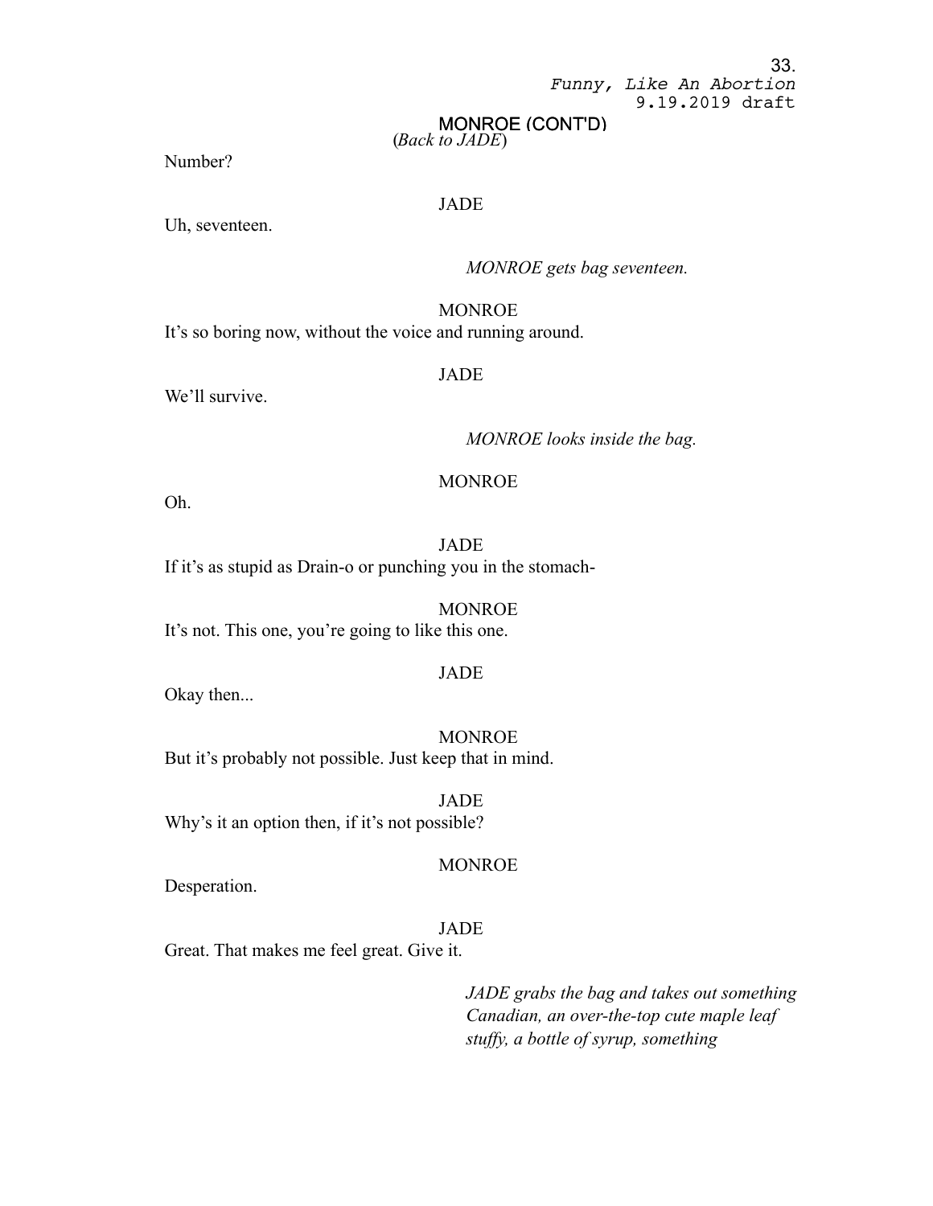MONROE (CONT'D)
*(Back to JADE)*

Number?

JADE

Uh, seventeen.

*MONROE gets bag seventeen.*

MONROE

It's so boring now, without the voice and running around.

JADE

We'll survive.

*MONROE looks inside the bag.*

MONROE

Oh.

JADE

If it's as stupid as Drain-o or punching you in the stomach-

MONROE

It's not. This one, you're going to like this one.

JADE

Okay then...

MONROE

But it's probably not possible. Just keep that in mind.

JADE

Why's it an option then, if it's not possible?

MONROE

Desperation.

JADE

Great. That makes me feel great. Give it.

*JADE grabs the bag and takes out something Canadian, an over-the-top cute maple leaf stuffy, a bottle of syrup, something*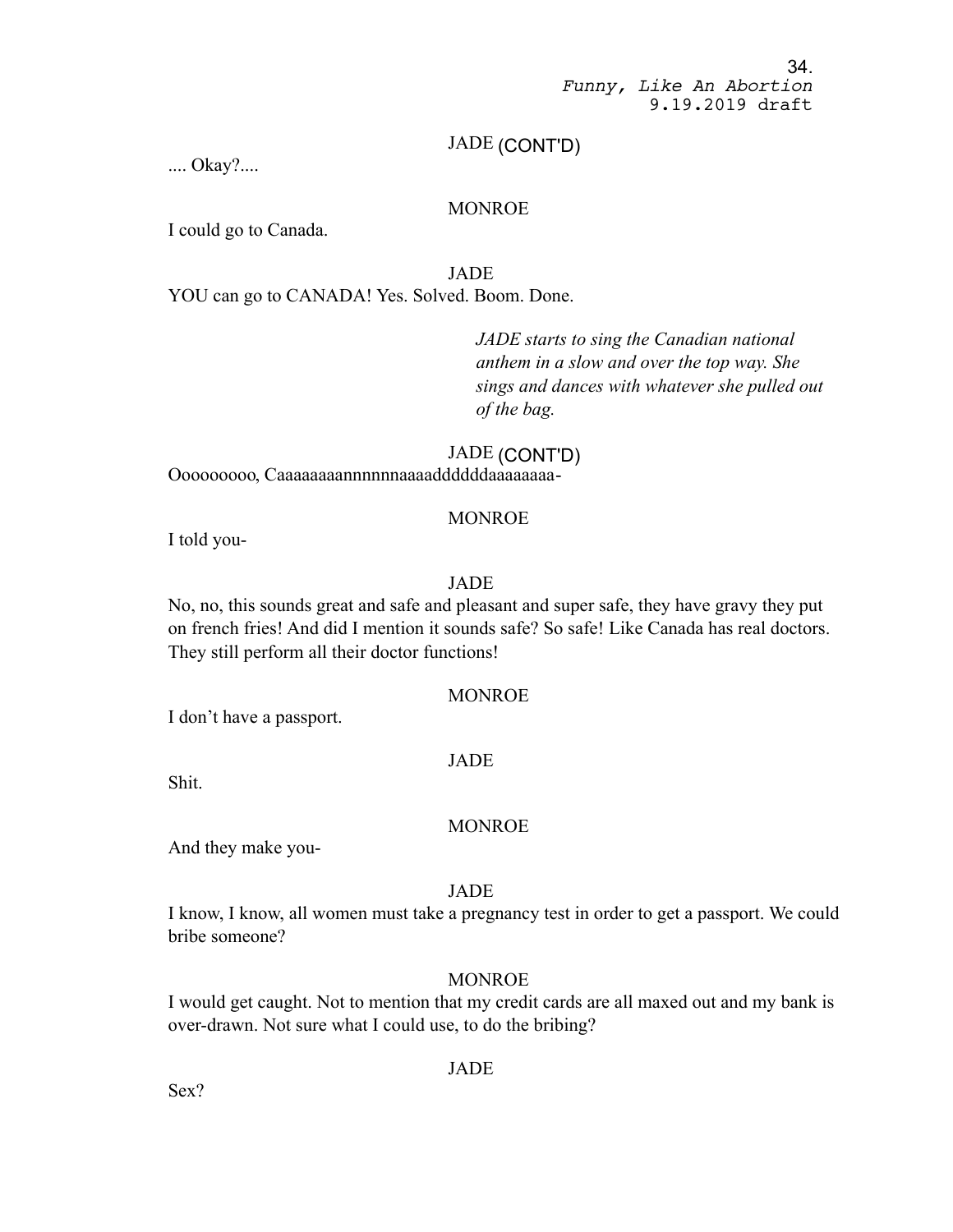JADE (CONT'D)

.... Okay?....

MONROE

I could go to Canada.

JADE

YOU can go to CANADA! Yes. Solved. Boom. Done.

*JADE starts to sing the Canadian national anthem in a slow and over the top way. She sings and dances with whatever she pulled out of the bag.*

JADE (CONT'D)

Ooooooooo, Caaaaaaaannnnnnaaaaddddddaaaaaaaa-

MONROE

I told you-

JADE

No, no, this sounds great and safe and pleasant and super safe, they have gravy they put on french fries! And did I mention it sounds safe? So safe! Like Canada has real doctors. They still perform all their doctor functions!

MONROE

I don't have a passport.

JADE

Shit.

MONROE

And they make you-

JADE

I know, I know, all women must take a pregnancy test in order to get a passport. We could bribe someone?

MONROE

I would get caught. Not to mention that my credit cards are all maxed out and my bank is over-drawn. Not sure what I could use, to do the bribing?

JADE

Sex?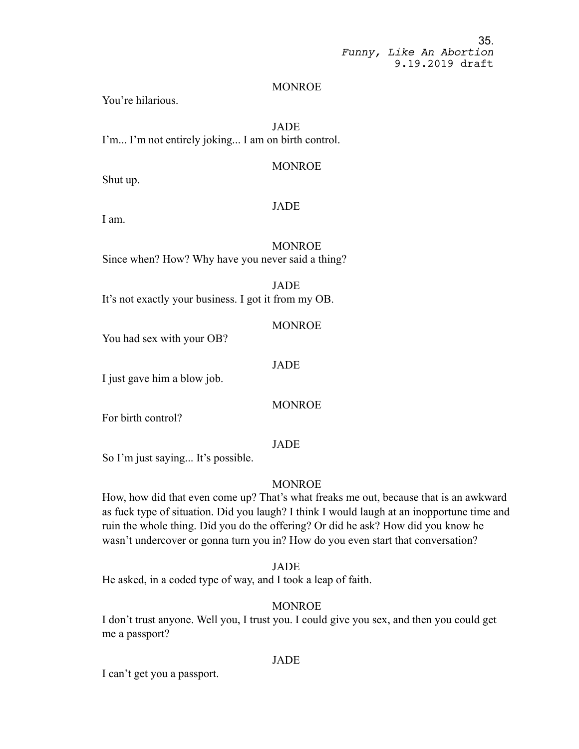MONROE

You're hilarious.

JADE

I'm... I'm not entirely joking... I am on birth control.

MONROE

Shut up.

JADE

I am.

MONROE

Since when? How? Why have you never said a thing?

JADE

It's not exactly your business. I got it from my OB.

MONROE

You had sex with your OB?

JADE

I just gave him a blow job.

MONROE

For birth control?

JADE

So I'm just saying... It's possible.

MONROE

How, how did that even come up? That's what freaks me out, because that is an awkward as fuck type of situation. Did you laugh? I think I would laugh at an inopportune time and ruin the whole thing. Did you do the offering? Or did he ask? How did you know he wasn't undercover or gonna turn you in? How do you even start that conversation?

JADE

He asked, in a coded type of way, and I took a leap of faith.

MONROE

I don't trust anyone. Well you, I trust you. I could give you sex, and then you could get me a passport?

JADE

I can't get you a passport.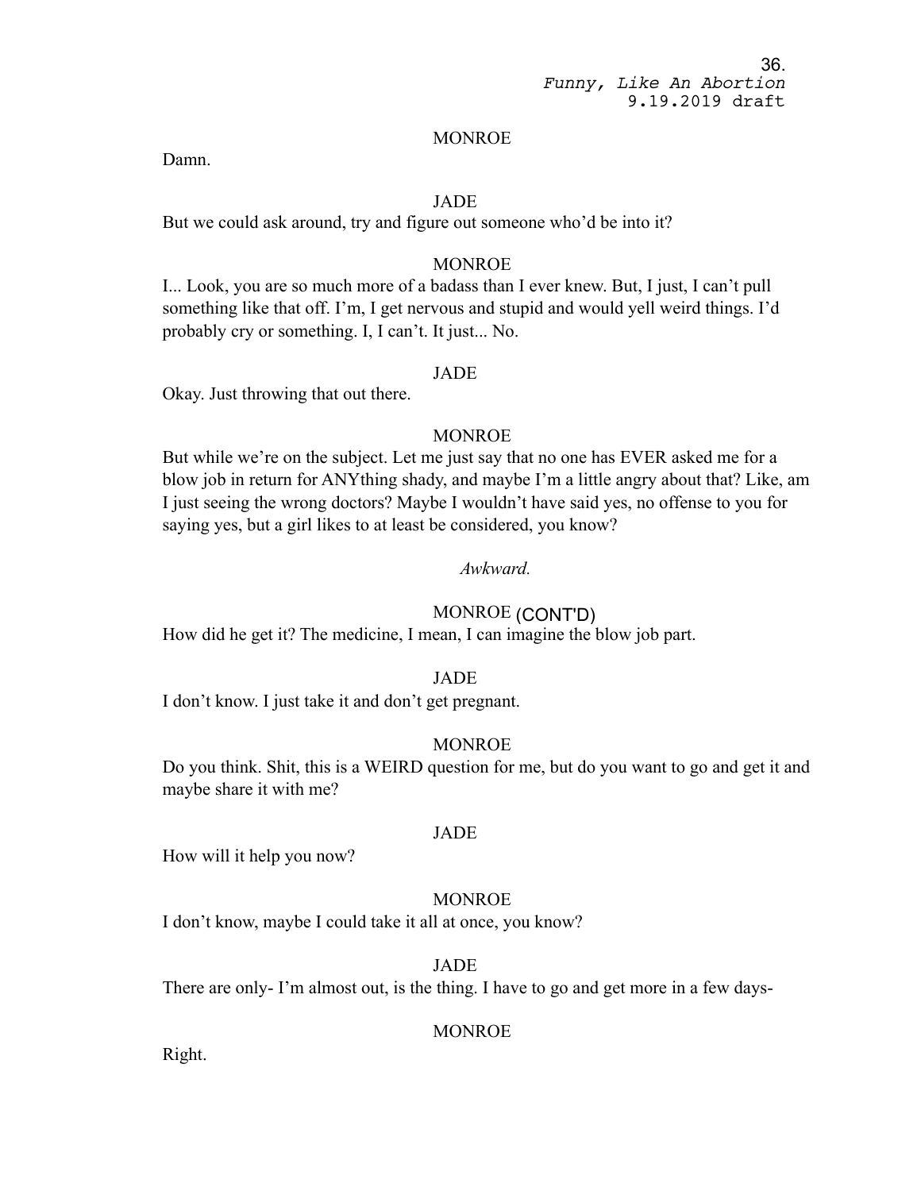MONROE

Damn.

JADE

But we could ask around, try and figure out someone who'd be into it?

MONROE

I... Look, you are so much more of a badass than I ever knew. But, I just, I can't pull something like that off. I'm, I get nervous and stupid and would yell weird things. I'd probably cry or something. I, I can't. It just... No.

JADE

Okay. Just throwing that out there.

MONROE

But while we're on the subject. Let me just say that no one has EVER asked me for a blow job in return for ANYthing shady, and maybe I'm a little angry about that? Like, am I just seeing the wrong doctors? Maybe I wouldn't have said yes, no offense to you for saying yes, but a girl likes to at least be considered, you know?

*Awkward.*

MONROE (CONT'D)

How did he get it? The medicine, I mean, I can imagine the blow job part.

JADE

I don't know. I just take it and don't get pregnant.

MONROE

Do you think. Shit, this is a WEIRD question for me, but do you want to go and get it and maybe share it with me?

JADE

How will it help you now?

MONROE

I don't know, maybe I could take it all at once, you know?

JADE

There are only- I'm almost out, is the thing. I have to go and get more in a few days-

MONROE

Right.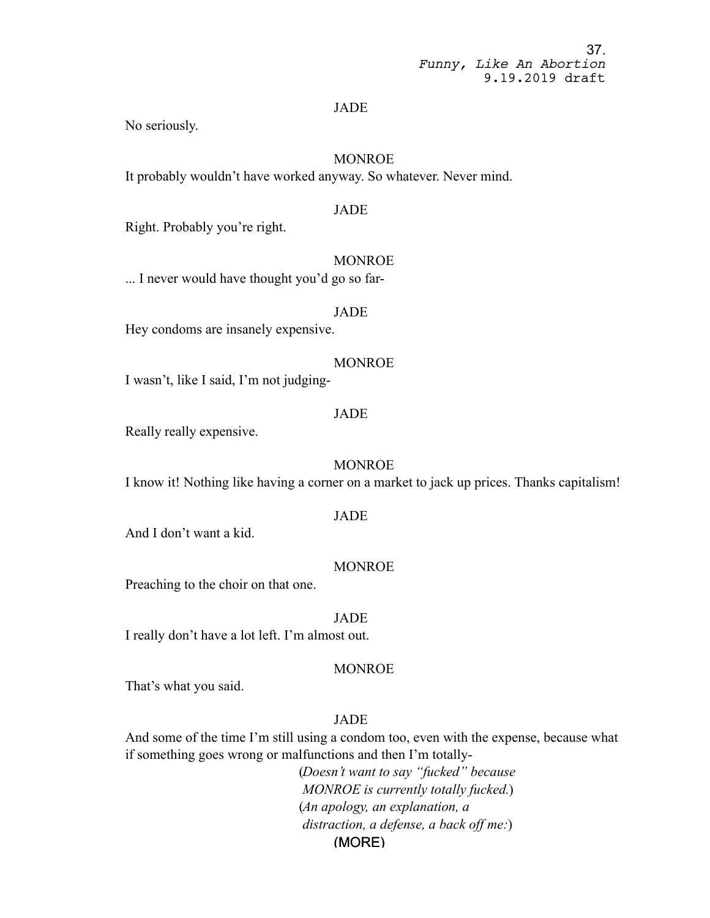JADE

No seriously.

MONROE

It probably wouldn't have worked anyway. So whatever. Never mind.

JADE

Right. Probably you're right.

MONROE

... I never would have thought you'd go so far-

JADE

Hey condoms are insanely expensive.

MONROE

I wasn't, like I said, I'm not judging-

JADE

Really really expensive.

MONROE

I know it! Nothing like having a corner on a market to jack up prices. Thanks capitalism!

JADE

And I don't want a kid.

MONROE

Preaching to the choir on that one.

JADE

I really don't have a lot left. I'm almost out.

MONROE

That's what you said.

JADE

And some of the time I'm still using a condom too, even with the expense, because what if something goes wrong or malfunctions and then I'm totally-

(*Doesn't want to say "fucked" because MONROE is currently totally fucked.*)
(*An apology, an explanation, a distraction, a defense, a back off me:*)

(MORE)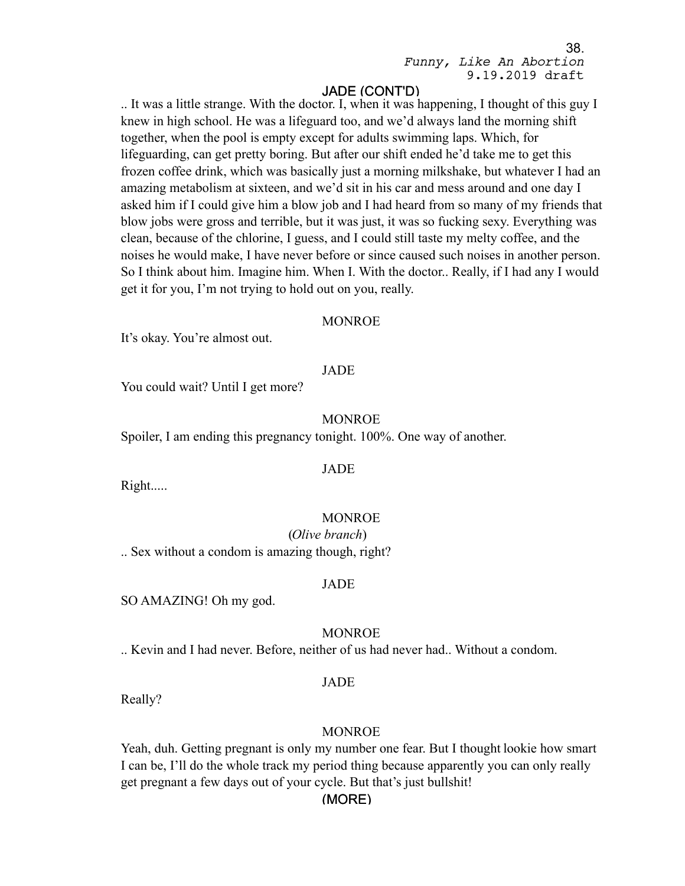JADE (CONT'D)

.. It was a little strange. With the doctor. I, when it was happening, I thought of this guy I knew in high school. He was a lifeguard too, and we'd always land the morning shift together, when the pool is empty except for adults swimming laps. Which, for lifeguarding, can get pretty boring. But after our shift ended he'd take me to get this frozen coffee drink, which was basically just a morning milkshake, but whatever I had an amazing metabolism at sixteen, and we'd sit in his car and mess around and one day I asked him if I could give him a blow job and I had heard from so many of my friends that blow jobs were gross and terrible, but it was just, it was so fucking sexy. Everything was clean, because of the chlorine, I guess, and I could still taste my melty coffee, and the noises he would make, I have never before or since caused such noises in another person. So I think about him. Imagine him. When I. With the doctor.. Really, if I had any I would get it for you, I'm not trying to hold out on you, really.

MONROE

It's okay. You're almost out.

JADE

You could wait? Until I get more?

MONROE

Spoiler, I am ending this pregnancy tonight. 100%. One way of another.

JADE

Right.....

MONROE

(*Olive branch*)

.. Sex without a condom is amazing though, right?

JADE

SO AMAZING! Oh my god.

MONROE

.. Kevin and I had never. Before, neither of us had never had.. Without a condom.

JADE

Really?

MONROE

Yeah, duh. Getting pregnant is only my number one fear. But I thought lookie how smart I can be, I'll do the whole track my period thing because apparently you can only really get pregnant a few days out of your cycle. But that's just bullshit!

(MORE)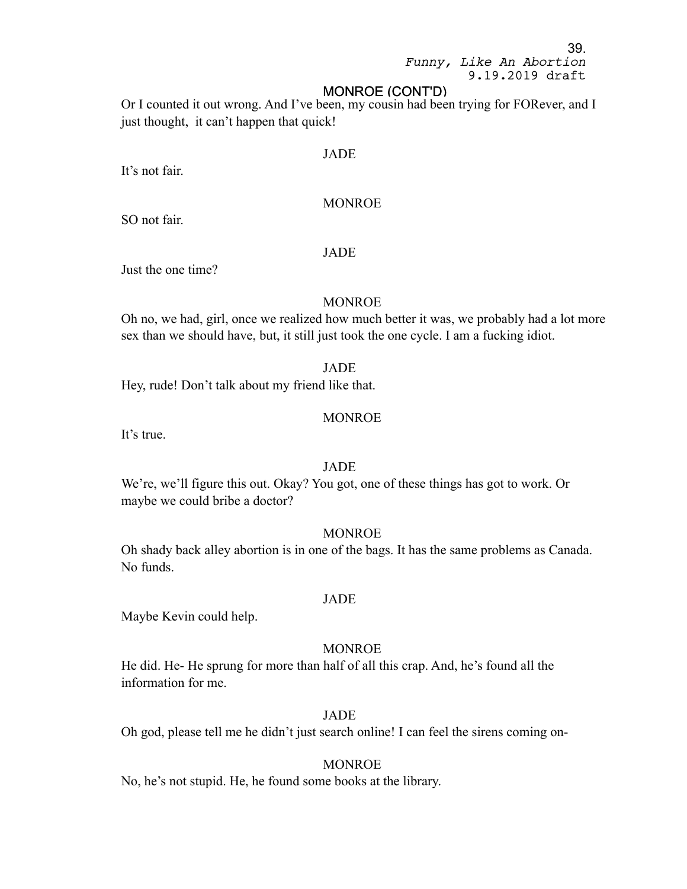MONROE (CONT'D)

Or I counted it out wrong. And I've been, my cousin had been trying for FORever, and I just thought, it can't happen that quick!

JADE

It's not fair.

MONROE

SO not fair.

JADE

Just the one time?

MONROE

Oh no, we had, girl, once we realized how much better it was, we probably had a lot more sex than we should have, but, it still just took the one cycle. I am a fucking idiot.

JADE

Hey, rude! Don't talk about my friend like that.

MONROE

It's true.

JADE

We're, we'll figure this out. Okay? You got, one of these things has got to work. Or maybe we could bribe a doctor?

MONROE

Oh shady back alley abortion is in one of the bags. It has the same problems as Canada. No funds.

JADE

Maybe Kevin could help.

MONROE

He did. He- He sprung for more than half of all this crap. And, he's found all the information for me.

JADE

Oh god, please tell me he didn't just search online! I can feel the sirens coming on-

MONROE

No, he's not stupid. He, he found some books at the library.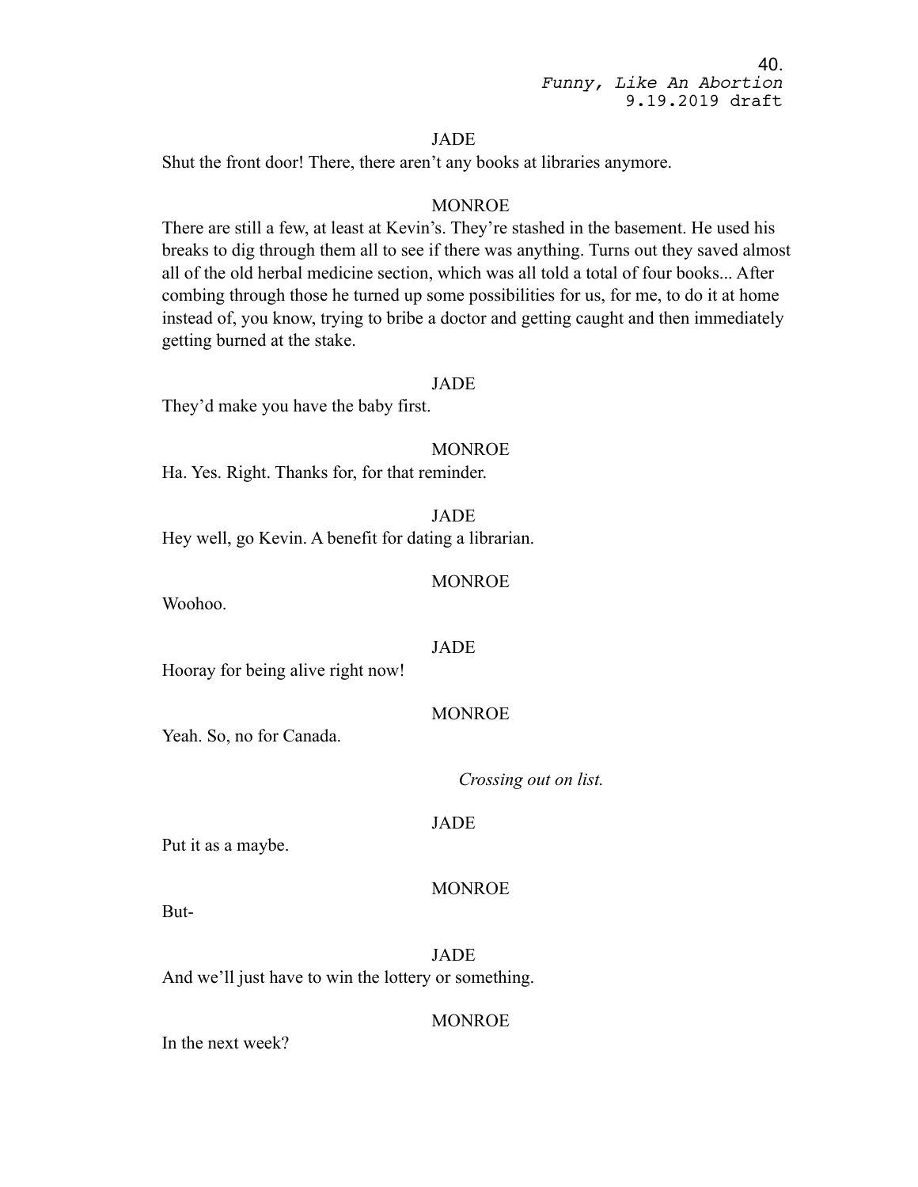JADE

Shut the front door! There, there aren't any books at libraries anymore.

MONROE

There are still a few, at least at Kevin's. They're stashed in the basement. He used his breaks to dig through them all to see if there was anything. Turns out they saved almost all of the old herbal medicine section, which was all told a total of four books... After combing through those he turned up some possibilities for us, for me, to do it at home instead of, you know, trying to bribe a doctor and getting caught and then immediately getting burned at the stake.

JADE

They'd make you have the baby first.

MONROE

Ha. Yes. Right. Thanks for, for that reminder.

JADE

Hey well, go Kevin. A benefit for dating a librarian.

MONROE

Woohoo.

JADE

Hooray for being alive right now!

MONROE

Yeah. So, no for Canada.

*Crossing out on list.*

JADE

Put it as a maybe.

MONROE

But-

JADE

And we'll just have to win the lottery or something.

MONROE

In the next week?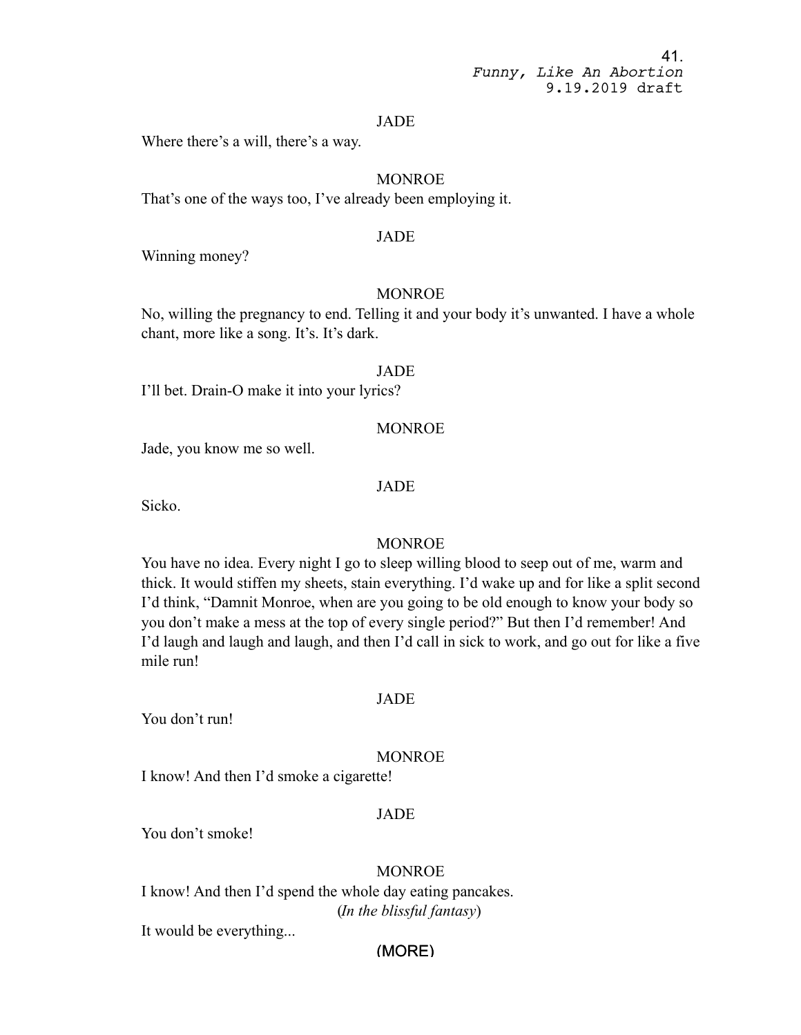JADE

Where there's a will, there's a way.

MONROE

That's one of the ways too, I've already been employing it.

JADE

Winning money?

MONROE

No, willing the pregnancy to end. Telling it and your body it's unwanted. I have a whole chant, more like a song. It's. It's dark.

JADE

I'll bet. Drain-O make it into your lyrics?

MONROE

Jade, you know me so well.

JADE

Sicko.

MONROE

You have no idea. Every night I go to sleep willing blood to seep out of me, warm and thick. It would stiffen my sheets, stain everything. I'd wake up and for like a split second I'd think, "Damnit Monroe, when are you going to be old enough to know your body so you don't make a mess at the top of every single period?" But then I'd remember! And I'd laugh and laugh and laugh, and then I'd call in sick to work, and go out for like a five mile run!

JADE

You don't run!

MONROE

I know! And then I'd smoke a cigarette!

JADE

You don't smoke!

MONROE

I know! And then I'd spend the whole day eating pancakes.

(*In the blissful fantasy*)

It would be everything...

(MORE)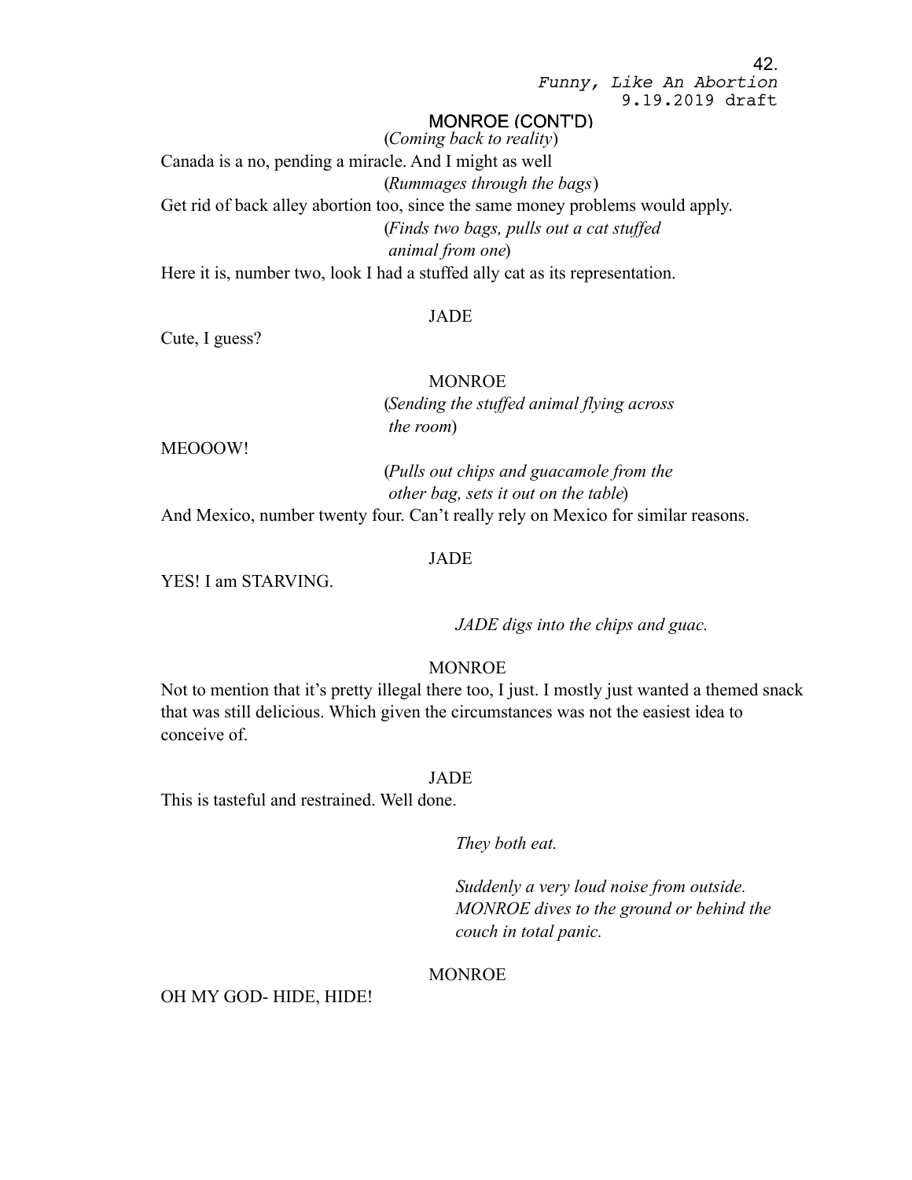MONROE (CONT'D)

(*Coming back to reality*)

Canada is a no, pending a miracle. And I might as well

(*Rummages through the bags*)

Get rid of back alley abortion too, since the same money problems would apply.

(*Finds two bags, pulls out a cat stuffed animal from one*)

Here it is, number two, look I had a stuffed ally cat as its representation.

JADE

Cute, I guess?

MONROE

(*Sending the stuffed animal flying across the room*)

MEOOOW!

(*Pulls out chips and guacamole from the other bag, sets it out on the table*)

And Mexico, number twenty four. Can't really rely on Mexico for similar reasons.

JADE

YES! I am STARVING.

*JADE digs into the chips and guac.*

MONROE

Not to mention that it's pretty illegal there too, I just. I mostly just wanted a themed snack that was still delicious. Which given the circumstances was not the easiest idea to conceive of.

JADE

This is tasteful and restrained. Well done.

*They both eat.*

*Suddenly a very loud noise from outside. MONROE dives to the ground or behind the couch in total panic.*

MONROE

OH MY GOD- HIDE, HIDE!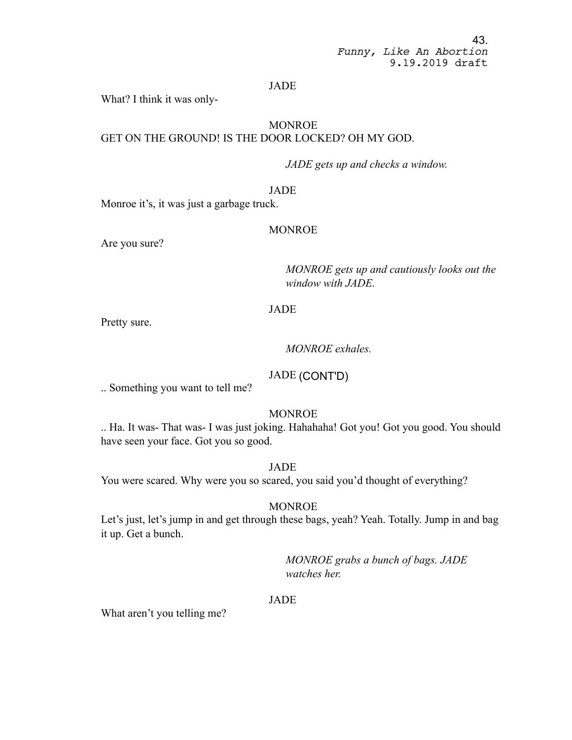JADE

What? I think it was only-

MONROE

GET ON THE GROUND! IS THE DOOR LOCKED? OH MY GOD.

*JADE gets up and checks a window.*

JADE

Monroe it's, it was just a garbage truck.

MONROE

Are you sure?

*MONROE gets up and cautiously looks out the window with JADE.*

JADE

Pretty sure.

*MONROE exhales.*

JADE (CONT'D)

.. Something you want to tell me?

MONROE

.. Ha. It was- That was- I was just joking. Hahahaha! Got you! Got you good. You should have seen your face. Got you so good.

JADE

You were scared. Why were you so scared, you said you'd thought of everything?

MONROE

Let's just, let's jump in and get through these bags, yeah? Yeah. Totally. Jump in and bag it up. Get a bunch.

*MONROE grabs a bunch of bags. JADE watches her.*

JADE

What aren't you telling me?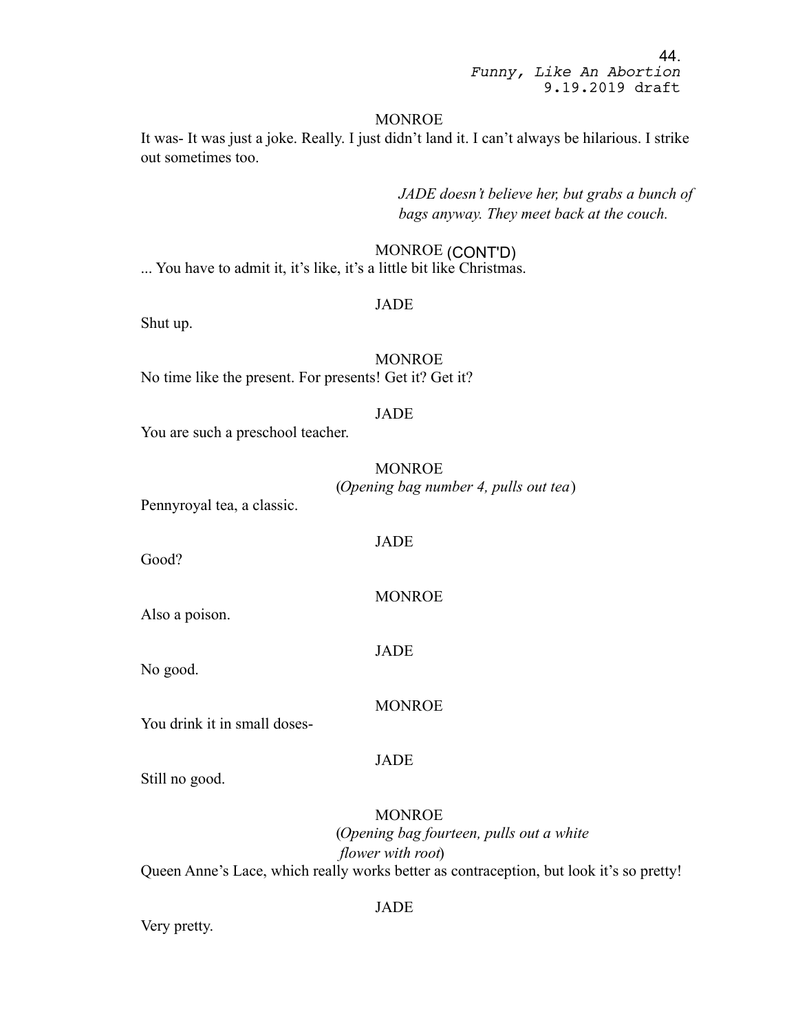MONROE

It was- It was just a joke. Really. I just didn't land it. I can't always be hilarious. I strike out sometimes too.

*JADE doesn't believe her, but grabs a bunch of bags anyway. They meet back at the couch.*

MONROE (CONT'D)

... You have to admit it, it's like, it's a little bit like Christmas.

JADE

Shut up.

MONROE

No time like the present. For presents! Get it? Get it?

JADE

You are such a preschool teacher.

MONROE

(*Opening bag number 4, pulls out tea*)

Pennyroyal tea, a classic.

JADE

Good?

MONROE

Also a poison.

JADE

No good.

MONROE

You drink it in small doses-

JADE

Still no good.

MONROE

(*Opening bag fourteen, pulls out a white flower with root*)

Queen Anne's Lace, which really works better as contraception, but look it's so pretty!

JADE

Very pretty.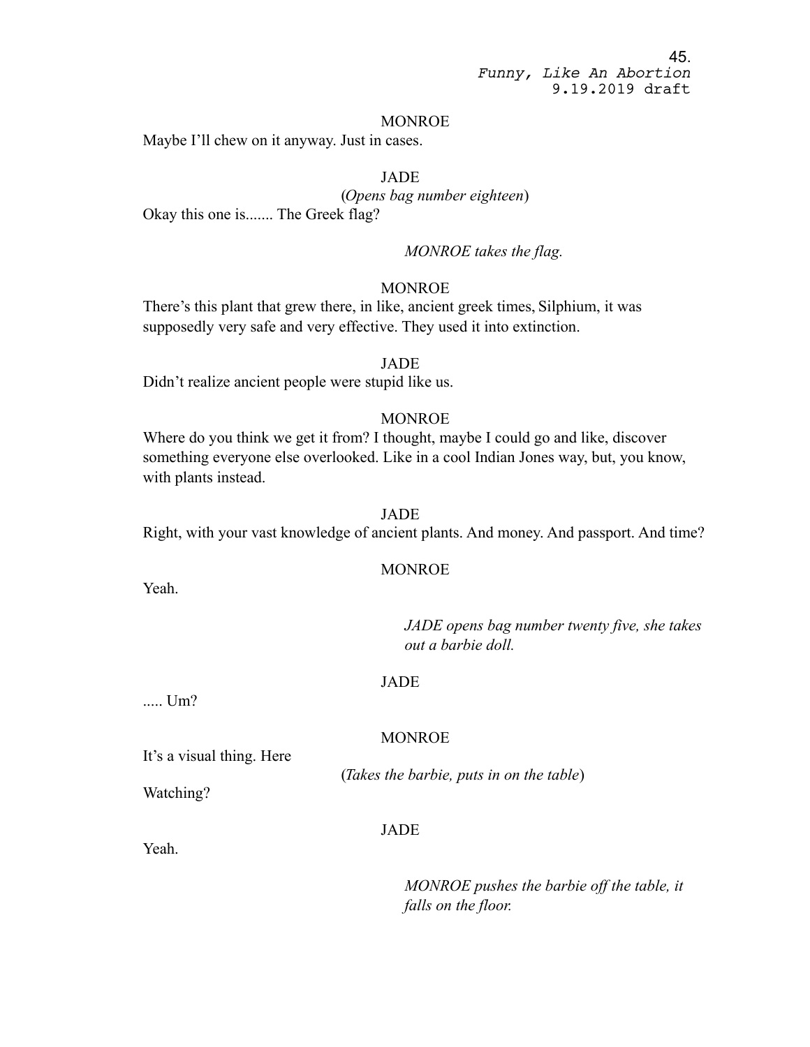MONROE

Maybe I'll chew on it anyway. Just in cases.

JADE

(*Opens bag number eighteen*)

Okay this one is....... The Greek flag?

*MONROE takes the flag.*

MONROE

There's this plant that grew there, in like, ancient greek times, Silphium, it was supposedly very safe and very effective. They used it into extinction.

JADE

Didn't realize ancient people were stupid like us.

MONROE

Where do you think we get it from? I thought, maybe I could go and like, discover something everyone else overlooked. Like in a cool Indian Jones way, but, you know, with plants instead.

JADE

Right, with your vast knowledge of ancient plants. And money. And passport. And time?

MONROE

Yeah.

*JADE opens bag number twenty five, she takes out a barbie doll.*

JADE

..... Um?

MONROE

It's a visual thing. Here

(*Takes the barbie, puts in on the table*)

Watching?

JADE

Yeah.

*MONROE pushes the barbie off the table, it falls on the floor.*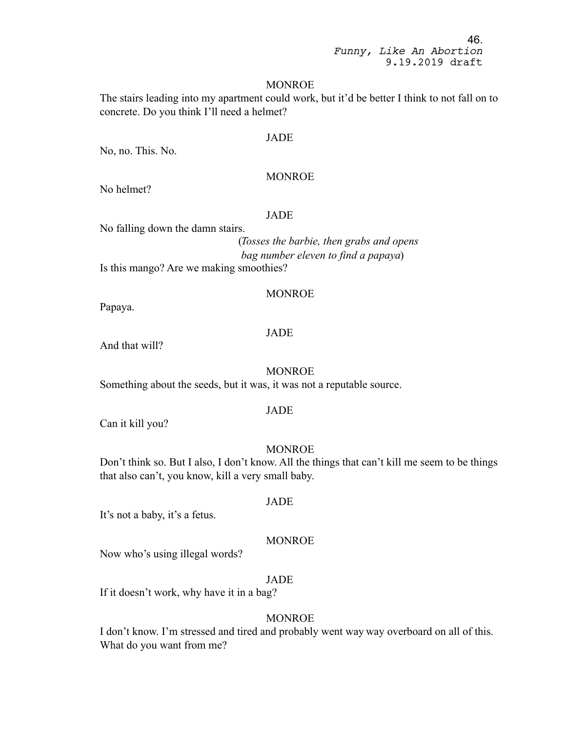MONROE

The stairs leading into my apartment could work, but it'd be better I think to not fall on to concrete. Do you think I'll need a helmet?

JADE

No, no. This. No.

MONROE

No helmet?

JADE

No falling down the damn stairs.

(*Tosses the barbie, then grabs and opens bag number eleven to find a papaya*)

Is this mango? Are we making smoothies?

MONROE

Papaya.

JADE

And that will?

MONROE

Something about the seeds, but it was, it was not a reputable source.

JADE

Can it kill you?

MONROE

Don't think so. But I also, I don't know. All the things that can't kill me seem to be things that also can't, you know, kill a very small baby.

JADE

It's not a baby, it's a fetus.

MONROE

Now who's using illegal words?

JADE

If it doesn't work, why have it in a bag?

MONROE

I don't know. I'm stressed and tired and probably went way way overboard on all of this. What do you want from me?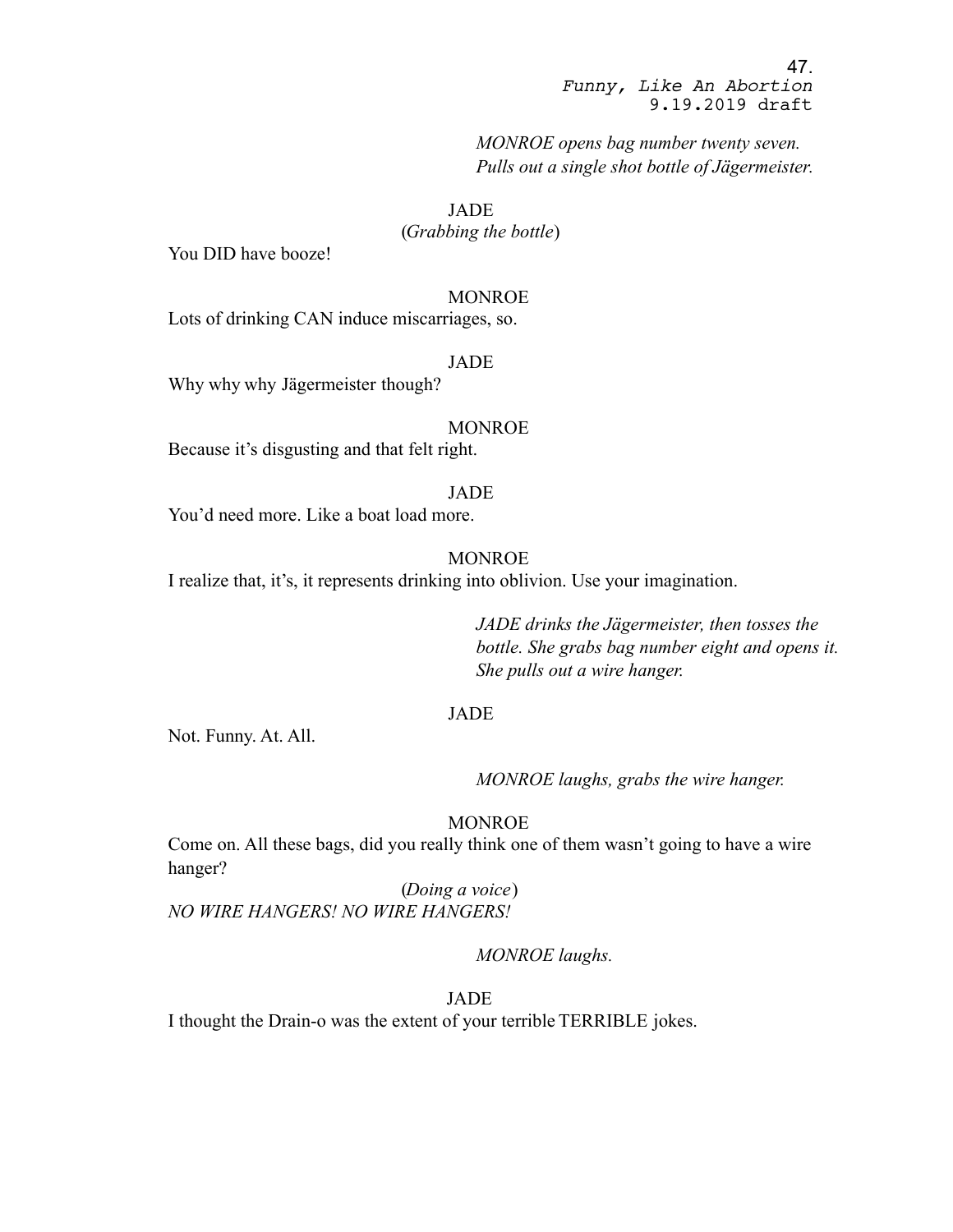*MONROE opens bag number twenty seven. Pulls out a single shot bottle of Jägermeister.*

JADE
(*Grabbing the bottle*)
You DID have booze!

MONROE
Lots of drinking CAN induce miscarriages, so.

JADE
Why why why Jägermeister though?

MONROE
Because it's disgusting and that felt right.

JADE
You'd need more. Like a boat load more.

MONROE
I realize that, it's, it represents drinking into oblivion. Use your imagination.

*JADE drinks the Jägermeister, then tosses the bottle. She grabs bag number eight and opens it. She pulls out a wire hanger.*

JADE
Not. Funny. At. All.

*MONROE laughs, grabs the wire hanger.*

MONROE
Come on. All these bags, did you really think one of them wasn't going to have a wire hanger?
(*Doing a voice*)
*NO WIRE HANGERS! NO WIRE HANGERS!*

*MONROE laughs.*

JADE
I thought the Drain-o was the extent of your terrible TERRIBLE jokes.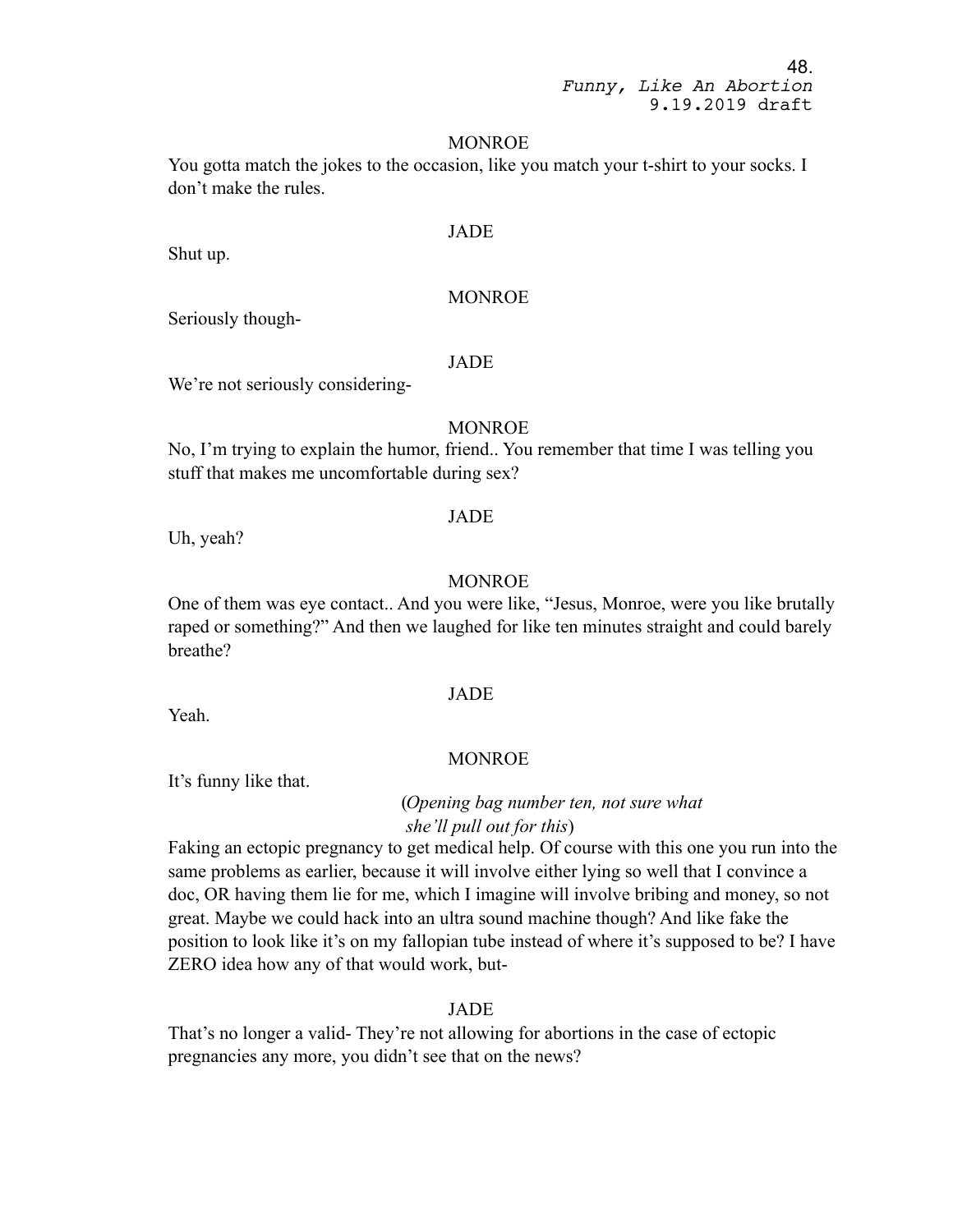MONROE

You gotta match the jokes to the occasion, like you match your t-shirt to your socks. I don't make the rules.

JADE

Shut up.

MONROE

Seriously though-

JADE

We're not seriously considering-

MONROE

No, I'm trying to explain the humor, friend.. You remember that time I was telling you stuff that makes me uncomfortable during sex?

JADE

Uh, yeah?

MONROE

One of them was eye contact.. And you were like, "Jesus, Monroe, were you like brutally raped or something?" And then we laughed for like ten minutes straight and could barely breathe?

JADE

Yeah.

MONROE

It's funny like that.

(*Opening bag number ten, not sure what she'll pull out for this*)

Faking an ectopic pregnancy to get medical help. Of course with this one you run into the same problems as earlier, because it will involve either lying so well that I convince a doc, OR having them lie for me, which I imagine will involve bribing and money, so not great. Maybe we could hack into an ultra sound machine though? And like fake the position to look like it's on my fallopian tube instead of where it's supposed to be? I have ZERO idea how any of that would work, but-

JADE

That's no longer a valid- They're not allowing for abortions in the case of ectopic pregnancies any more, you didn't see that on the news?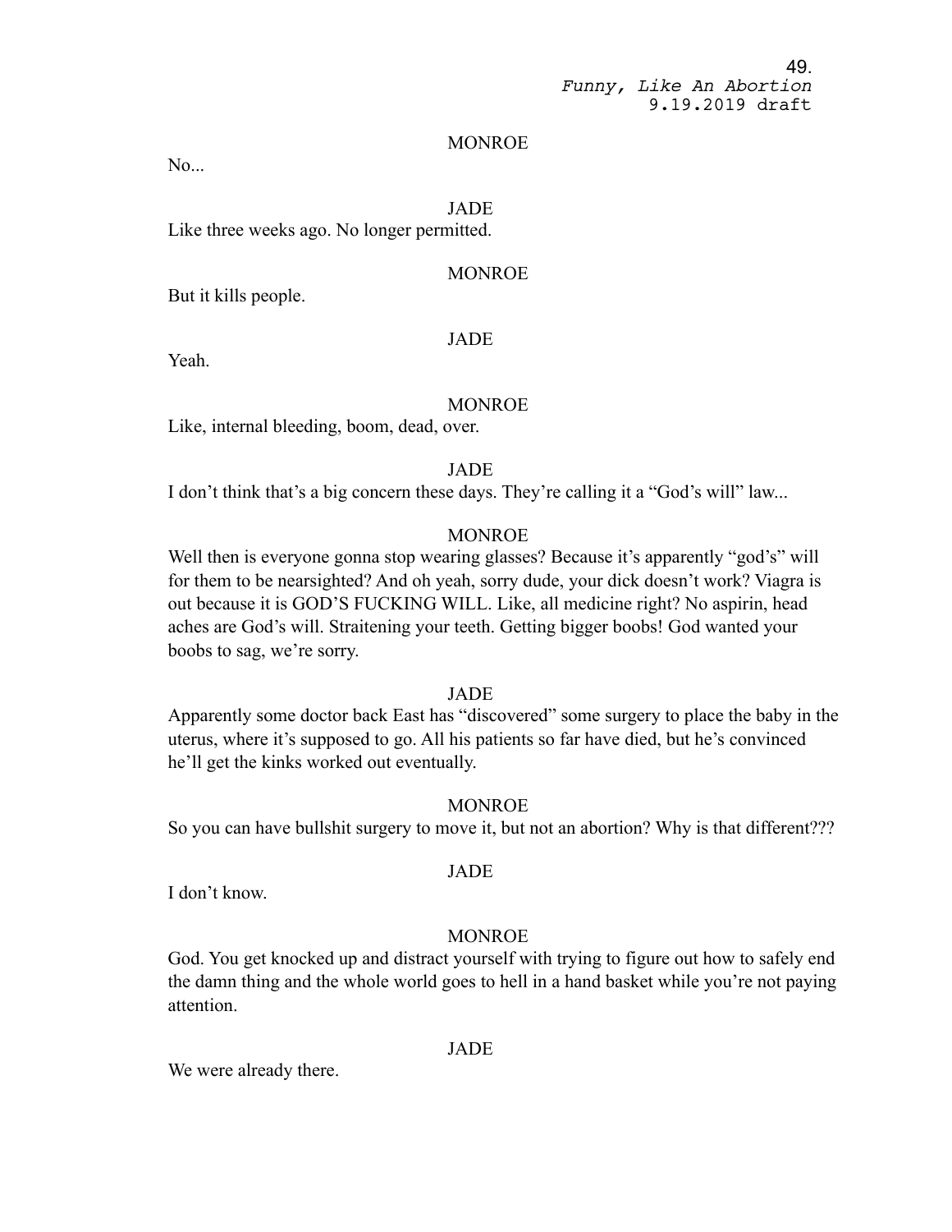MONROE

No...

JADE

Like three weeks ago. No longer permitted.

MONROE

But it kills people.

JADE

Yeah.

MONROE

Like, internal bleeding, boom, dead, over.

JADE

I don't think that's a big concern these days. They're calling it a "God's will" law...

MONROE

Well then is everyone gonna stop wearing glasses? Because it's apparently "god's" will for them to be nearsighted? And oh yeah, sorry dude, your dick doesn't work? Viagra is out because it is GOD'S FUCKING WILL. Like, all medicine right? No aspirin, head aches are God's will. Straitening your teeth. Getting bigger boobs! God wanted your boobs to sag, we're sorry.

JADE

Apparently some doctor back East has "discovered" some surgery to place the baby in the uterus, where it's supposed to go. All his patients so far have died, but he's convinced he'll get the kinks worked out eventually.

MONROE

So you can have bullshit surgery to move it, but not an abortion? Why is that different???

JADE

I don't know.

MONROE

God. You get knocked up and distract yourself with trying to figure out how to safely end the damn thing and the whole world goes to hell in a hand basket while you're not paying attention.

JADE

We were already there.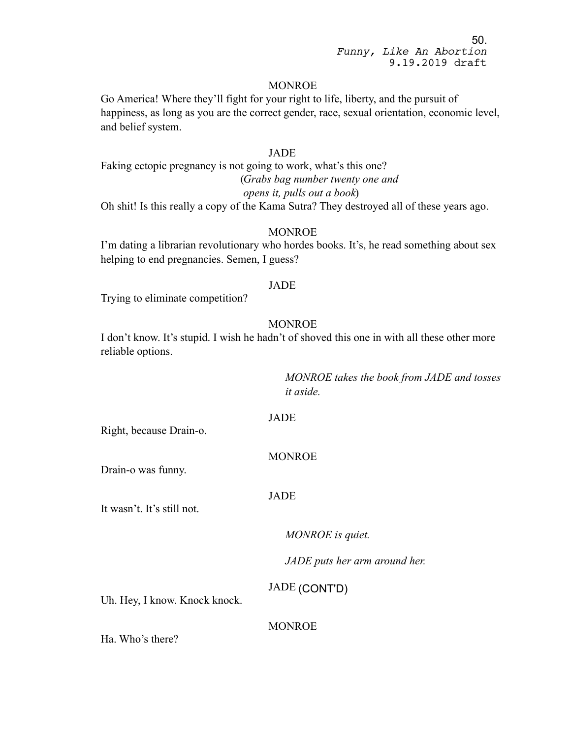MONROE

Go America! Where they'll fight for your right to life, liberty, and the pursuit of happiness, as long as you are the correct gender, race, sexual orientation, economic level, and belief system.

JADE

Faking ectopic pregnancy is not going to work, what's this one?

(*Grabs bag number twenty one and opens it, pulls out a book*)

Oh shit! Is this really a copy of the Kama Sutra? They destroyed all of these years ago.

MONROE

I'm dating a librarian revolutionary who hordes books. It's, he read something about sex helping to end pregnancies. Semen, I guess?

JADE

Trying to eliminate competition?

MONROE

I don't know. It's stupid. I wish he hadn't of shoved this one in with all these other more reliable options.

*MONROE takes the book from JADE and tosses it aside.*

JADE

Right, because Drain-o.

MONROE

Drain-o was funny.

JADE

It wasn't. It's still not.

*MONROE is quiet.*

*JADE puts her arm around her.*

JADE (CONT'D)

Uh. Hey, I know. Knock knock.

MONROE

Ha. Who's there?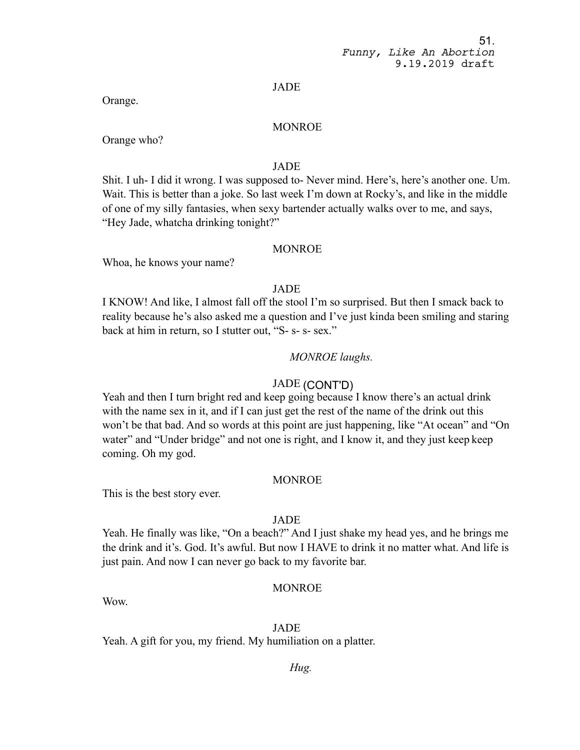JADE

Orange.

MONROE

Orange who?

JADE

Shit. I uh- I did it wrong. I was supposed to- Never mind. Here's, here's another one. Um. Wait. This is better than a joke. So last week I'm down at Rocky's, and like in the middle of one of my silly fantasies, when sexy bartender actually walks over to me, and says, "Hey Jade, whatcha drinking tonight?"

MONROE

Whoa, he knows your name?

JADE

I KNOW! And like, I almost fall off the stool I'm so surprised. But then I smack back to reality because he's also asked me a question and I've just kinda been smiling and staring back at him in return, so I stutter out, "S- s- s- sex."

*MONROE laughs.*

JADE (CONT'D)

Yeah and then I turn bright red and keep going because I know there's an actual drink with the name sex in it, and if I can just get the rest of the name of the drink out this won't be that bad. And so words at this point are just happening, like "At ocean" and "On water" and "Under bridge" and not one is right, and I know it, and they just keep keep coming. Oh my god.

MONROE

This is the best story ever.

JADE

Yeah. He finally was like, "On a beach?" And I just shake my head yes, and he brings me the drink and it's. God. It's awful. But now I HAVE to drink it no matter what. And life is just pain. And now I can never go back to my favorite bar.

MONROE

Wow.

JADE

Yeah. A gift for you, my friend. My humiliation on a platter.

*Hug.*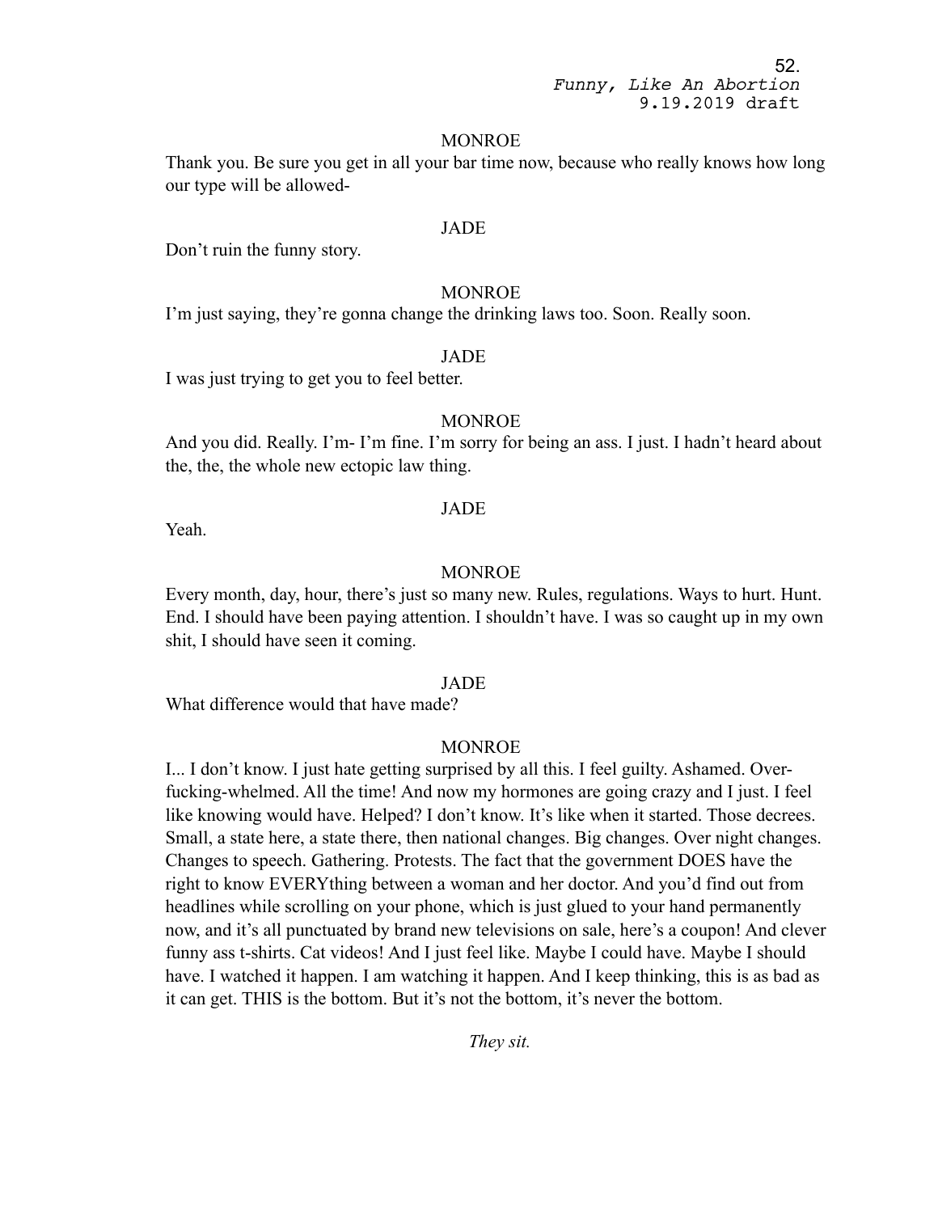MONROE

Thank you. Be sure you get in all your bar time now, because who really knows how long our type will be allowed-

JADE

Don't ruin the funny story.

MONROE

I'm just saying, they're gonna change the drinking laws too. Soon. Really soon.

JADE

I was just trying to get you to feel better.

MONROE

And you did. Really. I'm- I'm fine. I'm sorry for being an ass. I just. I hadn't heard about the, the, the whole new ectopic law thing.

JADE

Yeah.

MONROE

Every month, day, hour, there's just so many new. Rules, regulations. Ways to hurt. Hunt. End. I should have been paying attention. I shouldn't have. I was so caught up in my own shit, I should have seen it coming.

JADE

What difference would that have made?

MONROE

I... I don't know. I just hate getting surprised by all this. I feel guilty. Ashamed. Over-fucking-whelmed. All the time! And now my hormones are going crazy and I just. I feel like knowing would have. Helped? I don't know. It's like when it started. Those decrees. Small, a state here, a state there, then national changes. Big changes. Over night changes. Changes to speech. Gathering. Protests. The fact that the government DOES have the right to know EVERYthing between a woman and her doctor. And you'd find out from headlines while scrolling on your phone, which is just glued to your hand permanently now, and it's all punctuated by brand new televisions on sale, here's a coupon! And clever funny ass t-shirts. Cat videos! And I just feel like. Maybe I could have. Maybe I should have. I watched it happen. I am watching it happen. And I keep thinking, this is as bad as it can get. THIS is the bottom. But it's not the bottom, it's never the bottom.

*They sit.*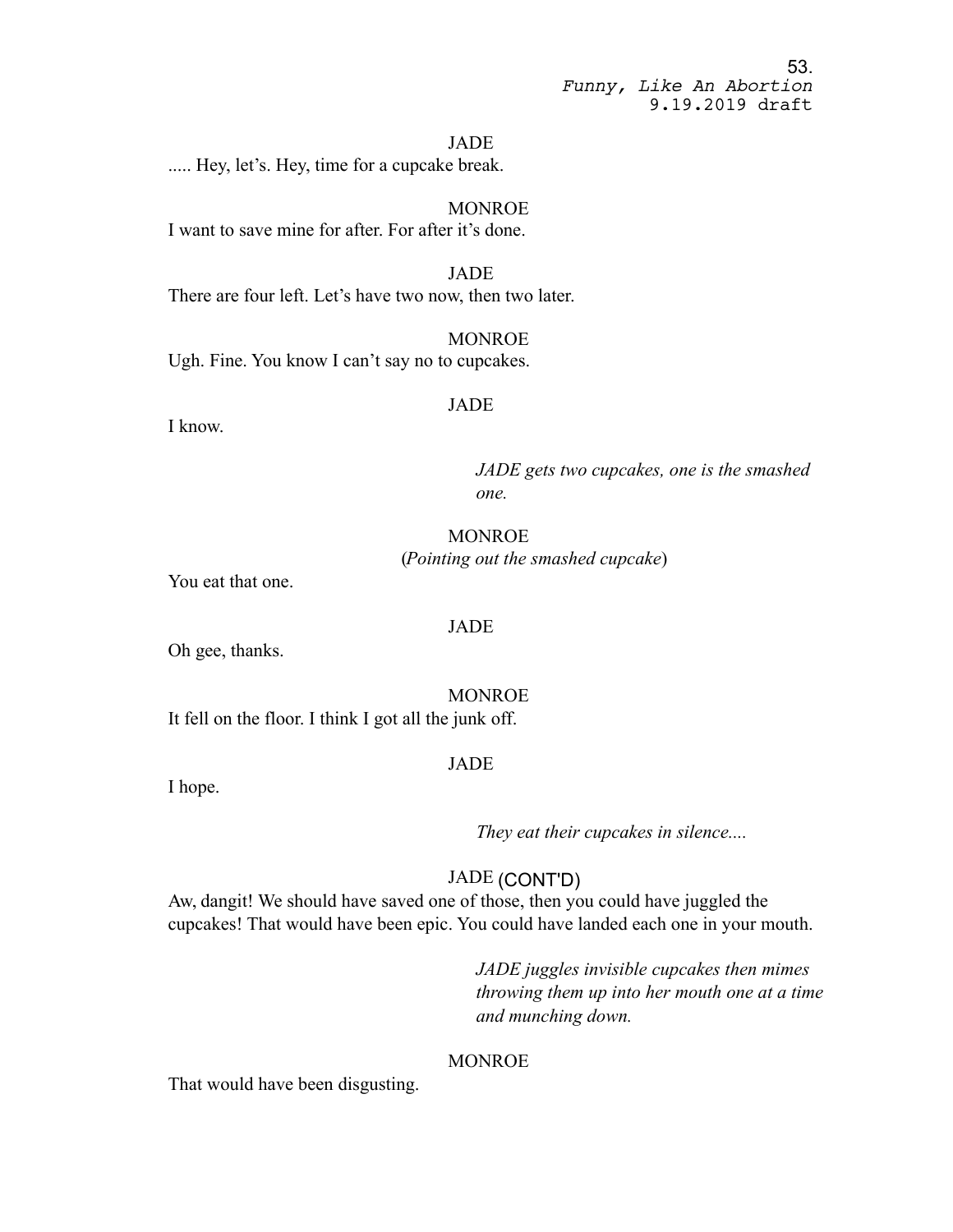JADE

..... Hey, let's. Hey, time for a cupcake break.

MONROE

I want to save mine for after. For after it's done.

JADE

There are four left. Let's have two now, then two later.

MONROE

Ugh. Fine. You know I can't say no to cupcakes.

JADE

I know.

*JADE gets two cupcakes, one is the smashed one.*

MONROE

(*Pointing out the smashed cupcake*)

You eat that one.

JADE

Oh gee, thanks.

MONROE

It fell on the floor. I think I got all the junk off.

JADE

I hope.

*They eat their cupcakes in silence....*

JADE (CONT'D)

Aw, dangit! We should have saved one of those, then you could have juggled the cupcakes! That would have been epic. You could have landed each one in your mouth.

*JADE juggles invisible cupcakes then mimes throwing them up into her mouth one at a time and munching down.*

MONROE

That would have been disgusting.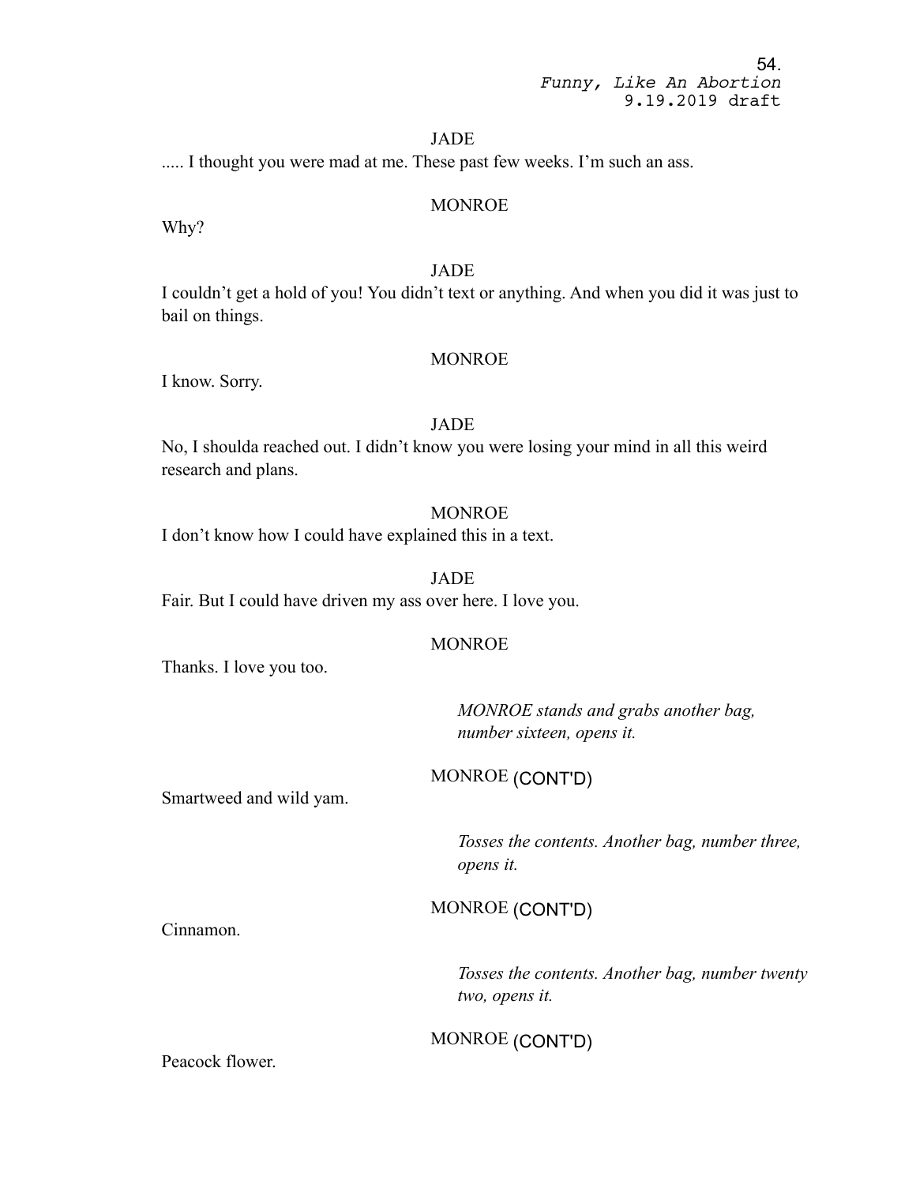JADE

..... I thought you were mad at me. These past few weeks. I'm such an ass.

MONROE

Why?

JADE

I couldn't get a hold of you! You didn't text or anything. And when you did it was just to bail on things.

MONROE

I know. Sorry.

JADE

No, I shoulda reached out. I didn't know you were losing your mind in all this weird research and plans.

MONROE

I don't know how I could have explained this in a text.

JADE

Fair. But I could have driven my ass over here. I love you.

MONROE

Thanks. I love you too.

*MONROE stands and grabs another bag, number sixteen, opens it.*

MONROE (CONT'D)

Smartweed and wild yam.

*Tosses the contents. Another bag, number three, opens it.*

MONROE (CONT'D)

Cinnamon.

*Tosses the contents. Another bag, number twenty two, opens it.*

MONROE (CONT'D)

Peacock flower.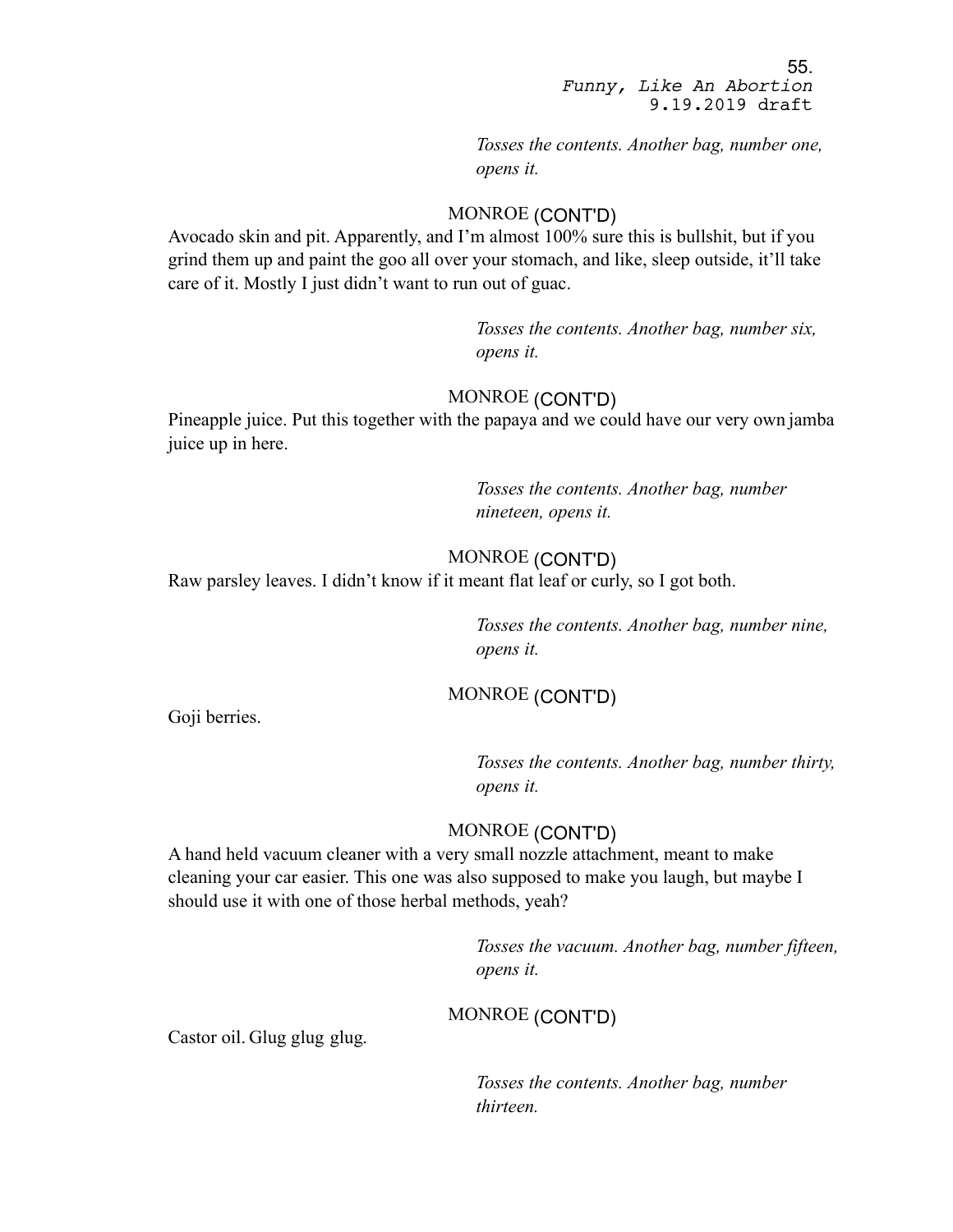*Tosses the contents. Another bag, number one, opens it.*

MONROE (CONT'D)

Avocado skin and pit. Apparently, and I'm almost 100% sure this is bullshit, but if you grind them up and paint the goo all over your stomach, and like, sleep outside, it'll take care of it. Mostly I just didn't want to run out of guac.

*Tosses the contents. Another bag, number six, opens it.*

MONROE (CONT'D)

Pineapple juice. Put this together with the papaya and we could have our very own jamba juice up in here.

*Tosses the contents. Another bag, number nineteen, opens it.*

MONROE (CONT'D)

Raw parsley leaves. I didn't know if it meant flat leaf or curly, so I got both.

*Tosses the contents. Another bag, number nine, opens it.*

MONROE (CONT'D)

Goji berries.

*Tosses the contents. Another bag, number thirty, opens it.*

MONROE (CONT'D)

A hand held vacuum cleaner with a very small nozzle attachment, meant to make cleaning your car easier. This one was also supposed to make you laugh, but maybe I should use it with one of those herbal methods, yeah?

*Tosses the vacuum. Another bag, number fifteen, opens it.*

MONROE (CONT'D)

Castor oil. Glug glug glug.

*Tosses the contents. Another bag, number thirteen.*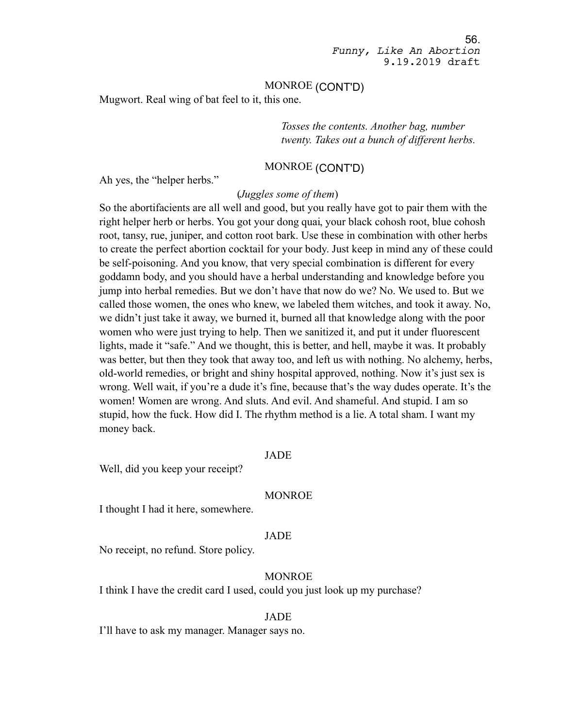MONROE (CONT'D)

Mugwort. Real wing of bat feel to it, this one.

*Tosses the contents. Another bag, number twenty. Takes out a bunch of different herbs.*

MONROE (CONT'D)

Ah yes, the "helper herbs."

(*Juggles some of them*)

So the abortifacients are all well and good, but you really have got to pair them with the right helper herb or herbs. You got your dong quai, your black cohosh root, blue cohosh root, tansy, rue, juniper, and cotton root bark. Use these in combination with other herbs to create the perfect abortion cocktail for your body. Just keep in mind any of these could be self-poisoning. And you know, that very special combination is different for every goddamn body, and you should have a herbal understanding and knowledge before you jump into herbal remedies. But we don't have that now do we? No. We used to. But we called those women, the ones who knew, we labeled them witches, and took it away. No, we didn't just take it away, we burned it, burned all that knowledge along with the poor women who were just trying to help. Then we sanitized it, and put it under fluorescent lights, made it "safe." And we thought, this is better, and hell, maybe it was. It probably was better, but then they took that away too, and left us with nothing. No alchemy, herbs, old-world remedies, or bright and shiny hospital approved, nothing. Now it's just sex is wrong. Well wait, if you're a dude it's fine, because that's the way dudes operate. It's the women! Women are wrong. And sluts. And evil. And shameful. And stupid. I am so stupid, how the fuck. How did I. The rhythm method is a lie. A total sham. I want my money back.

JADE

Well, did you keep your receipt?

MONROE

I thought I had it here, somewhere.

JADE

No receipt, no refund. Store policy.

MONROE

I think I have the credit card I used, could you just look up my purchase?

JADE

I'll have to ask my manager. Manager says no.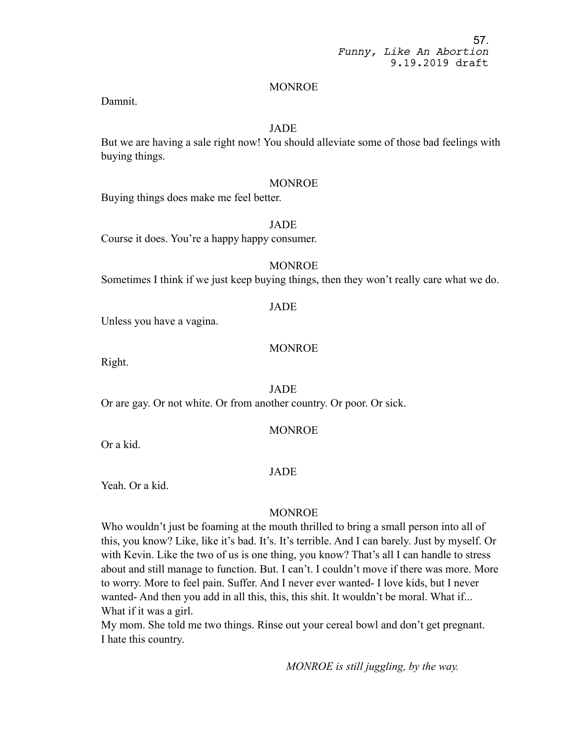MONROE

Damnit.

JADE

But we are having a sale right now! You should alleviate some of those bad feelings with buying things.

MONROE

Buying things does make me feel better.

JADE

Course it does. You're a happy happy consumer.

MONROE

Sometimes I think if we just keep buying things, then they won't really care what we do.

JADE

Unless you have a vagina.

MONROE

Right.

JADE

Or are gay. Or not white. Or from another country. Or poor. Or sick.

MONROE

Or a kid.

JADE

Yeah. Or a kid.

MONROE

Who wouldn't just be foaming at the mouth thrilled to bring a small person into all of this, you know? Like, like it's bad. It's. It's terrible. And I can barely. Just by myself. Or with Kevin. Like the two of us is one thing, you know? That's all I can handle to stress about and still manage to function. But. I can't. I couldn't move if there was more. More to worry. More to feel pain. Suffer. And I never ever wanted- I love kids, but I never wanted- And then you add in all this, this, this shit. It wouldn't be moral. What if... What if it was a girl.
My mom. She told me two things. Rinse out your cereal bowl and don't get pregnant.
I hate this country.

*MONROE is still juggling, by the way.*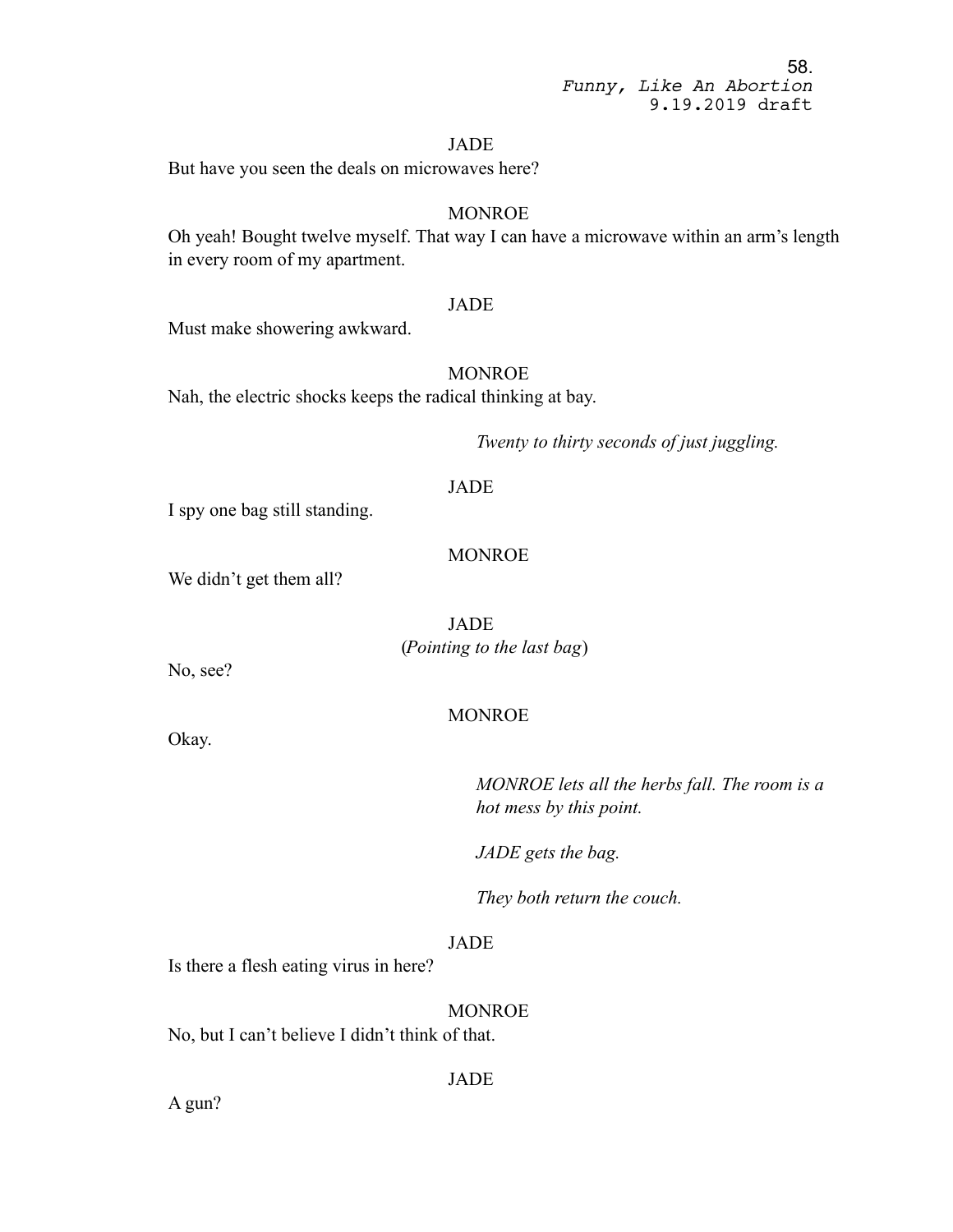JADE

But have you seen the deals on microwaves here?

MONROE

Oh yeah! Bought twelve myself. That way I can have a microwave within an arm's length in every room of my apartment.

JADE

Must make showering awkward.

MONROE

Nah, the electric shocks keeps the radical thinking at bay.

*Twenty to thirty seconds of just juggling.*

JADE

I spy one bag still standing.

MONROE

We didn't get them all?

JADE

(*Pointing to the last bag*)

No, see?

MONROE

Okay.

*MONROE lets all the herbs fall. The room is a hot mess by this point.*

*JADE gets the bag.*

*They both return the couch.*

JADE

Is there a flesh eating virus in here?

MONROE

No, but I can't believe I didn't think of that.

JADE

A gun?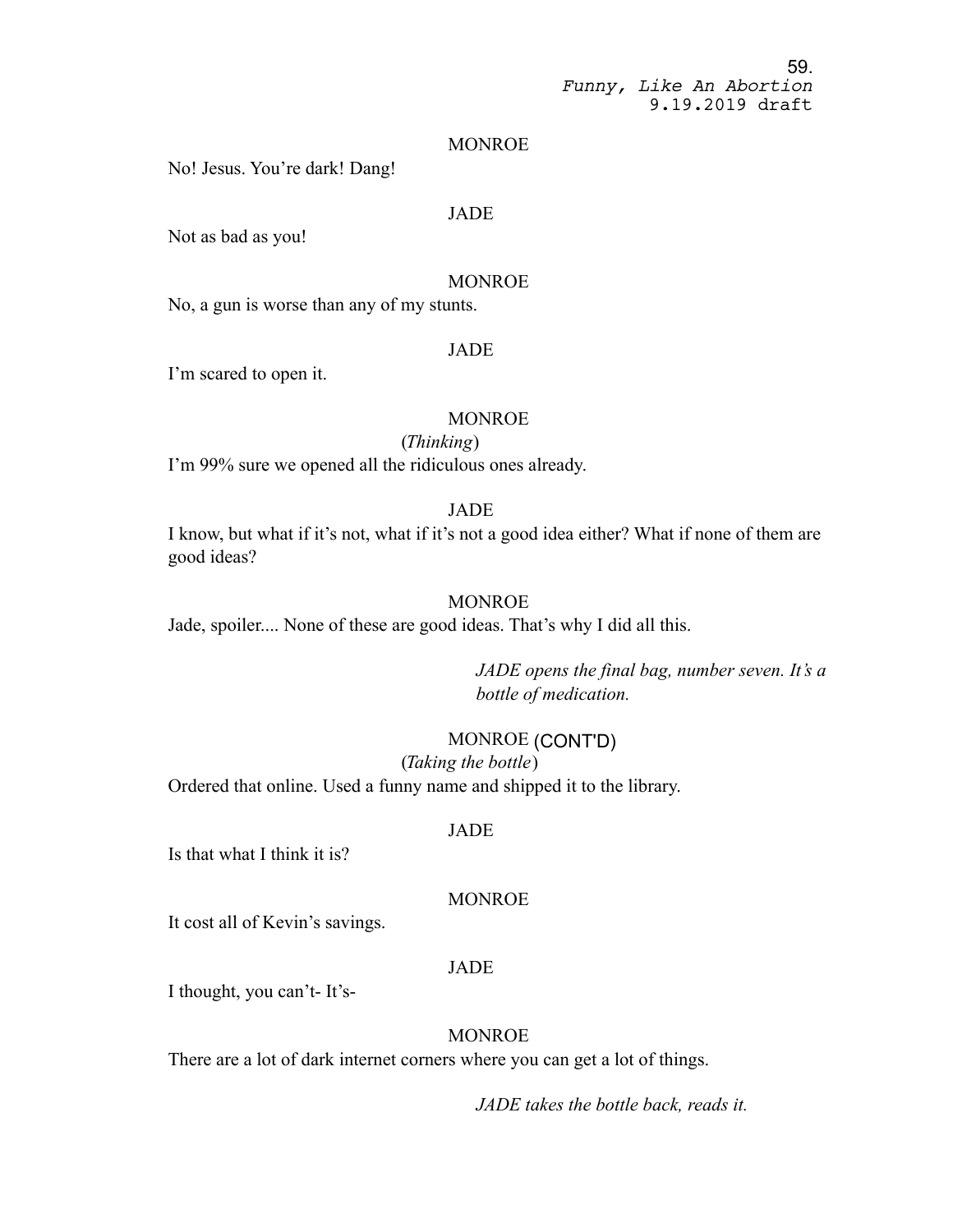MONROE

No! Jesus. You're dark! Dang!

JADE

Not as bad as you!

MONROE

No, a gun is worse than any of my stunts.

JADE

I'm scared to open it.

MONROE

(*Thinking*)

I'm 99% sure we opened all the ridiculous ones already.

JADE

I know, but what if it's not, what if it's not a good idea either? What if none of them are good ideas?

MONROE

Jade, spoiler.... None of these are good ideas. That's why I did all this.

*JADE opens the final bag, number seven. It's a bottle of medication.*

MONROE (CONT'D)

(*Taking the bottle*)

Ordered that online. Used a funny name and shipped it to the library.

JADE

Is that what I think it is?

MONROE

It cost all of Kevin's savings.

JADE

I thought, you can't- It's-

MONROE

There are a lot of dark internet corners where you can get a lot of things.

*JADE takes the bottle back, reads it.*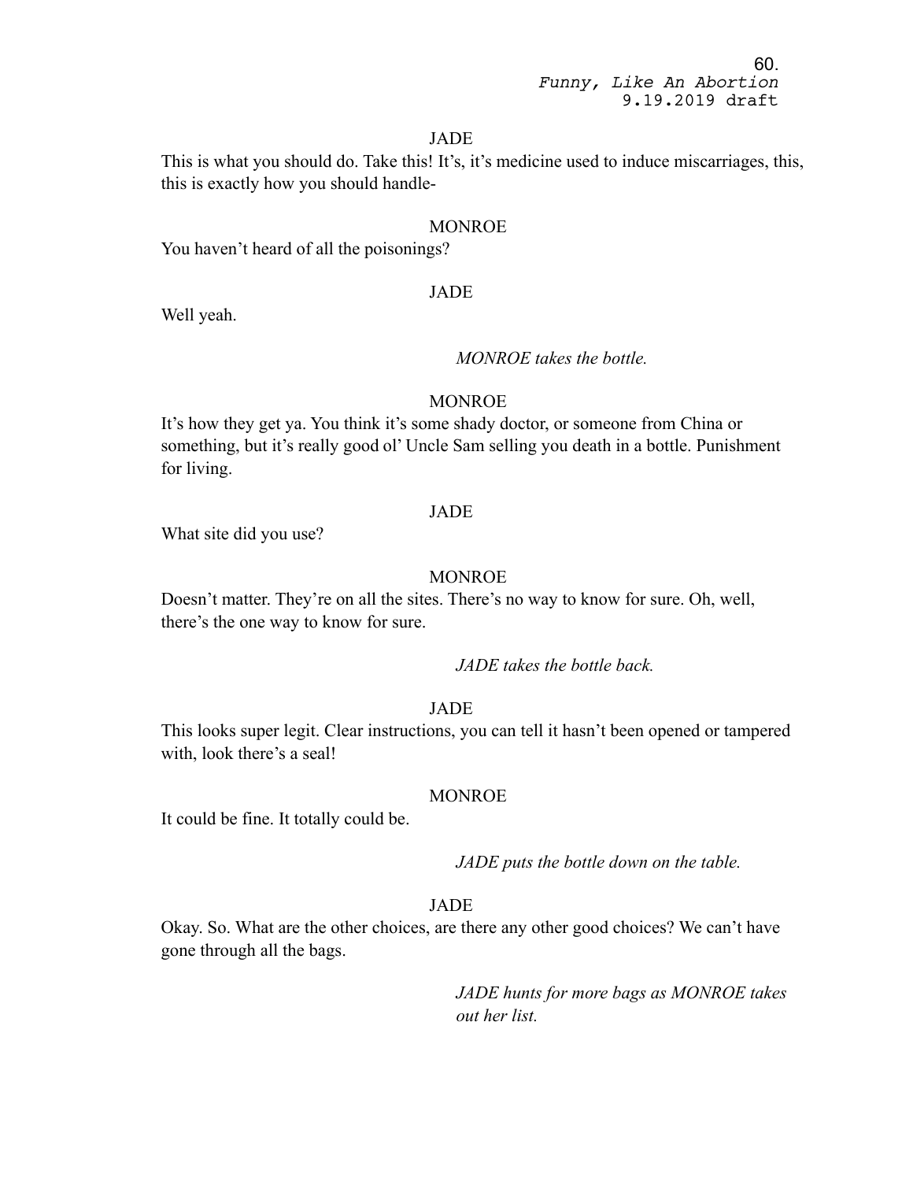JADE

This is what you should do. Take this! It's, it's medicine used to induce miscarriages, this, this is exactly how you should handle-

MONROE

You haven't heard of all the poisonings?

JADE

Well yeah.

*MONROE takes the bottle.*

MONROE

It's how they get ya. You think it's some shady doctor, or someone from China or something, but it's really good ol' Uncle Sam selling you death in a bottle. Punishment for living.

JADE

What site did you use?

MONROE

Doesn't matter. They're on all the sites. There's no way to know for sure. Oh, well, there's the one way to know for sure.

*JADE takes the bottle back.*

JADE

This looks super legit. Clear instructions, you can tell it hasn't been opened or tampered with, look there's a seal!

MONROE

It could be fine. It totally could be.

*JADE puts the bottle down on the table.*

JADE

Okay. So. What are the other choices, are there any other good choices? We can't have gone through all the bags.

*JADE hunts for more bags as MONROE takes out her list.*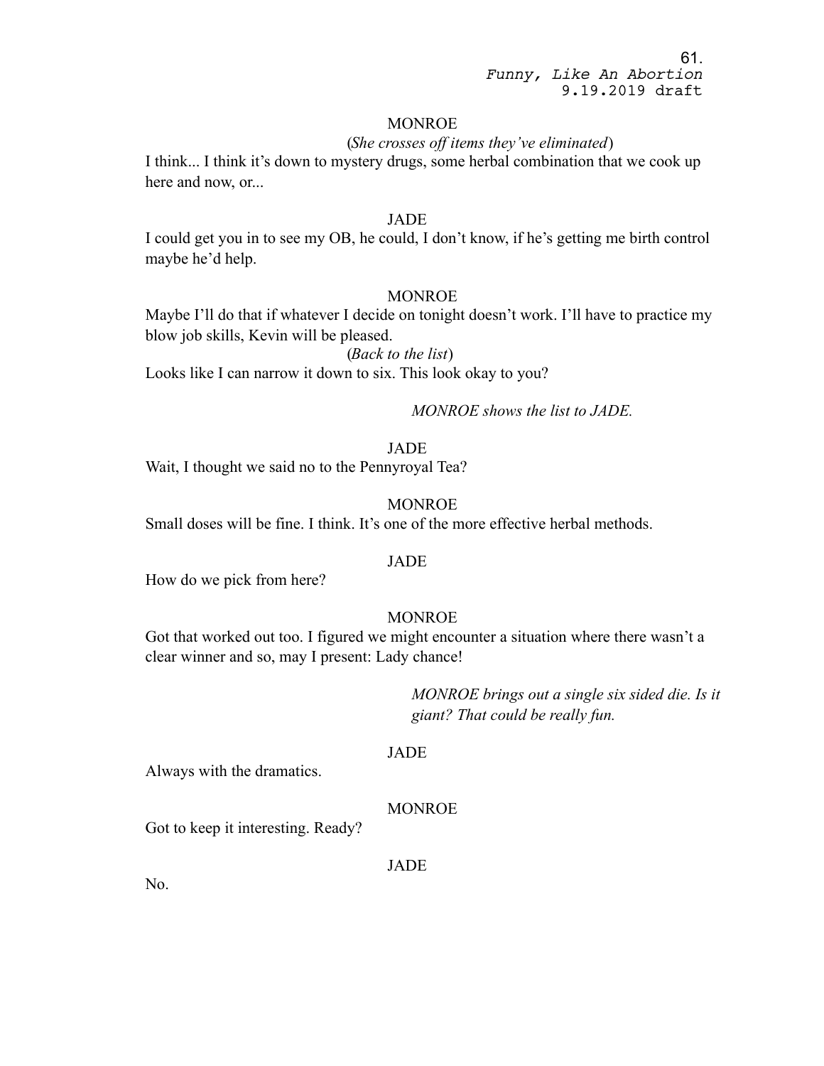MONROE

(*She crosses off items they've eliminated*)

I think... I think it's down to mystery drugs, some herbal combination that we cook up here and now, or...

JADE

I could get you in to see my OB, he could, I don't know, if he's getting me birth control maybe he'd help.

MONROE

Maybe I'll do that if whatever I decide on tonight doesn't work. I'll have to practice my blow job skills, Kevin will be pleased.

(*Back to the list*)

Looks like I can narrow it down to six. This look okay to you?

*MONROE shows the list to JADE.*

JADE

Wait, I thought we said no to the Pennyroyal Tea?

MONROE

Small doses will be fine. I think. It's one of the more effective herbal methods.

JADE

How do we pick from here?

MONROE

Got that worked out too. I figured we might encounter a situation where there wasn't a clear winner and so, may I present: Lady chance!

*MONROE brings out a single six sided die. Is it giant? That could be really fun.*

JADE

Always with the dramatics.

MONROE

Got to keep it interesting. Ready?

JADE

No.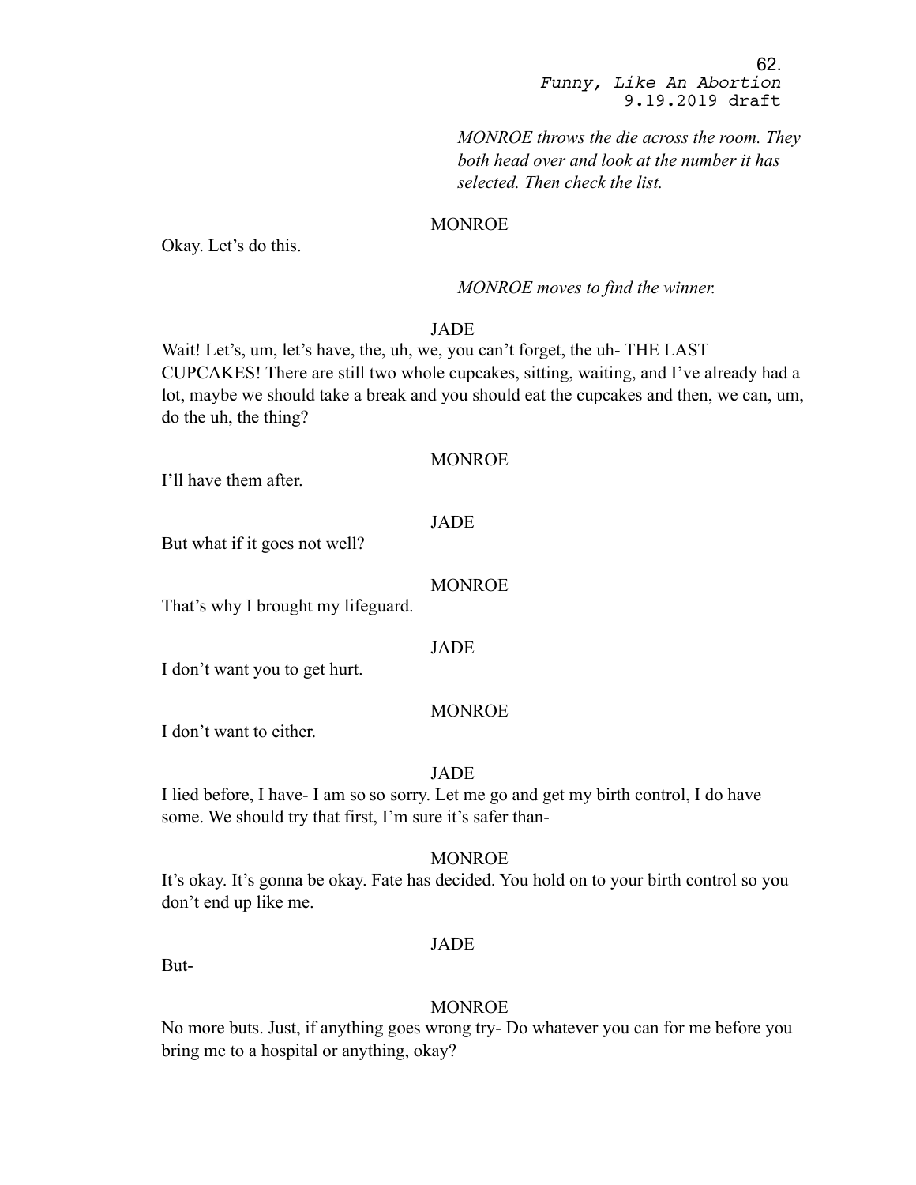*MONROE throws the die across the room. They both head over and look at the number it has selected. Then check the list.*

MONROE

Okay. Let's do this.

*MONROE moves to find the winner.*

JADE

Wait! Let's, um, let's have, the, uh, we, you can't forget, the uh- THE LAST CUPCAKES! There are still two whole cupcakes, sitting, waiting, and I've already had a lot, maybe we should take a break and you should eat the cupcakes and then, we can, um, do the uh, the thing?

MONROE

I'll have them after.

JADE

But what if it goes not well?

MONROE

That's why I brought my lifeguard.

JADE

I don't want you to get hurt.

MONROE

I don't want to either.

JADE

I lied before, I have- I am so so sorry. Let me go and get my birth control, I do have some. We should try that first, I'm sure it's safer than-

MONROE

It's okay. It's gonna be okay. Fate has decided. You hold on to your birth control so you don't end up like me.

JADE

But-

MONROE

No more buts. Just, if anything goes wrong try- Do whatever you can for me before you bring me to a hospital or anything, okay?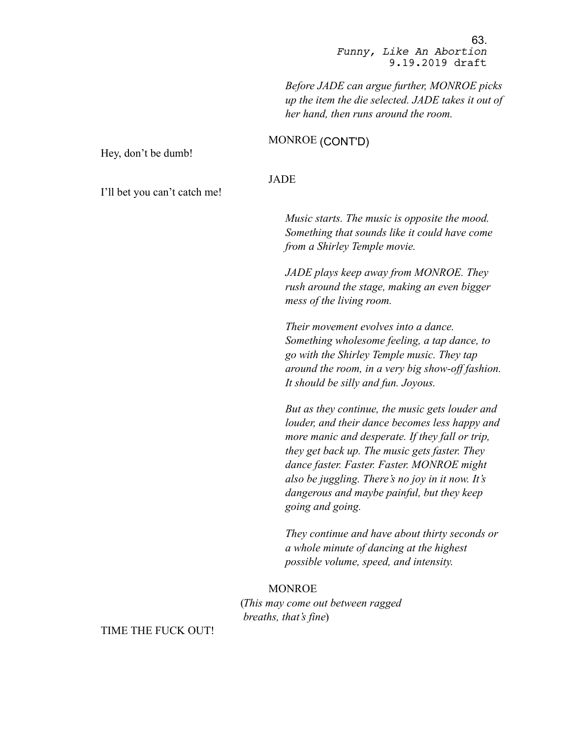*Before JADE can argue further, MONROE picks up the item the die selected. JADE takes it out of her hand, then runs around the room.*

MONROE (CONT'D)

Hey, don't be dumb!

JADE

I'll bet you can't catch me!

*Music starts. The music is opposite the mood. Something that sounds like it could have come from a Shirley Temple movie.*

*JADE plays keep away from MONROE. They rush around the stage, making an even bigger mess of the living room.*

*Their movement evolves into a dance. Something wholesome feeling, a tap dance, to go with the Shirley Temple music. They tap around the room, in a very big show-off fashion. It should be silly and fun. Joyous.*

*But as they continue, the music gets louder and louder, and their dance becomes less happy and more manic and desperate. If they fall or trip, they get back up. The music gets faster. They dance faster. Faster. Faster. MONROE might also be juggling. There's no joy in it now. It's dangerous and maybe painful, but they keep going and going.*

*They continue and have about thirty seconds or a whole minute of dancing at the highest possible volume, speed, and intensity.*

MONROE

(*This may come out between ragged breaths, that's fine*)

TIME THE FUCK OUT!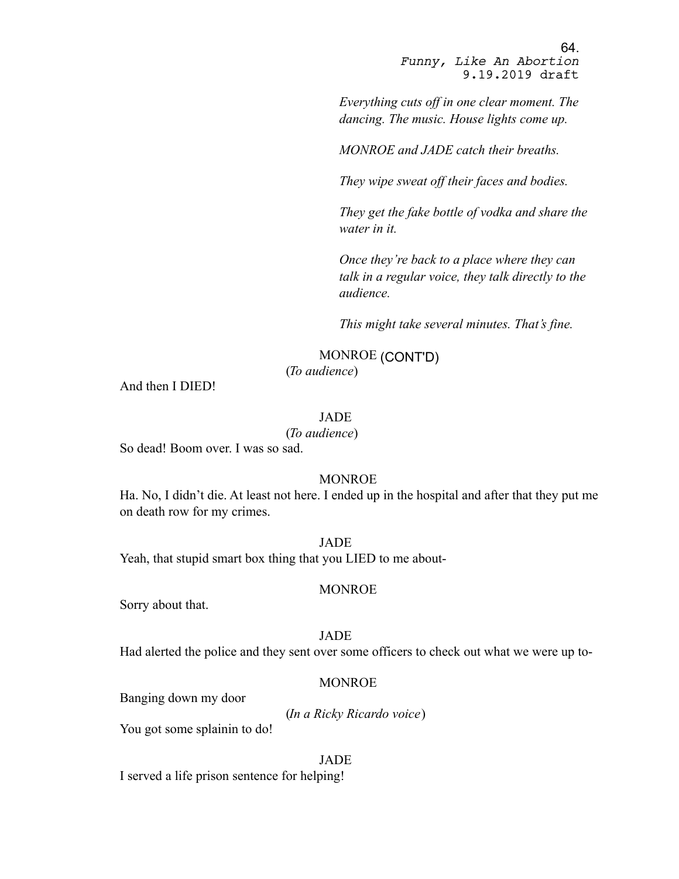*Everything cuts off in one clear moment. The dancing. The music. House lights come up.*

*MONROE and JADE catch their breaths.*

*They wipe sweat off their faces and bodies.*

*They get the fake bottle of vodka and share the water in it.*

*Once they're back to a place where they can talk in a regular voice, they talk directly to the audience.*

*This might take several minutes. That's fine.*

MONROE (CONT'D)
(*To audience*)

And then I DIED!

JADE
(*To audience*)

So dead! Boom over. I was so sad.

MONROE

Ha. No, I didn't die. At least not here. I ended up in the hospital and after that they put me on death row for my crimes.

JADE

Yeah, that stupid smart box thing that you LIED to me about-

MONROE

Sorry about that.

JADE

Had alerted the police and they sent over some officers to check out what we were up to-

MONROE

Banging down my door

(*In a Ricky Ricardo voice*)

You got some splainin to do!

JADE

I served a life prison sentence for helping!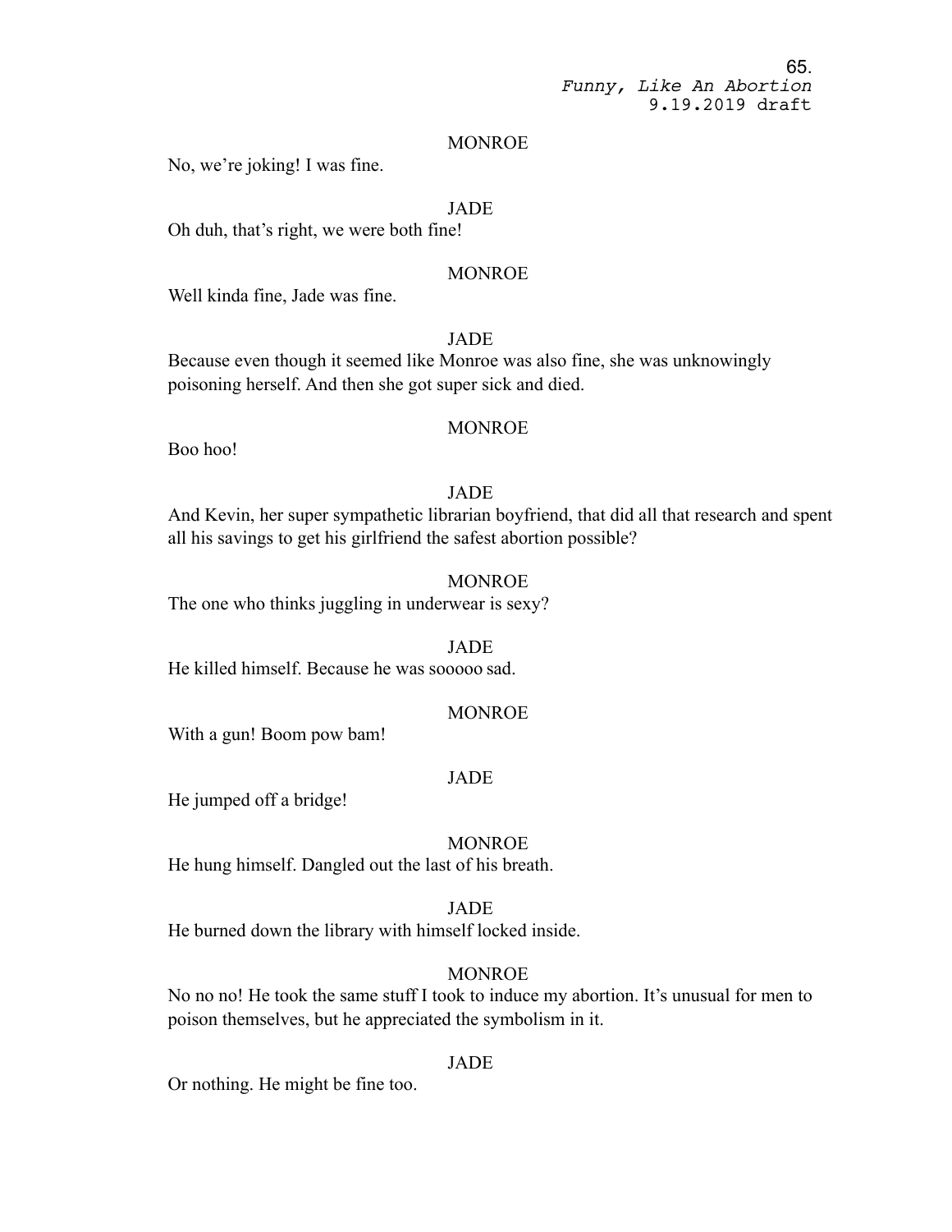MONROE

No, we're joking! I was fine.

JADE

Oh duh, that's right, we were both fine!

MONROE

Well kinda fine, Jade was fine.

JADE

Because even though it seemed like Monroe was also fine, she was unknowingly poisoning herself. And then she got super sick and died.

MONROE

Boo hoo!

JADE

And Kevin, her super sympathetic librarian boyfriend, that did all that research and spent all his savings to get his girlfriend the safest abortion possible?

MONROE

The one who thinks juggling in underwear is sexy?

JADE

He killed himself. Because he was sooooo sad.

MONROE

With a gun! Boom pow bam!

JADE

He jumped off a bridge!

MONROE

He hung himself. Dangled out the last of his breath.

JADE

He burned down the library with himself locked inside.

MONROE

No no no! He took the same stuff I took to induce my abortion. It's unusual for men to poison themselves, but he appreciated the symbolism in it.

JADE

Or nothing. He might be fine too.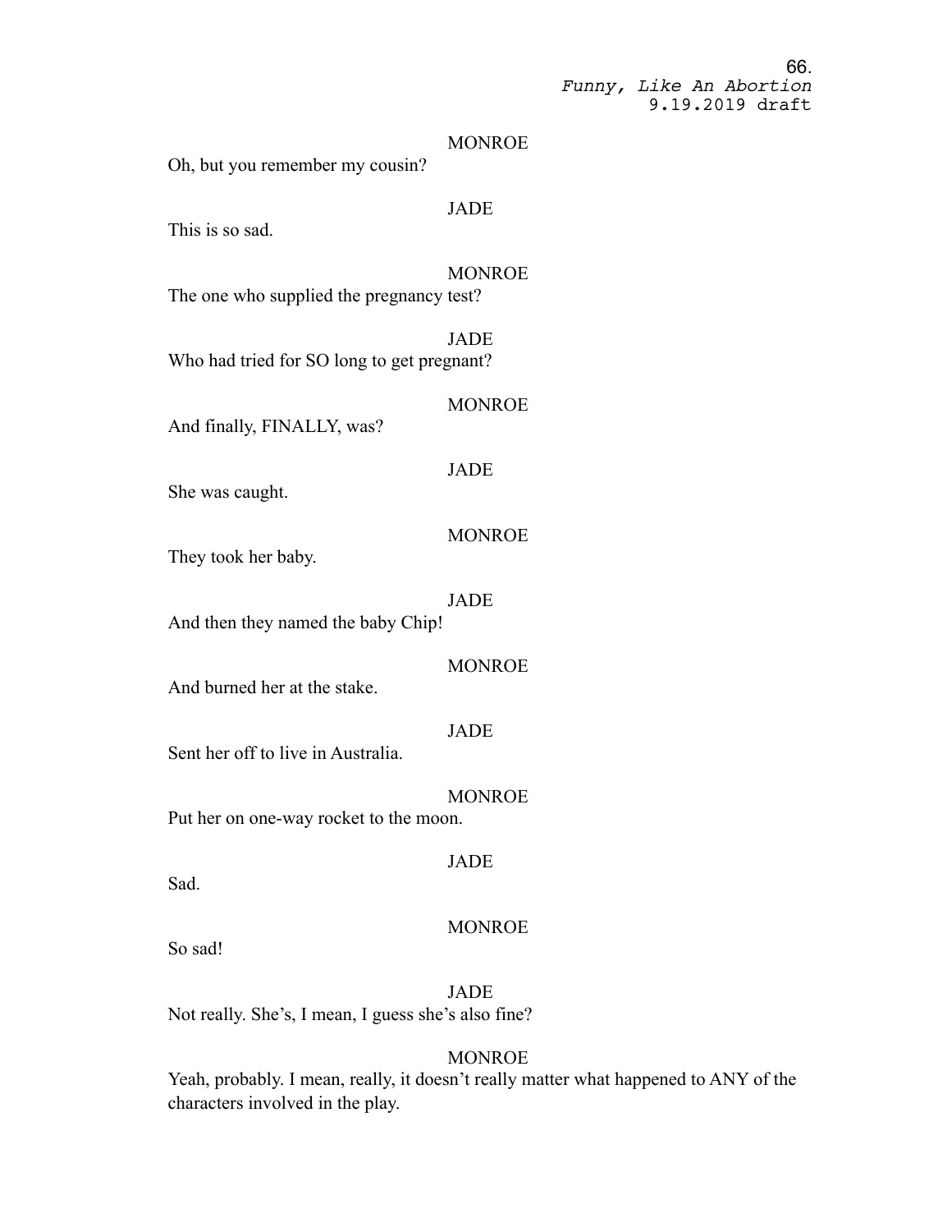MONROE

Oh, but you remember my cousin?

JADE

This is so sad.

MONROE

The one who supplied the pregnancy test?

JADE

Who had tried for SO long to get pregnant?

MONROE

And finally, FINALLY, was?

JADE

She was caught.

MONROE

They took her baby.

JADE

And then they named the baby Chip!

MONROE

And burned her at the stake.

JADE

Sent her off to live in Australia.

MONROE

Put her on one-way rocket to the moon.

JADE

Sad.

MONROE

So sad!

JADE

Not really. She's, I mean, I guess she's also fine?

MONROE

Yeah, probably. I mean, really, it doesn't really matter what happened to ANY of the characters involved in the play.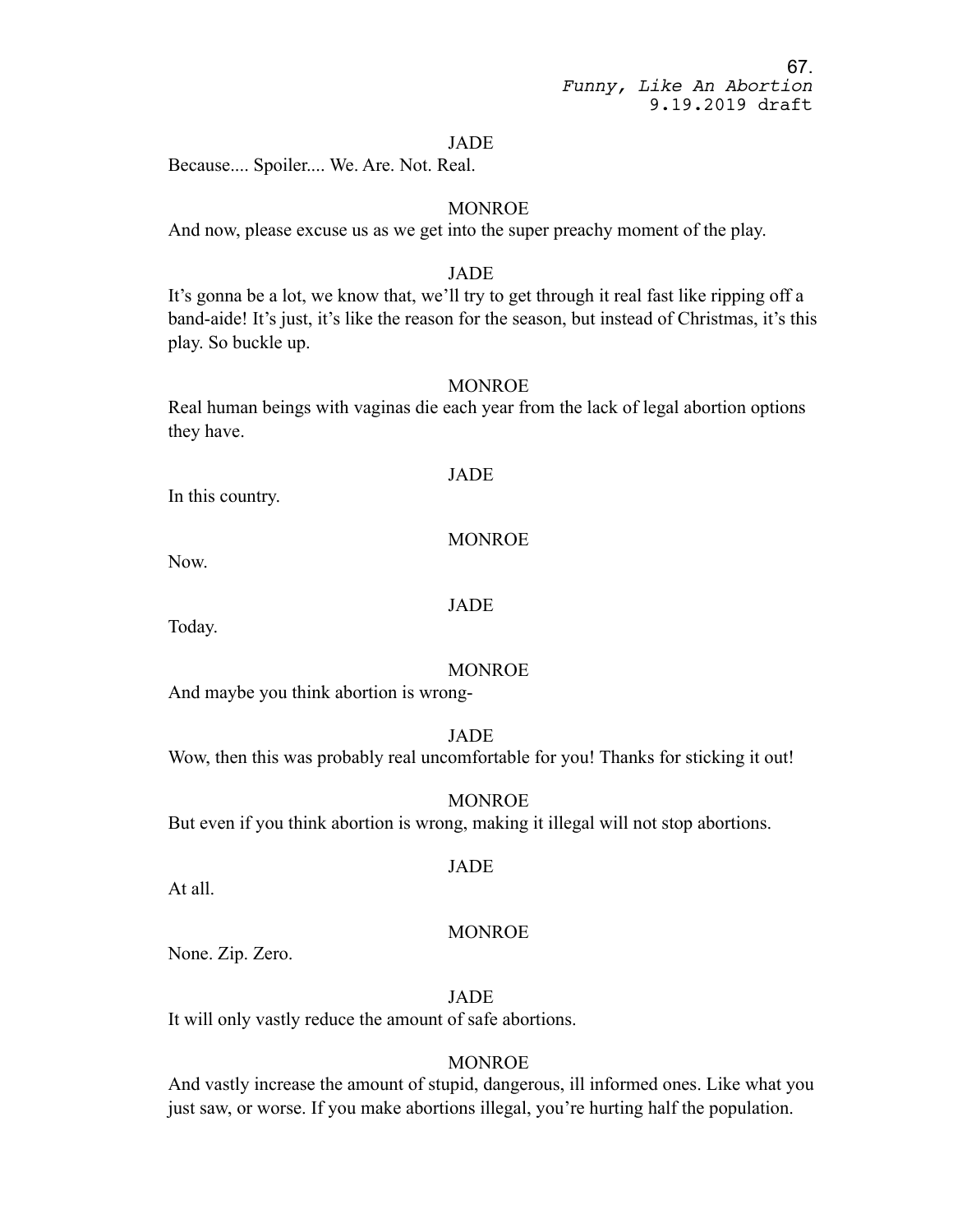JADE

Because.... Spoiler.... We. Are. Not. Real.

MONROE

And now, please excuse us as we get into the super preachy moment of the play.

JADE

It's gonna be a lot, we know that, we'll try to get through it real fast like ripping off a band-aide! It's just, it's like the reason for the season, but instead of Christmas, it's this play. So buckle up.

MONROE

Real human beings with vaginas die each year from the lack of legal abortion options they have.

JADE

In this country.

MONROE

Now.

JADE

Today.

MONROE

And maybe you think abortion is wrong-

JADE

Wow, then this was probably real uncomfortable for you! Thanks for sticking it out!

MONROE

But even if you think abortion is wrong, making it illegal will not stop abortions.

JADE

At all.

MONROE

None. Zip. Zero.

JADE

It will only vastly reduce the amount of safe abortions.

MONROE

And vastly increase the amount of stupid, dangerous, ill informed ones. Like what you just saw, or worse. If you make abortions illegal, you're hurting half the population.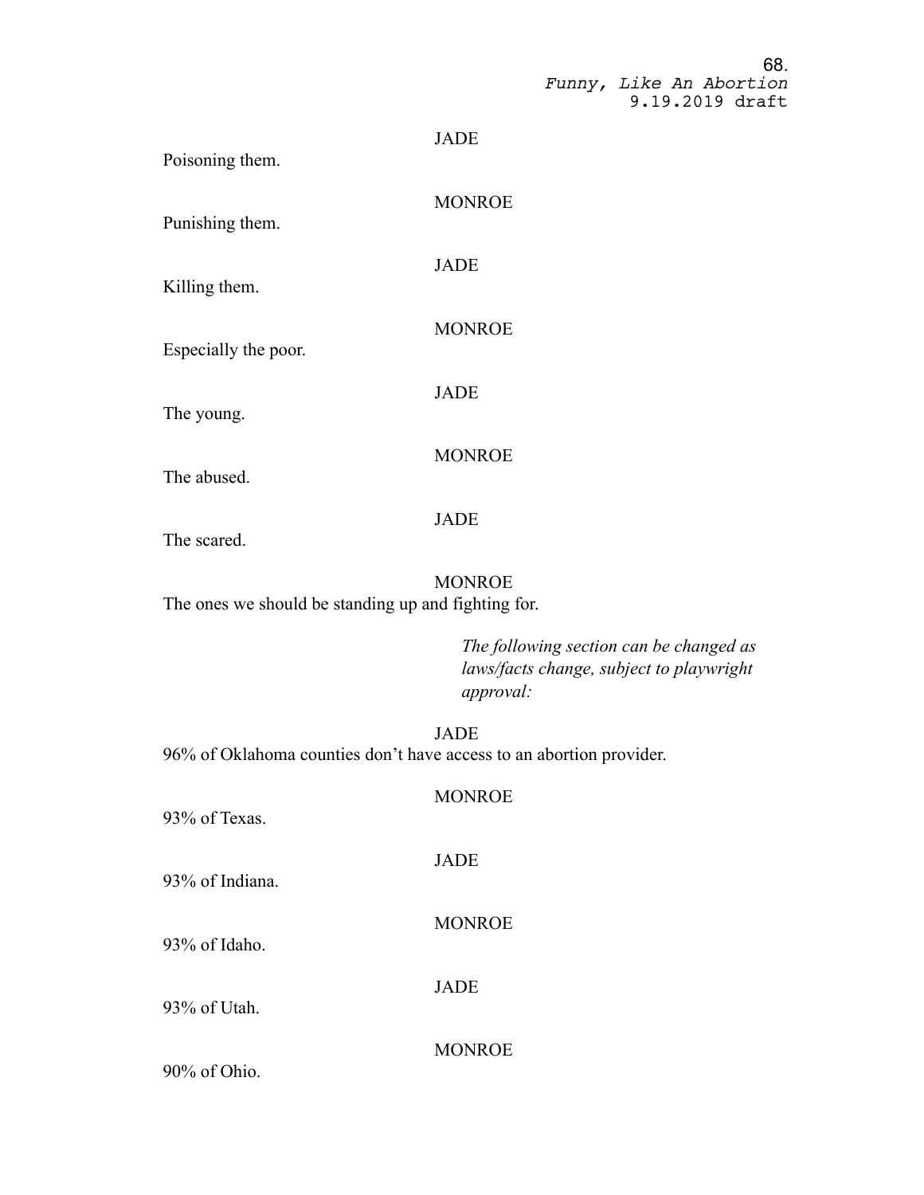JADE

Poisoning them.

MONROE

Punishing them.

JADE

Killing them.

MONROE

Especially the poor.

JADE

The young.

MONROE

The abused.

JADE

The scared.

MONROE

The ones we should be standing up and fighting for.

*The following section can be changed as laws/facts change, subject to playwright approval:*

JADE

96% of Oklahoma counties don't have access to an abortion provider.

MONROE

93% of Texas.

JADE

93% of Indiana.

MONROE

93% of Idaho.

JADE

93% of Utah.

MONROE

90% of Ohio.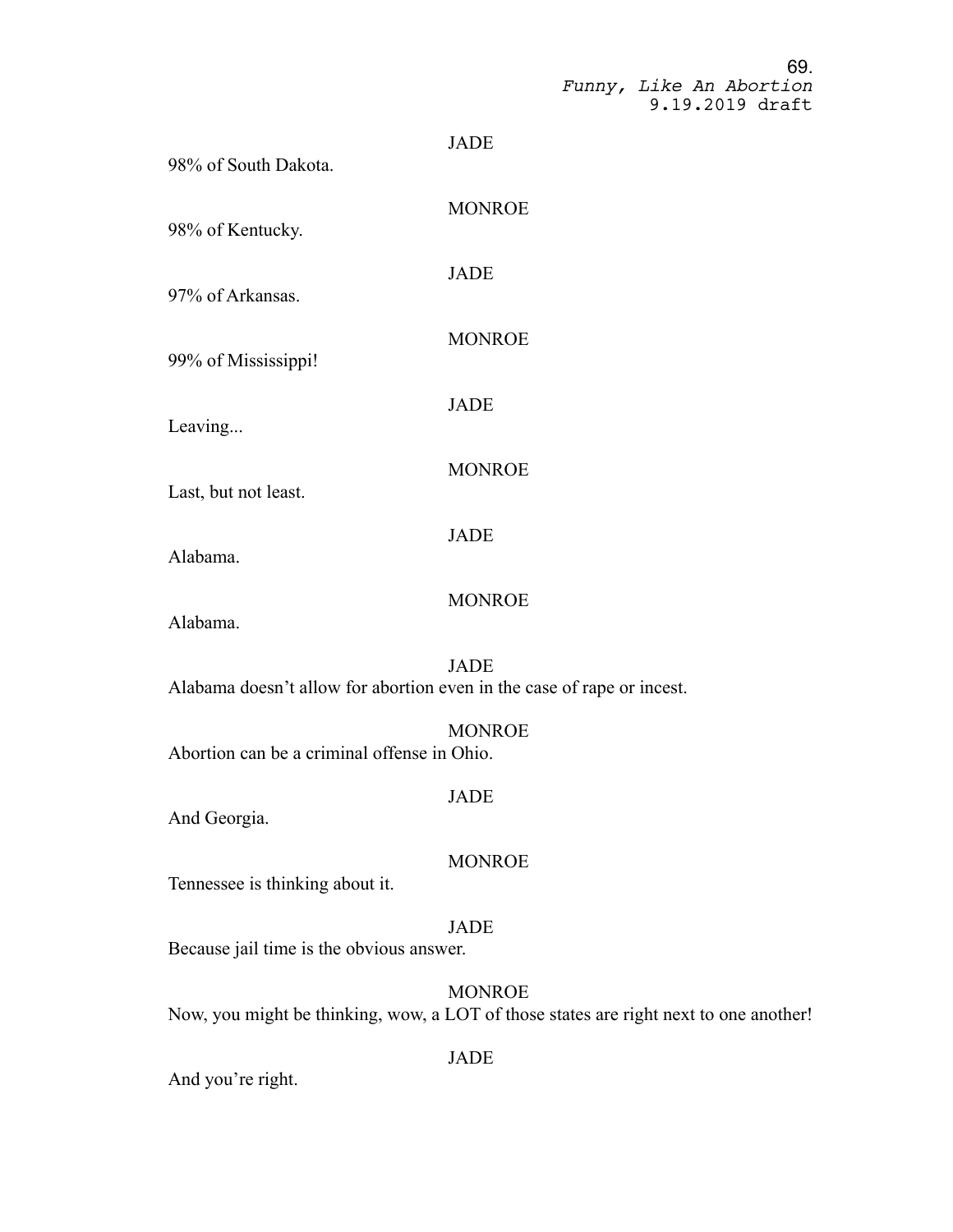JADE

98% of South Dakota.

MONROE

98% of Kentucky.

JADE

97% of Arkansas.

MONROE

99% of Mississippi!

JADE

Leaving...

MONROE

Last, but not least.

JADE

Alabama.

MONROE

Alabama.

JADE

Alabama doesn't allow for abortion even in the case of rape or incest.

MONROE

Abortion can be a criminal offense in Ohio.

JADE

And Georgia.

MONROE

Tennessee is thinking about it.

JADE

Because jail time is the obvious answer.

MONROE

Now, you might be thinking, wow, a LOT of those states are right next to one another!

JADE

And you're right.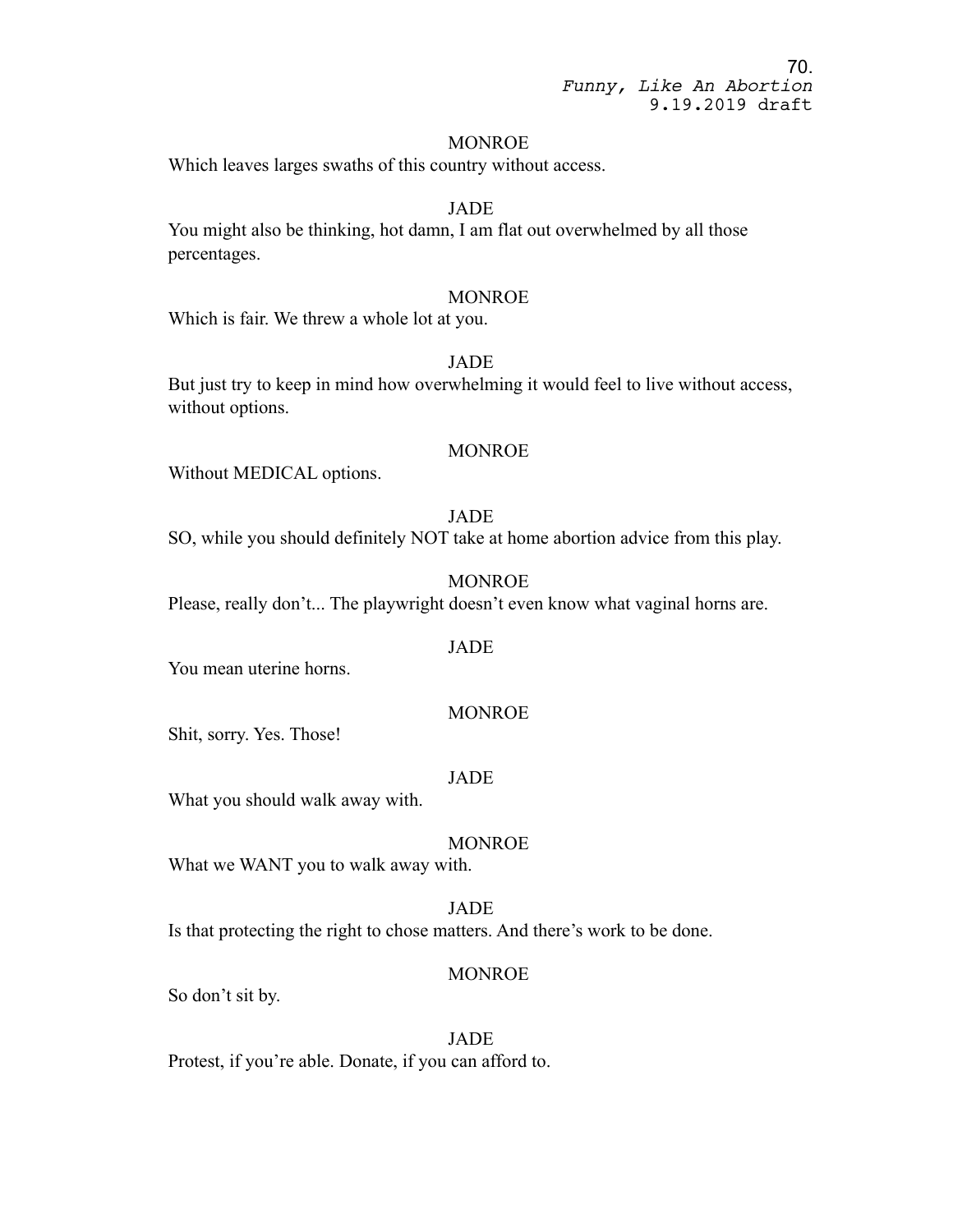MONROE

Which leaves larges swaths of this country without access.

JADE

You might also be thinking, hot damn, I am flat out overwhelmed by all those percentages.

MONROE

Which is fair. We threw a whole lot at you.

JADE

But just try to keep in mind how overwhelming it would feel to live without access, without options.

MONROE

Without MEDICAL options.

JADE

SO, while you should definitely NOT take at home abortion advice from this play.

MONROE

Please, really don't... The playwright doesn't even know what vaginal horns are.

JADE

You mean uterine horns.

MONROE

Shit, sorry. Yes. Those!

JADE

What you should walk away with.

MONROE

What we WANT you to walk away with.

JADE

Is that protecting the right to chose matters. And there's work to be done.

MONROE

So don't sit by.

JADE

Protest, if you're able. Donate, if you can afford to.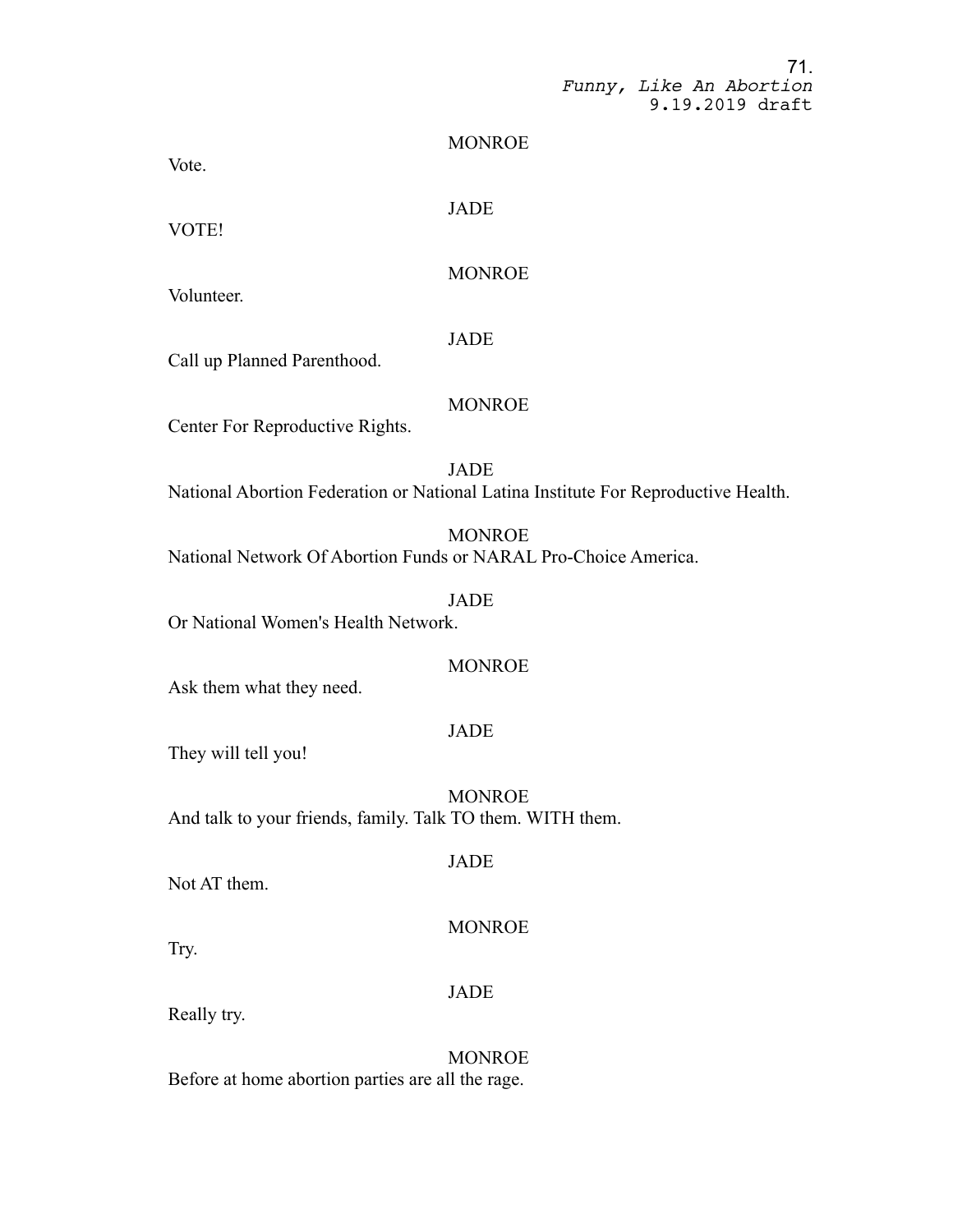MONROE

Vote.

JADE

VOTE!

MONROE

Volunteer.

JADE

Call up Planned Parenthood.

MONROE

Center For Reproductive Rights.

JADE

National Abortion Federation or National Latina Institute For Reproductive Health.

MONROE

National Network Of Abortion Funds or NARAL Pro-Choice America.

JADE

Or National Women's Health Network.

MONROE

Ask them what they need.

JADE

They will tell you!

MONROE

And talk to your friends, family. Talk TO them. WITH them.

JADE

Not AT them.

MONROE

Try.

JADE

Really try.

MONROE

Before at home abortion parties are all the rage.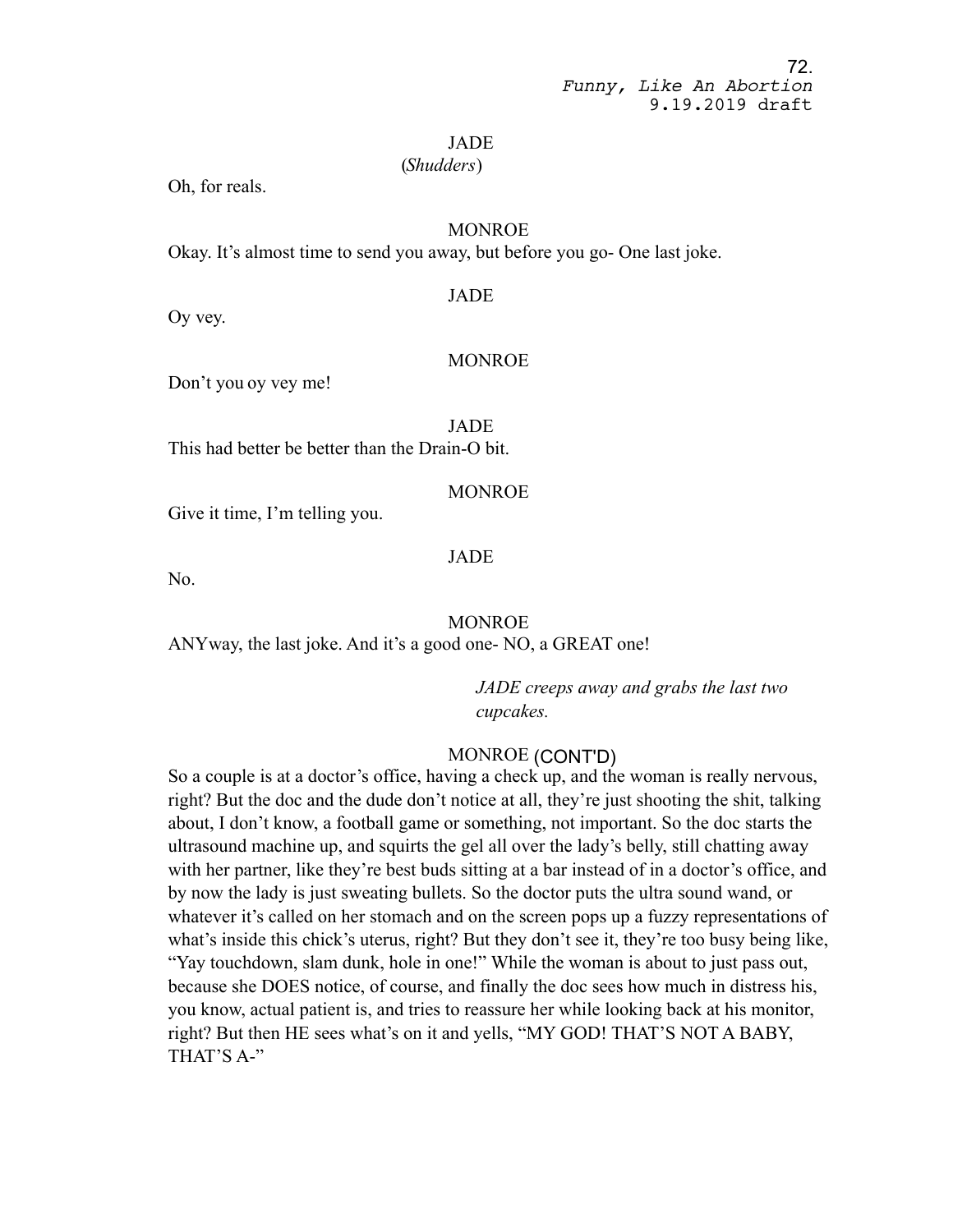JADE

(*Shudders*)

Oh, for reals.

MONROE

Okay. It's almost time to send you away, but before you go- One last joke.

JADE

Oy vey.

MONROE

Don't you oy vey me!

JADE

This had better be better than the Drain-O bit.

MONROE

Give it time, I'm telling you.

JADE

No.

MONROE

ANYway, the last joke. And it's a good one- NO, a GREAT one!

*JADE creeps away and grabs the last two cupcakes.*

MONROE (CONT'D)

So a couple is at a doctor's office, having a check up, and the woman is really nervous, right? But the doc and the dude don't notice at all, they're just shooting the shit, talking about, I don't know, a football game or something, not important. So the doc starts the ultrasound machine up, and squirts the gel all over the lady's belly, still chatting away with her partner, like they're best buds sitting at a bar instead of in a doctor's office, and by now the lady is just sweating bullets. So the doctor puts the ultra sound wand, or whatever it's called on her stomach and on the screen pops up a fuzzy representations of what's inside this chick's uterus, right? But they don't see it, they're too busy being like, "Yay touchdown, slam dunk, hole in one!" While the woman is about to just pass out, because she DOES notice, of course, and finally the doc sees how much in distress his, you know, actual patient is, and tries to reassure her while looking back at his monitor, right? But then HE sees what's on it and yells, "MY GOD! THAT'S NOT A BABY, THAT'S A-"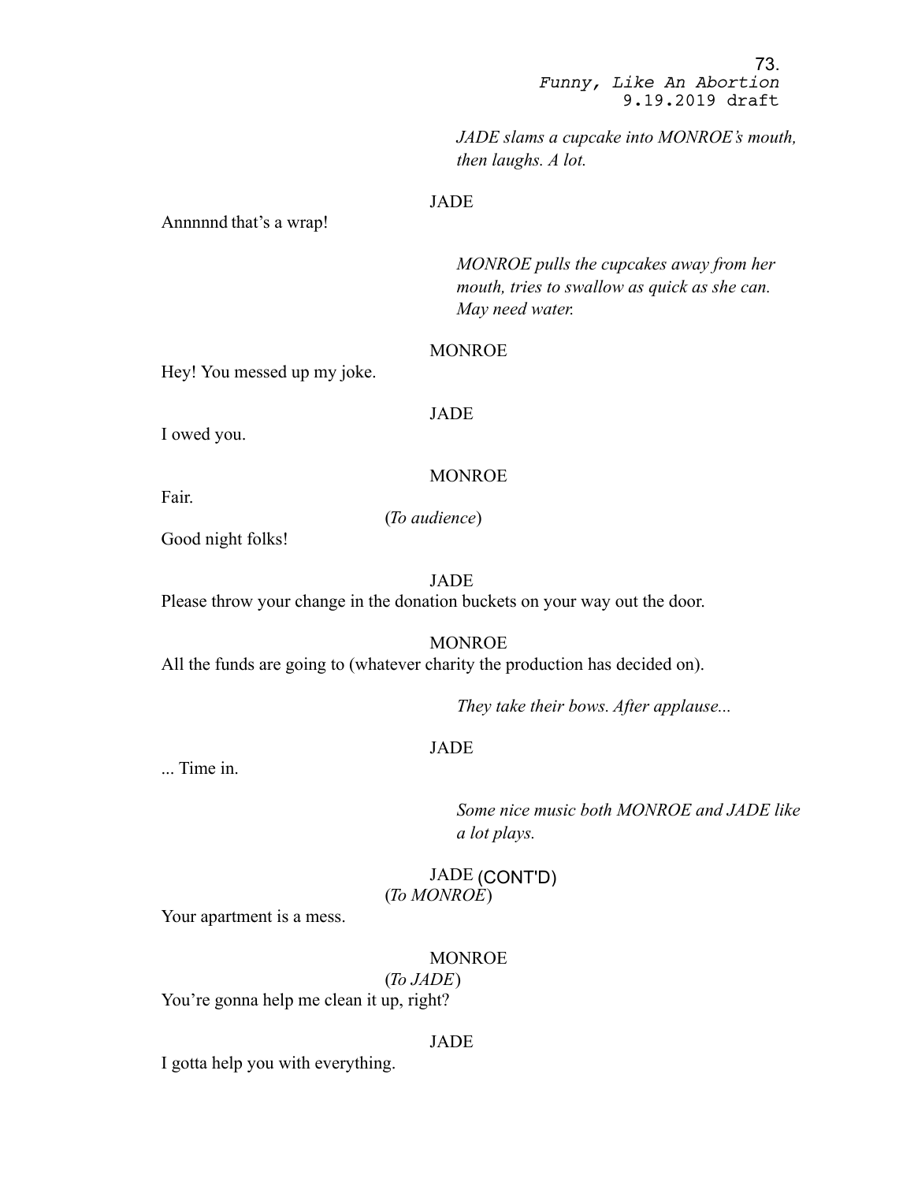*JADE slams a cupcake into MONROE's mouth, then laughs. A lot.*

JADE

Annnnnd that's a wrap!

*MONROE pulls the cupcakes away from her mouth, tries to swallow as quick as she can. May need water.*

MONROE

Hey! You messed up my joke.

JADE

I owed you.

MONROE

Fair.

(*To audience*)

Good night folks!

JADE

Please throw your change in the donation buckets on your way out the door.

MONROE

All the funds are going to (whatever charity the production has decided on).

*They take their bows. After applause...*

JADE

... Time in.

*Some nice music both MONROE and JADE like a lot plays.*

JADE (CONT'D)

(*To MONROE*)

Your apartment is a mess.

MONROE

(*To JADE*)

You're gonna help me clean it up, right?

JADE

I gotta help you with everything.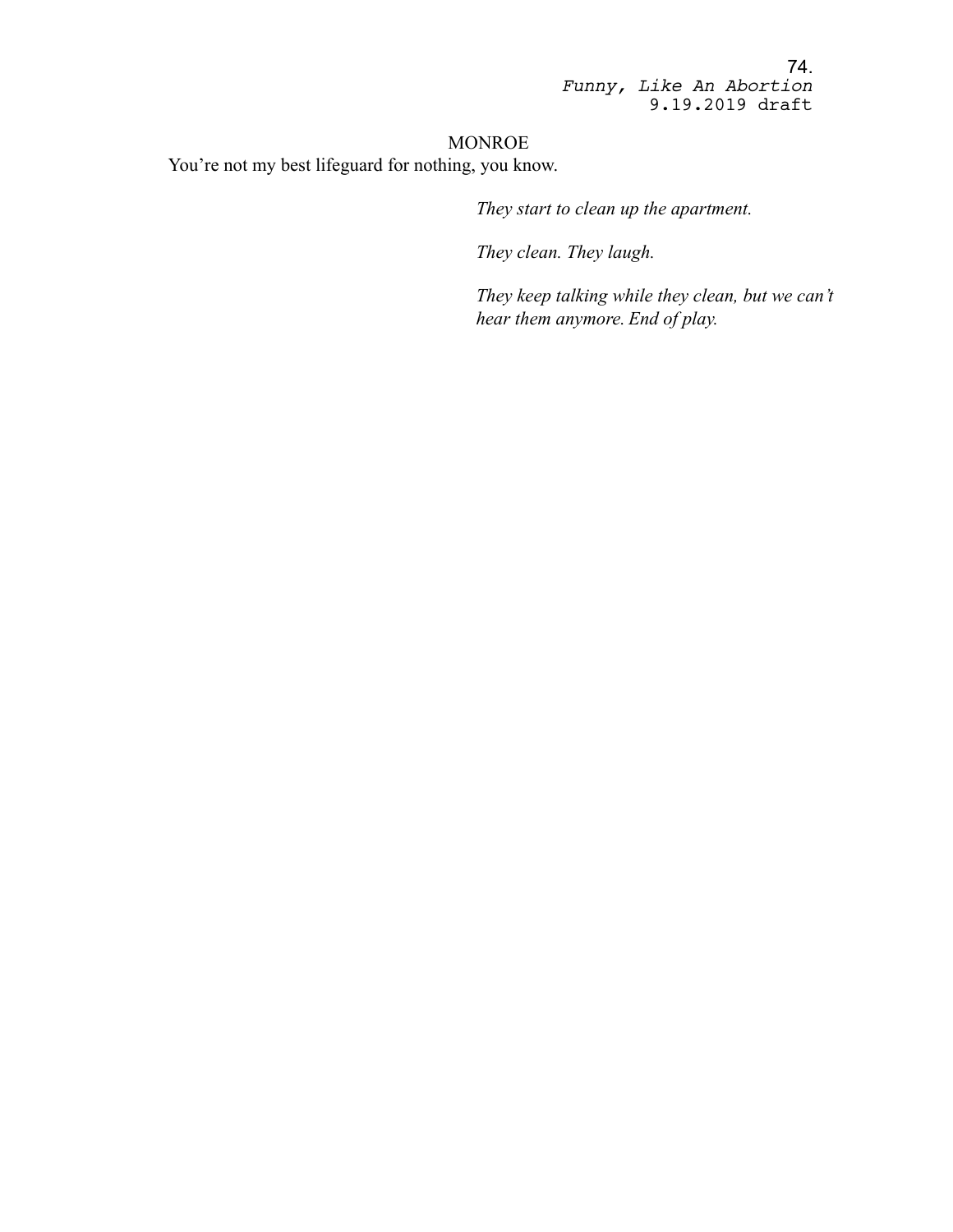MONROE

You're not my best lifeguard for nothing, you know.

*They start to clean up the apartment.*

*They clean. They laugh.*

*They keep talking while they clean, but we can't hear them anymore. End of play.*